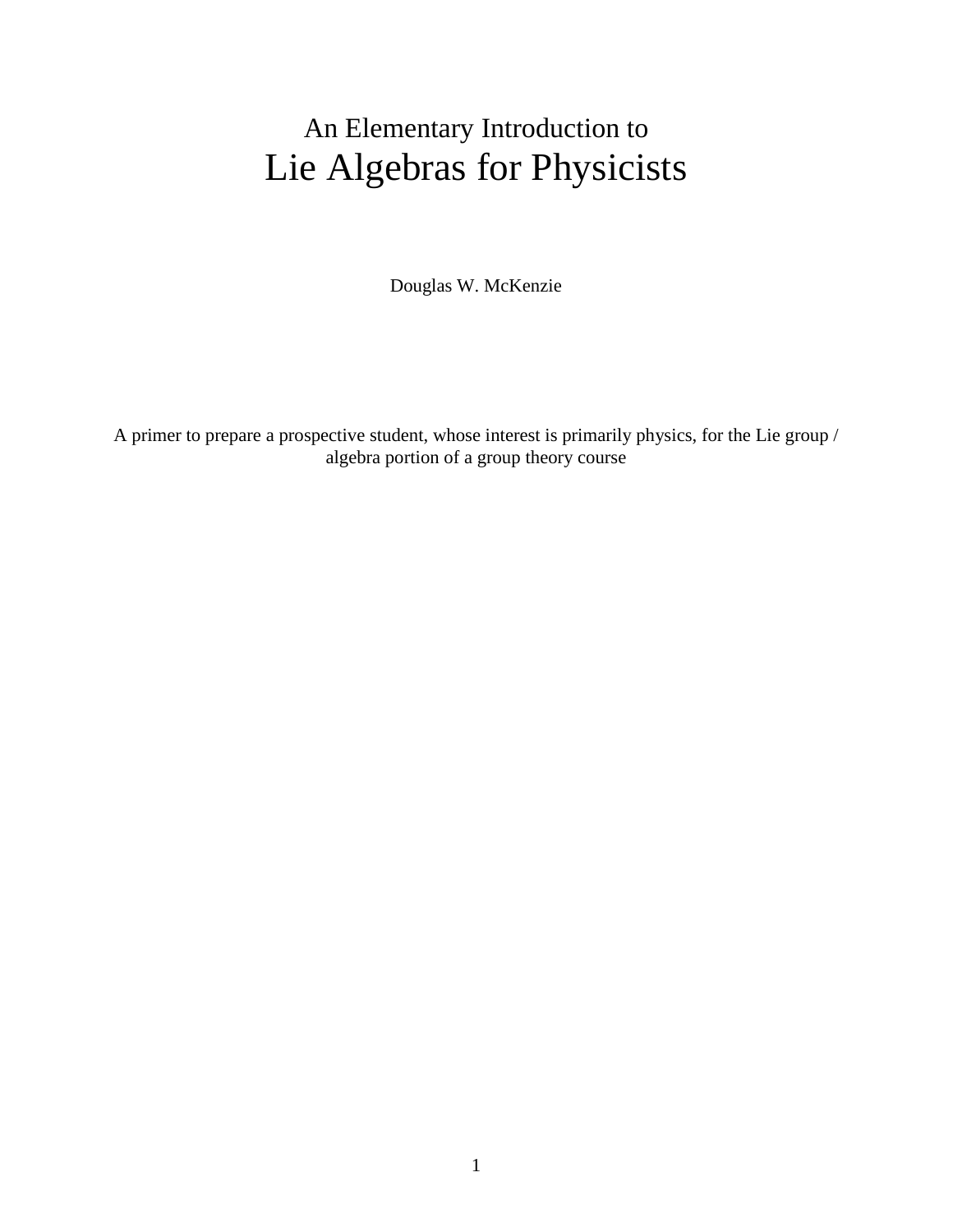# An Elementary Introduction to
# Lie Algebras for Physicists

Douglas W. McKenzie

A primer to prepare a prospective student, whose interest is primarily physics, for the Lie group / algebra portion of a group theory course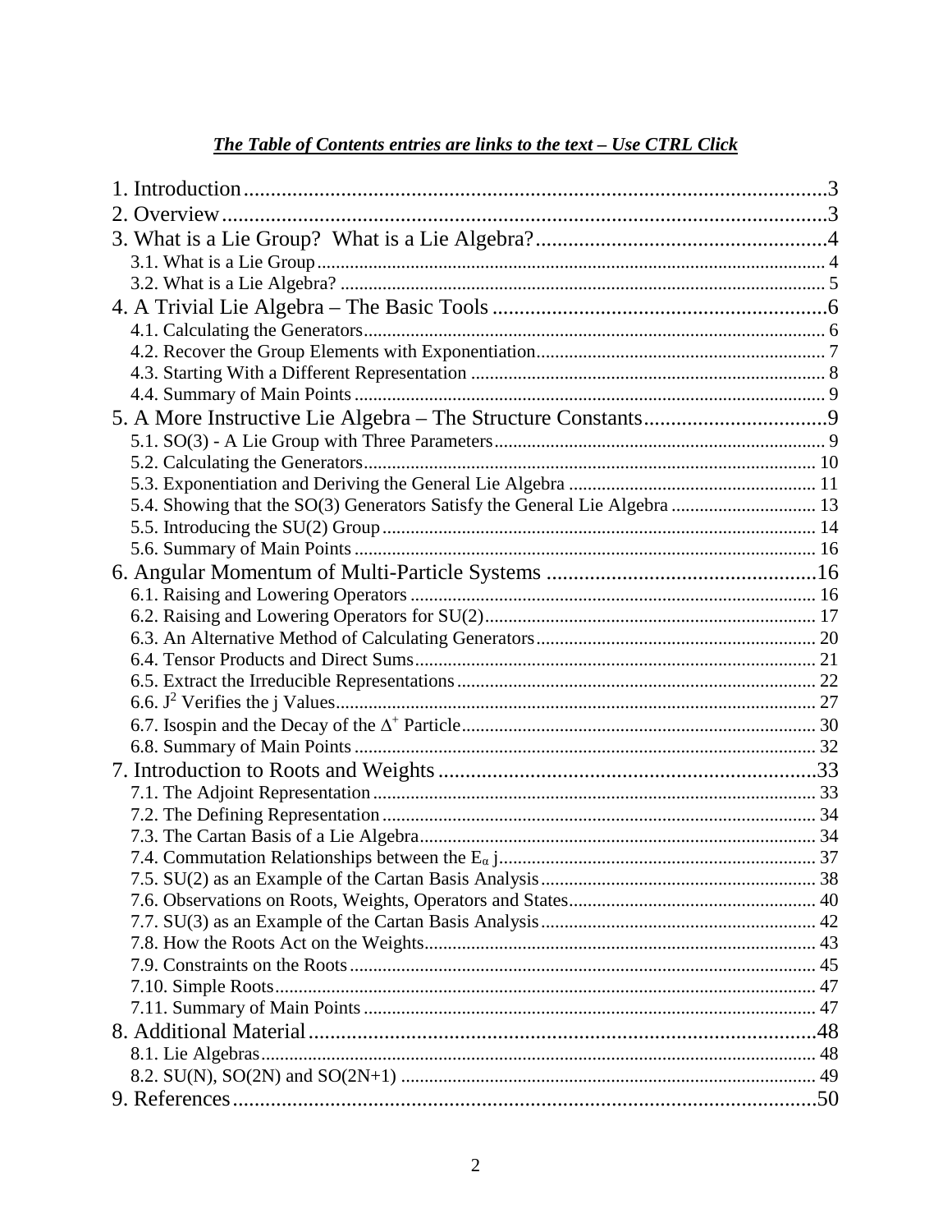***The Table of Contents entries are links to the text – Use CTRL Click***

1. Introduction ........ 3
2. Overview ........ 3
3. What is a Lie Group? What is a Lie Algebra? ........ 4
   - 3.1. What is a Lie Group ........ 4
   - 3.2. What is a Lie Algebra? ........ 5
4. A Trivial Lie Algebra – The Basic Tools ........ 6
   - 4.1. Calculating the Generators ........ 6
   - 4.2. Recover the Group Elements with Exponentiation ........ 7
   - 4.3. Starting With a Different Representation ........ 8
   - 4.4. Summary of Main Points ........ 9
5. A More Instructive Lie Algebra – The Structure Constants ........ 9
   - 5.1. SO(3) - A Lie Group with Three Parameters ........ 9
   - 5.2. Calculating the Generators ........ 10
   - 5.3. Exponentiation and Deriving the General Lie Algebra ........ 11
   - 5.4. Showing that the SO(3) Generators Satisfy the General Lie Algebra ........ 13
   - 5.5. Introducing the SU(2) Group ........ 14
   - 5.6. Summary of Main Points ........ 16
6. Angular Momentum of Multi-Particle Systems ........ 16
   - 6.1. Raising and Lowering Operators ........ 16
   - 6.2. Raising and Lowering Operators for SU(2) ........ 17
   - 6.3. An Alternative Method of Calculating Generators ........ 20
   - 6.4. Tensor Products and Direct Sums ........ 21
   - 6.5. Extract the Irreducible Representations ........ 22
   - 6.6. $J^2$ Verifies the j Values ........ 27
   - 6.7. Isospin and the Decay of the $\Delta^+$ Particle ........ 30
   - 6.8. Summary of Main Points ........ 32
7. Introduction to Roots and Weights ........ 33
   - 7.1. The Adjoint Representation ........ 33
   - 7.2. The Defining Representation ........ 34
   - 7.3. The Cartan Basis of a Lie Algebra ........ 34
   - 7.4. Commutation Relationships between the $E_\alpha$ j ........ 37
   - 7.5. SU(2) as an Example of the Cartan Basis Analysis ........ 38
   - 7.6. Observations on Roots, Weights, Operators and States ........ 40
   - 7.7. SU(3) as an Example of the Cartan Basis Analysis ........ 42
   - 7.8. How the Roots Act on the Weights ........ 43
   - 7.9. Constraints on the Roots ........ 45
   - 7.10. Simple Roots ........ 47
   - 7.11. Summary of Main Points ........ 47
8. Additional Material ........ 48
   - 8.1. Lie Algebras ........ 48
   - 8.2. SU(N), SO(2N) and SO(2N+1) ........ 49
9. References ........ 50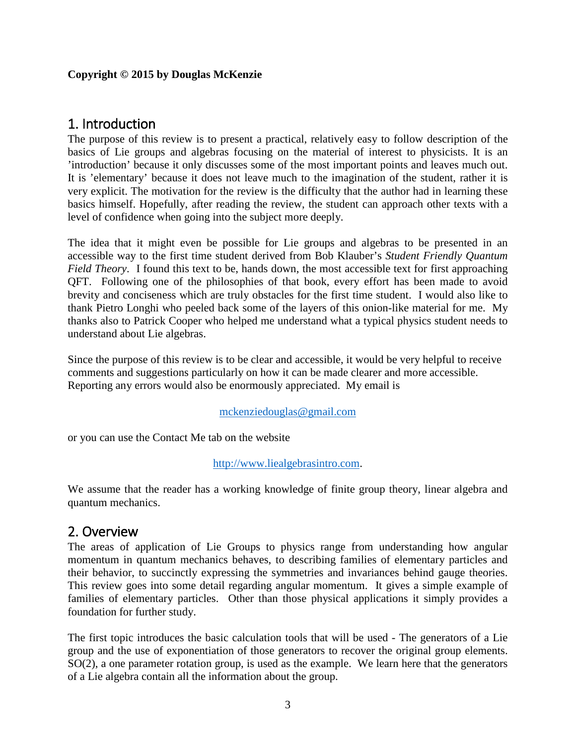**Copyright © 2015 by Douglas McKenzie**

## 1. Introduction

The purpose of this review is to present a practical, relatively easy to follow description of the basics of Lie groups and algebras focusing on the material of interest to physicists. It is an 'introduction' because it only discusses some of the most important points and leaves much out. It is 'elementary' because it does not leave much to the imagination of the student, rather it is very explicit. The motivation for the review is the difficulty that the author had in learning these basics himself. Hopefully, after reading the review, the student can approach other texts with a level of confidence when going into the subject more deeply.

The idea that it might even be possible for Lie groups and algebras to be presented in an accessible way to the first time student derived from Bob Klauber's *Student Friendly Quantum Field Theory*. I found this text to be, hands down, the most accessible text for first approaching QFT. Following one of the philosophies of that book, every effort has been made to avoid brevity and conciseness which are truly obstacles for the first time student. I would also like to thank Pietro Longhi who peeled back some of the layers of this onion-like material for me. My thanks also to Patrick Cooper who helped me understand what a typical physics student needs to understand about Lie algebras.

Since the purpose of this review is to be clear and accessible, it would be very helpful to receive comments and suggestions particularly on how it can be made clearer and more accessible. Reporting any errors would also be enormously appreciated. My email is

mckenziedouglas@gmail.com

or you can use the Contact Me tab on the website

http://www.liealgebrasintro.com.

We assume that the reader has a working knowledge of finite group theory, linear algebra and quantum mechanics.

## 2. Overview

The areas of application of Lie Groups to physics range from understanding how angular momentum in quantum mechanics behaves, to describing families of elementary particles and their behavior, to succinctly expressing the symmetries and invariances behind gauge theories. This review goes into some detail regarding angular momentum. It gives a simple example of families of elementary particles. Other than those physical applications it simply provides a foundation for further study.

The first topic introduces the basic calculation tools that will be used - The generators of a Lie group and the use of exponentiation of those generators to recover the original group elements. SO(2), a one parameter rotation group, is used as the example. We learn here that the generators of a Lie algebra contain all the information about the group.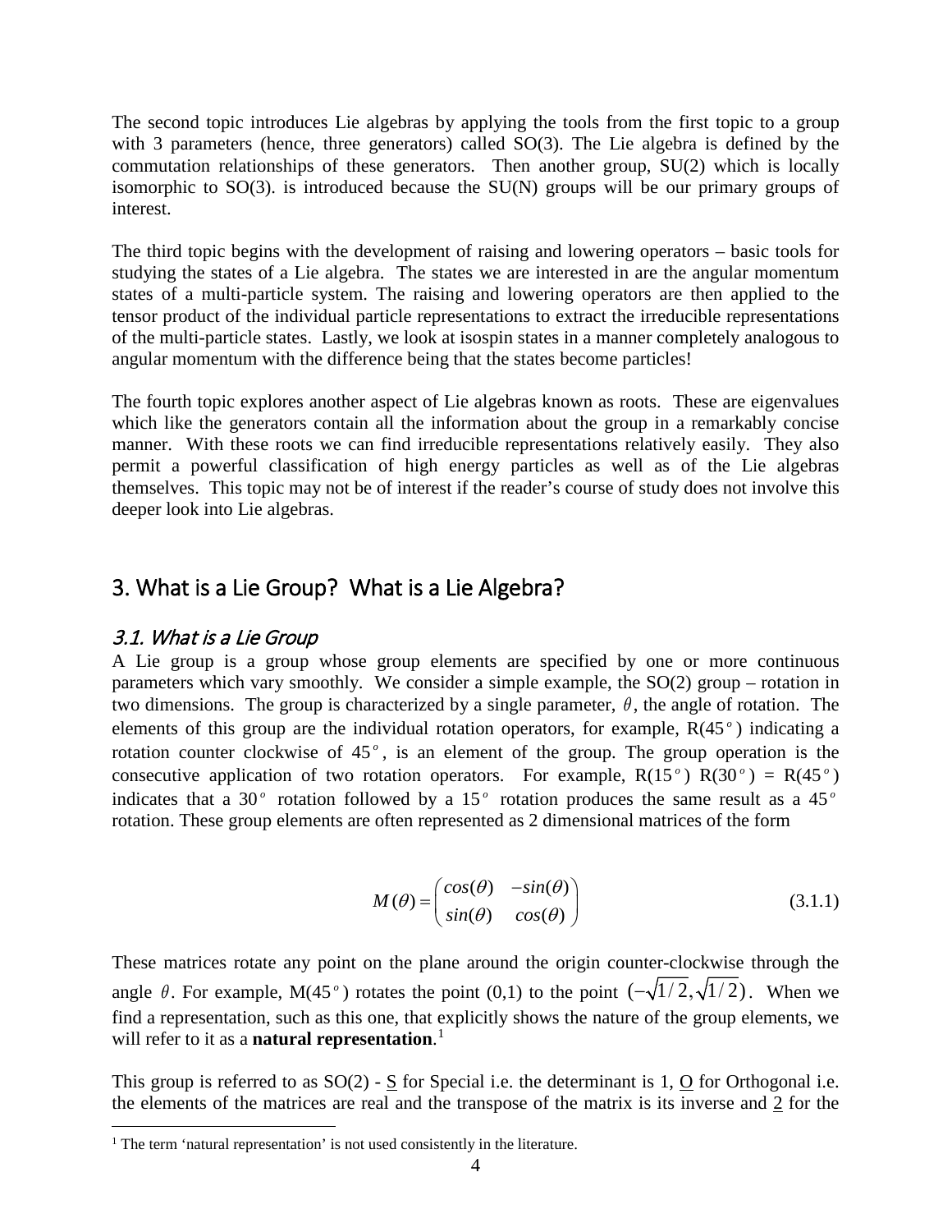The second topic introduces Lie algebras by applying the tools from the first topic to a group with 3 parameters (hence, three generators) called SO(3). The Lie algebra is defined by the commutation relationships of these generators. Then another group, SU(2) which is locally isomorphic to SO(3). is introduced because the SU(N) groups will be our primary groups of interest.

The third topic begins with the development of raising and lowering operators – basic tools for studying the states of a Lie algebra. The states we are interested in are the angular momentum states of a multi-particle system. The raising and lowering operators are then applied to the tensor product of the individual particle representations to extract the irreducible representations of the multi-particle states. Lastly, we look at isospin states in a manner completely analogous to angular momentum with the difference being that the states become particles!

The fourth topic explores another aspect of Lie algebras known as roots. These are eigenvalues which like the generators contain all the information about the group in a remarkably concise manner. With these roots we can find irreducible representations relatively easily. They also permit a powerful classification of high energy particles as well as of the Lie algebras themselves. This topic may not be of interest if the reader's course of study does not involve this deeper look into Lie algebras.

## 3. What is a Lie Group? What is a Lie Algebra?

### *3.1. What is a Lie Group*

A Lie group is a group whose group elements are specified by one or more continuous parameters which vary smoothly. We consider a simple example, the SO(2) group – rotation in two dimensions. The group is characterized by a single parameter, $\theta$, the angle of rotation. The elements of this group are the individual rotation operators, for example, R($45^o$) indicating a rotation counter clockwise of $45^o$, is an element of the group. The group operation is the consecutive application of two rotation operators. For example, R($15^o$) R($30^o$) = R($45^o$) indicates that a $30^o$ rotation followed by a $15^o$ rotation produces the same result as a $45^o$ rotation. These group elements are often represented as 2 dimensional matrices of the form

$$M(\theta) = \begin{pmatrix} cos(\theta) & -sin(\theta) \\ sin(\theta) & cos(\theta) \end{pmatrix} \tag{3.1.1}$$

These matrices rotate any point on the plane around the origin counter-clockwise through the angle $\theta$. For example, M($45^o$) rotates the point (0,1) to the point $(-\sqrt{1/2}, \sqrt{1/2})$. When we find a representation, such as this one, that explicitly shows the nature of the group elements, we will refer to it as a **natural representation**.[1]

This group is referred to as SO(2) - S for Special i.e. the determinant is 1, O for Orthogonal i.e. the elements of the matrices are real and the transpose of the matrix is its inverse and 2 for the

[1] The term 'natural representation' is not used consistently in the literature.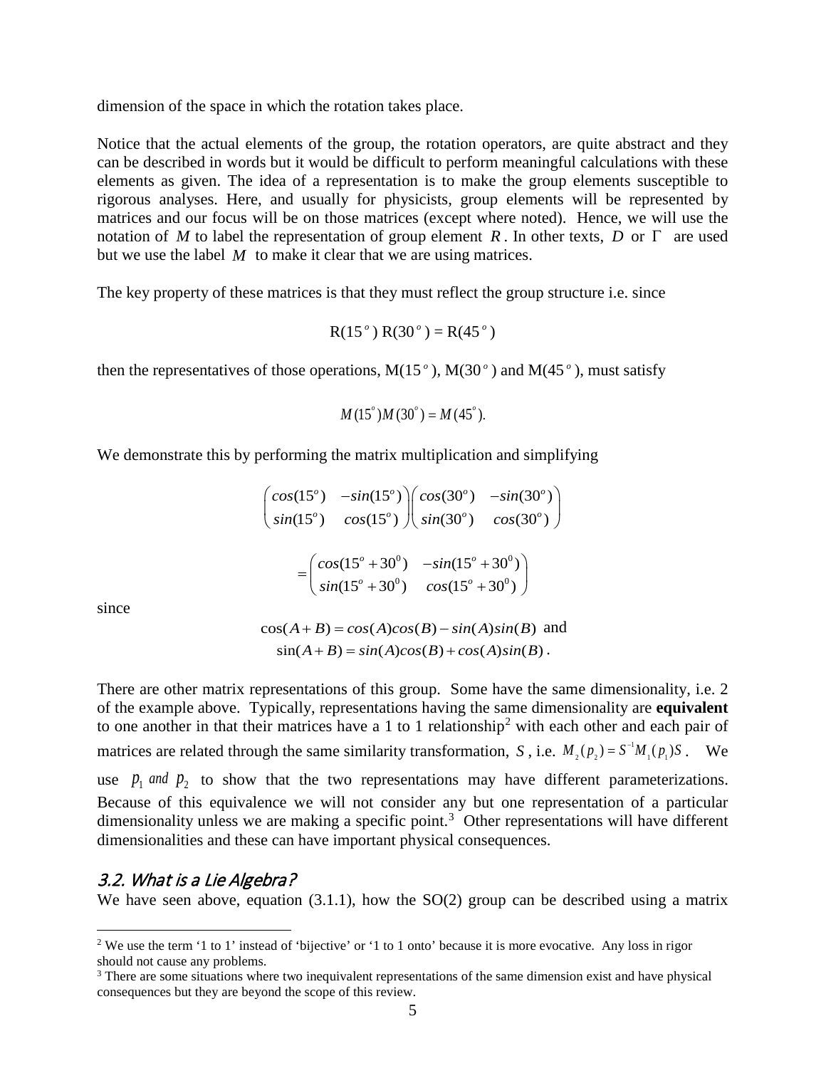dimension of the space in which the rotation takes place.

Notice that the actual elements of the group, the rotation operators, are quite abstract and they can be described in words but it would be difficult to perform meaningful calculations with these elements as given. The idea of a representation is to make the group elements susceptible to rigorous analyses. Here, and usually for physicists, group elements will be represented by matrices and our focus will be on those matrices (except where noted). Hence, we will use the notation of $M$ to label the representation of group element $R$. In other texts, $D$ or $\Gamma$ are used but we use the label $M$ to make it clear that we are using matrices.

The key property of these matrices is that they must reflect the group structure i.e. since

$$\mathrm{R}(15^o)\ \mathrm{R}(30^o) = \mathrm{R}(45^o)$$

then the representatives of those operations, $\mathrm{M}(15^o)$, $\mathrm{M}(30^o)$ and $\mathrm{M}(45^o)$, must satisfy

$$M(15^o)M(30^o) = M(45^o).$$

We demonstrate this by performing the matrix multiplication and simplifying

$$\begin{pmatrix} cos(15^o) & -sin(15^o) \\ sin(15^o) & cos(15^o) \end{pmatrix}\begin{pmatrix} cos(30^o) & -sin(30^o) \\ sin(30^o) & cos(30^o) \end{pmatrix}$$

$$= \begin{pmatrix} cos(15^o+30^0) & -sin(15^o+30^0) \\ sin(15^o+30^0) & cos(15^o+30^0) \end{pmatrix}$$

since

$$\cos(A+B) = cos(A)cos(B) - sin(A)sin(B) \text{ and}$$
$$\sin(A+B) = sin(A)cos(B) + cos(A)sin(B).$$

There are other matrix representations of this group. Some have the same dimensionality, i.e. 2 of the example above. Typically, representations having the same dimensionality are **equivalent** to one another in that their matrices have a 1 to 1 relationship[2] with each other and each pair of matrices are related through the same similarity transformation, $S$, i.e. $M_2(p_2) = S^{-1}M_1(p_1)S$. We use $p_1$ *and* $p_2$ to show that the two representations may have different parameterizations. Because of this equivalence we will not consider any but one representation of a particular dimensionality unless we are making a specific point.[3] Other representations will have different dimensionalities and these can have important physical consequences.

## 3.2. What is a Lie Algebra?

We have seen above, equation (3.1.1), how the SO(2) group can be described using a matrix

---

[2] We use the term '1 to 1' instead of 'bijective' or '1 to 1 onto' because it is more evocative. Any loss in rigor should not cause any problems.

[3] There are some situations where two inequivalent representations of the same dimension exist and have physical consequences but they are beyond the scope of this review.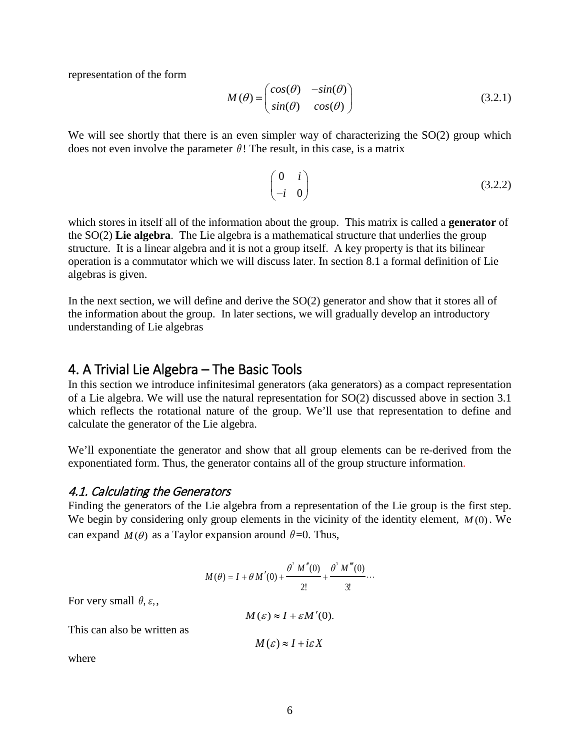representation of the form

$$M(\theta) = \begin{pmatrix} cos(\theta) & -sin(\theta) \\ sin(\theta) & cos(\theta) \end{pmatrix} \tag{3.2.1}$$

We will see shortly that there is an even simpler way of characterizing the SO(2) group which does not even involve the parameter $\theta$! The result, in this case, is a matrix

$$\begin{pmatrix} 0 & i \\ -i & 0 \end{pmatrix} \tag{3.2.2}$$

which stores in itself all of the information about the group. This matrix is called a **generator** of the SO(2) **Lie algebra**. The Lie algebra is a mathematical structure that underlies the group structure. It is a linear algebra and it is not a group itself. A key property is that its bilinear operation is a commutator which we will discuss later. In section 8.1 a formal definition of Lie algebras is given.

In the next section, we will define and derive the SO(2) generator and show that it stores all of the information about the group. In later sections, we will gradually develop an introductory understanding of Lie algebras

## 4. A Trivial Lie Algebra – The Basic Tools

In this section we introduce infinitesimal generators (aka generators) as a compact representation of a Lie algebra. We will use the natural representation for SO(2) discussed above in section 3.1 which reflects the rotational nature of the group. We'll use that representation to define and calculate the generator of the Lie algebra.

We'll exponentiate the generator and show that all group elements can be re-derived from the exponentiated form. Thus, the generator contains all of the group structure information.

### *4.1. Calculating the Generators*

Finding the generators of the Lie algebra from a representation of the Lie group is the first step. We begin by considering only group elements in the vicinity of the identity element, $M(0)$. We can expand $M(\theta)$ as a Taylor expansion around $\theta$=0. Thus,

$$M(\theta) = I + \theta M'(0) + \frac{\theta^2 M''(0)}{2!} + \frac{\theta^3 M'''(0)}{3!} \cdots$$

For very small $\theta, \varepsilon,$,

$$M(\varepsilon) \approx I + \varepsilon M'(0).$$

This can also be written as

$$M(\varepsilon) \approx I + i\varepsilon X$$

where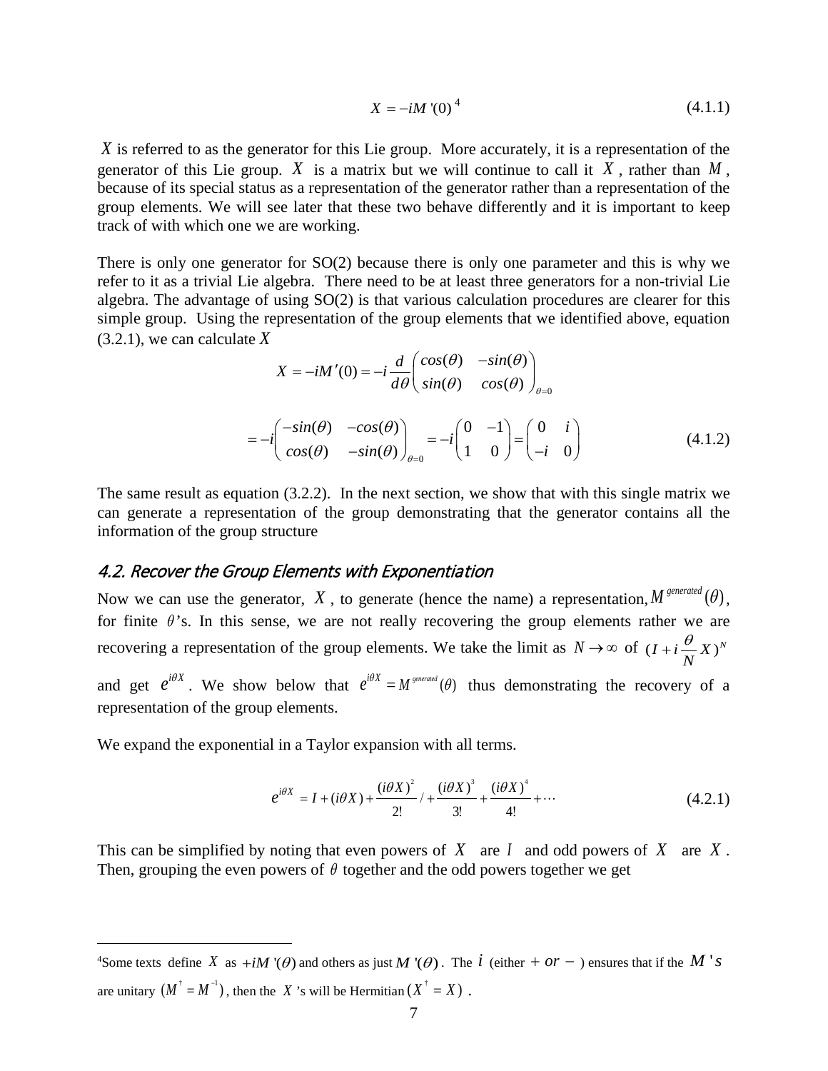$$X = -iM'(0)\text{ [4]} \tag{4.1.1}$$

$X$ is referred to as the generator for this Lie group. More accurately, it is a representation of the generator of this Lie group. $X$ is a matrix but we will continue to call it $X$, rather than $M$, because of its special status as a representation of the generator rather than a representation of the group elements. We will see later that these two behave differently and it is important to keep track of with which one we are working.

There is only one generator for SO(2) because there is only one parameter and this is why we refer to it as a trivial Lie algebra. There need to be at least three generators for a non-trivial Lie algebra. The advantage of using SO(2) is that various calculation procedures are clearer for this simple group. Using the representation of the group elements that we identified above, equation (3.2.1), we can calculate $X$

$$X = -iM'(0) = -i\frac{d}{d\theta}\begin{pmatrix} cos(\theta) & -sin(\theta) \\ sin(\theta) & cos(\theta) \end{pmatrix}_{\theta=0}$$

$$= -i\begin{pmatrix} -sin(\theta) & -cos(\theta) \\ cos(\theta) & -sin(\theta) \end{pmatrix}_{\theta=0} = -i\begin{pmatrix} 0 & -1 \\ 1 & 0 \end{pmatrix} = \begin{pmatrix} 0 & i \\ -i & 0 \end{pmatrix} \tag{4.1.2}$$

The same result as equation (3.2.2). In the next section, we show that with this single matrix we can generate a representation of the group demonstrating that the generator contains all the information of the group structure

## 4.2. Recover the Group Elements with Exponentiation

Now we can use the generator, $X$, to generate (hence the name) a representation, $M^{generated}(\theta)$, for finite $\theta$'s. In this sense, we are not really recovering the group elements rather we are recovering a representation of the group elements. We take the limit as $N \to \infty$ of $(I + i\frac{\theta}{N}X)^N$ and get $e^{i\theta X}$. We show below that $e^{i\theta X} = M^{generated}(\theta)$ thus demonstrating the recovery of a representation of the group elements.

We expand the exponential in a Taylor expansion with all terms.

$$e^{i\theta X} = I + (i\theta X) + \frac{(i\theta X)^2}{2!} / + \frac{(i\theta X)^3}{3!} + \frac{(i\theta X)^4}{4!} + \cdots \tag{4.2.1}$$

This can be simplified by noting that even powers of $X$ are $I$ and odd powers of $X$ are $X$. Then, grouping the even powers of $\theta$ together and the odd powers together we get

---

[4] Some texts define $X$ as $+iM'(\theta)$ and others as just $M'(\theta)$. The $i$ (either $+$ or $-$) ensures that if the $M's$ are unitary $(M^{\dagger} = M^{-1})$, then the $X$'s will be Hermitian $(X^{\dagger} = X)$.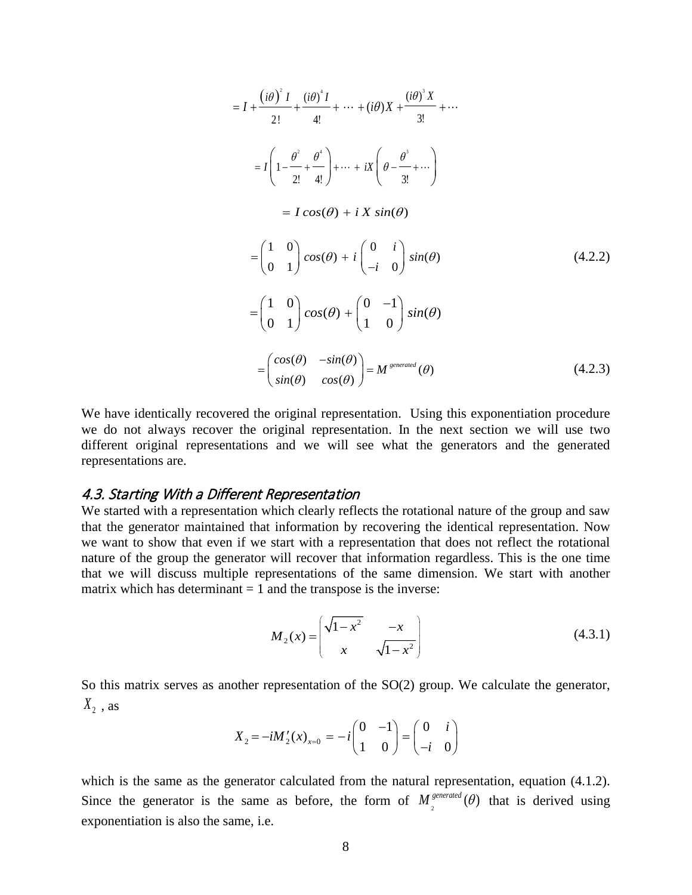$$= I + \frac{(i\theta)^2 I}{2!} + \frac{(i\theta)^4 I}{4!} + \cdots + (i\theta)X + \frac{(i\theta)^3 X}{3!} + \cdots$$

$$= I\left(1 - \frac{\theta^2}{2!} + \frac{\theta^4}{4!}\right) + \cdots + iX\left(\theta - \frac{\theta^3}{3!} + \cdots\right)$$

$$= I\, cos(\theta) + i\, X\, sin(\theta)$$

$$= \begin{pmatrix} 1 & 0 \\ 0 & 1 \end{pmatrix} cos(\theta) + i \begin{pmatrix} 0 & i \\ -i & 0 \end{pmatrix} sin(\theta) \tag{4.2.2}$$

$$= \begin{pmatrix} 1 & 0 \\ 0 & 1 \end{pmatrix} cos(\theta) + \begin{pmatrix} 0 & -1 \\ 1 & 0 \end{pmatrix} sin(\theta)$$

$$= \begin{pmatrix} cos(\theta) & -sin(\theta) \\ sin(\theta) & cos(\theta) \end{pmatrix} = M^{generated}(\theta) \tag{4.2.3}$$

We have identically recovered the original representation. Using this exponentiation procedure we do not always recover the original representation. In the next section we will use two different original representations and we will see what the generators and the generated representations are.

### *4.3. Starting With a Different Representation*

We started with a representation which clearly reflects the rotational nature of the group and saw that the generator maintained that information by recovering the identical representation. Now we want to show that even if we start with a representation that does not reflect the rotational nature of the group the generator will recover that information regardless. This is the one time that we will discuss multiple representations of the same dimension. We start with another matrix which has determinant = 1 and the transpose is the inverse:

$$M_2(x) = \begin{pmatrix} \sqrt{1-x^2} & -x \\ x & \sqrt{1-x^2} \end{pmatrix} \tag{4.3.1}$$

So this matrix serves as another representation of the SO(2) group. We calculate the generator, $X_2$ , as

$$X_2 = -iM_2'(x)_{x=0} = -i\begin{pmatrix} 0 & -1 \\ 1 & 0 \end{pmatrix} = \begin{pmatrix} 0 & i \\ -i & 0 \end{pmatrix}$$

which is the same as the generator calculated from the natural representation, equation (4.1.2). Since the generator is the same as before, the form of $M_2^{generated}(\theta)$ that is derived using exponentiation is also the same, i.e.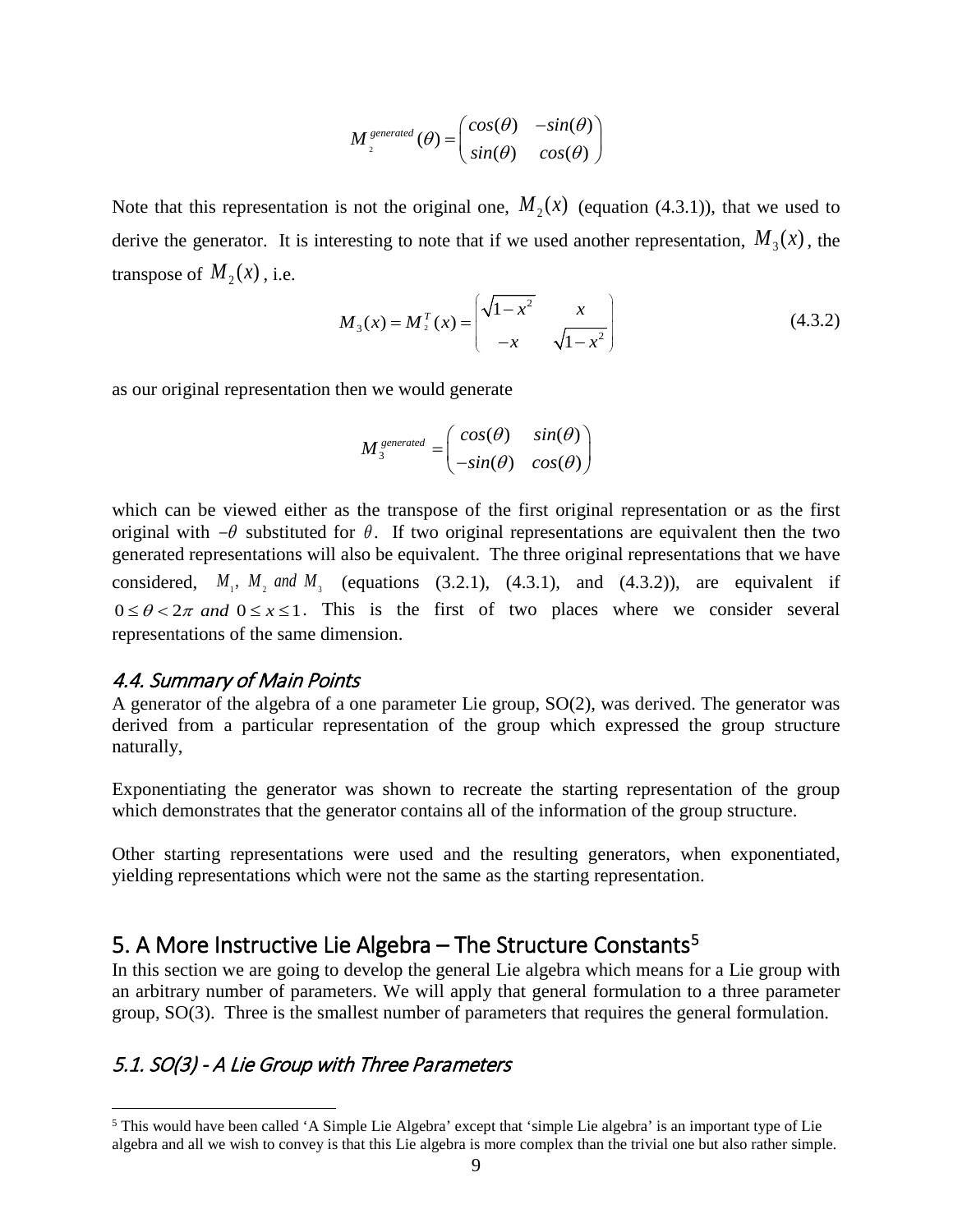$$M_2^{generated}(\theta) = \begin{pmatrix} cos(\theta) & -sin(\theta) \\ sin(\theta) & cos(\theta) \end{pmatrix}$$

Note that this representation is not the original one, $M_2(x)$ (equation (4.3.1)), that we used to derive the generator. It is interesting to note that if we used another representation, $M_3(x)$, the transpose of $M_2(x)$, i.e.

$$M_3(x) = M_2^T(x) = \begin{pmatrix} \sqrt{1-x^2} & x \\ -x & \sqrt{1-x^2} \end{pmatrix} \tag{4.3.2}$$

as our original representation then we would generate

$$M_3^{generated} = \begin{pmatrix} cos(\theta) & sin(\theta) \\ -sin(\theta) & cos(\theta) \end{pmatrix}$$

which can be viewed either as the transpose of the first original representation or as the first original with $-\theta$ substituted for $\theta$. If two original representations are equivalent then the two generated representations will also be equivalent. The three original representations that we have considered, $M_1$, $M_2$ *and* $M_3$ (equations (3.2.1), (4.3.1), and (4.3.2)), are equivalent if $0 \le \theta < 2\pi$ *and* $0 \le x \le 1$. This is the first of two places where we consider several representations of the same dimension.

### *4.4. Summary of Main Points*

A generator of the algebra of a one parameter Lie group, SO(2), was derived. The generator was derived from a particular representation of the group which expressed the group structure naturally,

Exponentiating the generator was shown to recreate the starting representation of the group which demonstrates that the generator contains all of the information of the group structure.

Other starting representations were used and the resulting generators, when exponentiated, yielding representations which were not the same as the starting representation.

## 5. A More Instructive Lie Algebra – The Structure Constants[5]

In this section we are going to develop the general Lie algebra which means for a Lie group with an arbitrary number of parameters. We will apply that general formulation to a three parameter group, SO(3). Three is the smallest number of parameters that requires the general formulation.

### *5.1. SO(3) - A Lie Group with Three Parameters*

[5] This would have been called 'A Simple Lie Algebra' except that 'simple Lie algebra' is an important type of Lie algebra and all we wish to convey is that this Lie algebra is more complex than the trivial one but also rather simple.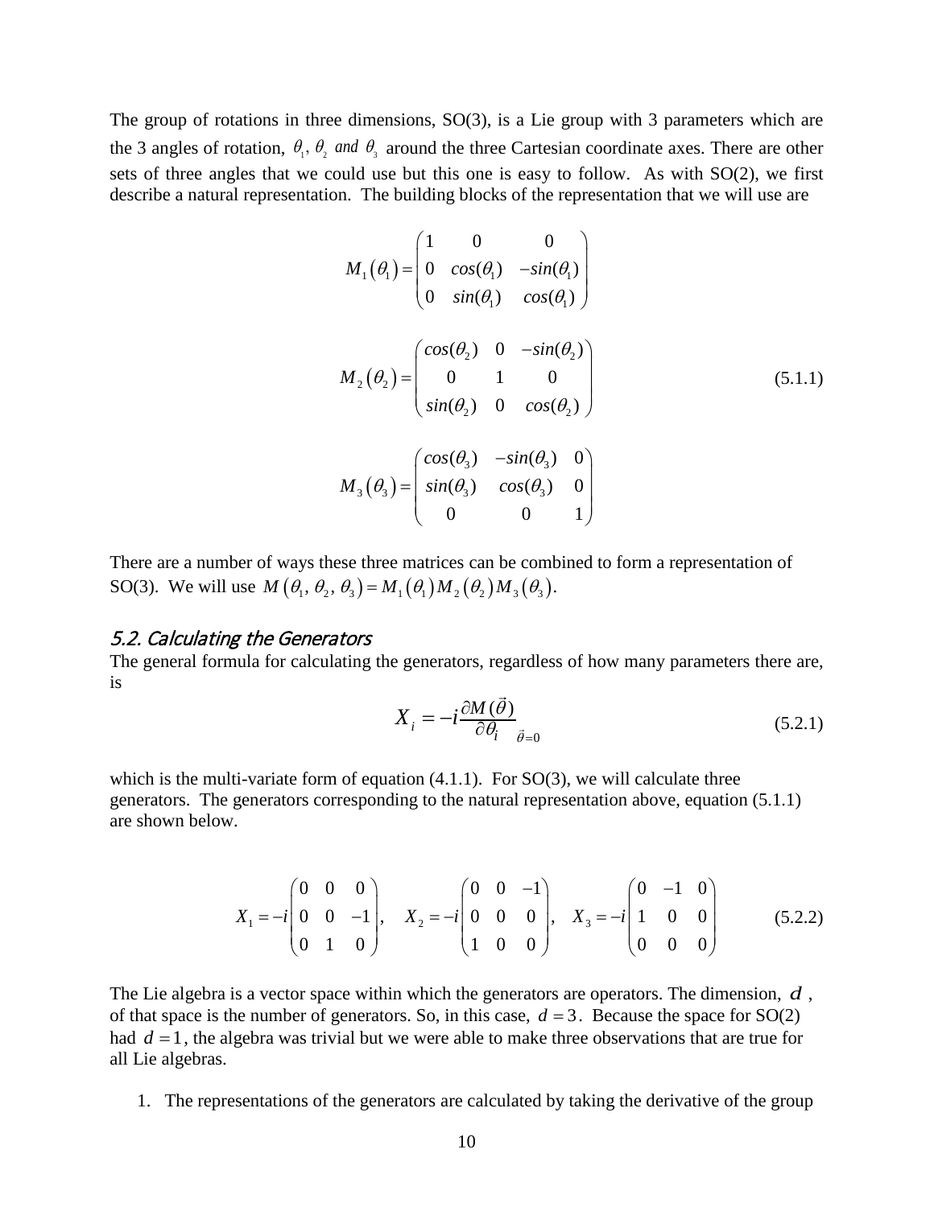The group of rotations in three dimensions, SO(3), is a Lie group with 3 parameters which are the 3 angles of rotation, $\theta_1,\ \theta_2$ *and* $\theta_3$ around the three Cartesian coordinate axes. There are other sets of three angles that we could use but this one is easy to follow. As with SO(2), we first describe a natural representation. The building blocks of the representation that we will use are

$$
M_1(\theta_1) = \begin{pmatrix} 1 & 0 & 0 \\ 0 & cos(\theta_1) & -sin(\theta_1) \\ 0 & sin(\theta_1) & cos(\theta_1) \end{pmatrix}
$$

$$
M_2(\theta_2) = \begin{pmatrix} cos(\theta_2) & 0 & -sin(\theta_2) \\ 0 & 1 & 0 \\ sin(\theta_2) & 0 & cos(\theta_2) \end{pmatrix} \tag{5.1.1}
$$

$$
M_3(\theta_3) = \begin{pmatrix} cos(\theta_3) & -sin(\theta_3) & 0 \\ sin(\theta_3) & cos(\theta_3) & 0 \\ 0 & 0 & 1 \end{pmatrix}
$$

There are a number of ways these three matrices can be combined to form a representation of SO(3). We will use $M(\theta_1, \theta_2, \theta_3) = M_1(\theta_1) M_2(\theta_2) M_3(\theta_3)$.

### *5.2. Calculating the Generators*

The general formula for calculating the generators, regardless of how many parameters there are, is

$$
X_i = -i \frac{\partial M(\vec{\theta})}{\partial \theta_i}\bigg|_{\vec{\theta}=0} \tag{5.2.1}
$$

which is the multi-variate form of equation (4.1.1). For SO(3), we will calculate three generators. The generators corresponding to the natural representation above, equation (5.1.1) are shown below.

$$
X_1 = -i\begin{pmatrix} 0 & 0 & 0 \\ 0 & 0 & -1 \\ 0 & 1 & 0 \end{pmatrix}, \quad X_2 = -i\begin{pmatrix} 0 & 0 & -1 \\ 0 & 0 & 0 \\ 1 & 0 & 0 \end{pmatrix}, \quad X_3 = -i\begin{pmatrix} 0 & -1 & 0 \\ 1 & 0 & 0 \\ 0 & 0 & 0 \end{pmatrix} \tag{5.2.2}
$$

The Lie algebra is a vector space within which the generators are operators. The dimension, $d$, of that space is the number of generators. So, in this case, $d = 3$. Because the space for SO(2) had $d = 1$, the algebra was trivial but we were able to make three observations that are true for all Lie algebras.

1. The representations of the generators are calculated by taking the derivative of the group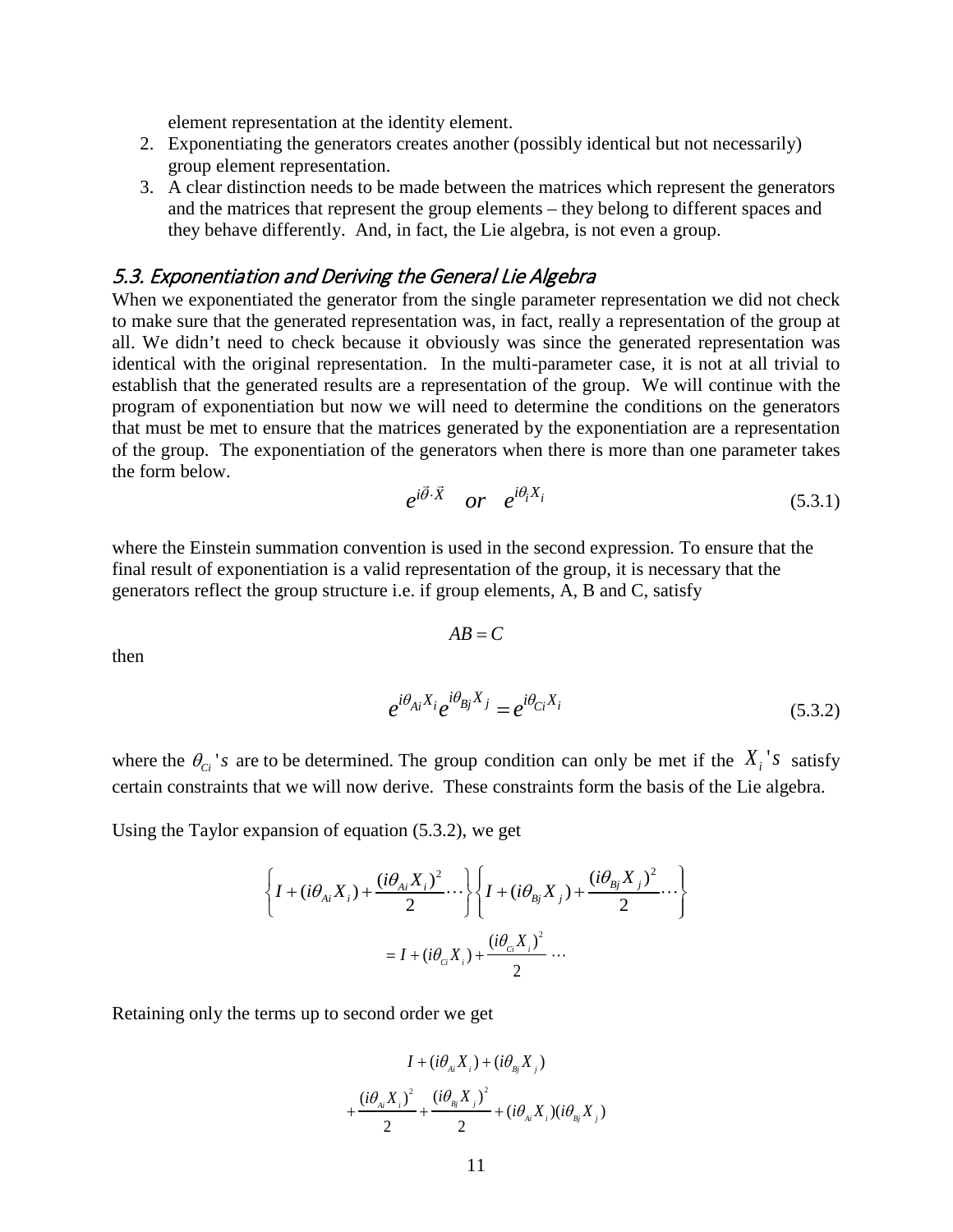element representation at the identity element.

2. Exponentiating the generators creates another (possibly identical but not necessarily) group element representation.
3. A clear distinction needs to be made between the matrices which represent the generators and the matrices that represent the group elements – they belong to different spaces and they behave differently. And, in fact, the Lie algebra, is not even a group.

### *5.3. Exponentiation and Deriving the General Lie Algebra*

When we exponentiated the generator from the single parameter representation we did not check to make sure that the generated representation was, in fact, really a representation of the group at all. We didn't need to check because it obviously was since the generated representation was identical with the original representation. In the multi-parameter case, it is not at all trivial to establish that the generated results are a representation of the group. We will continue with the program of exponentiation but now we will need to determine the conditions on the generators that must be met to ensure that the matrices generated by the exponentiation are a representation of the group. The exponentiation of the generators when there is more than one parameter takes the form below.

$$e^{i\vec{\theta}\cdot\vec{X}} \quad or \quad e^{i\theta_i X_i} \tag{5.3.1}$$

where the Einstein summation convention is used in the second expression. To ensure that the final result of exponentiation is a valid representation of the group, it is necessary that the generators reflect the group structure i.e. if group elements, A, B and C, satisfy

$$AB = C$$

then

$$e^{i\theta_{Ai}X_i} e^{i\theta_{Bj}X_j} = e^{i\theta_{Ci}X_i} \tag{5.3.2}$$

where the $\theta_{Ci}$'s are to be determined. The group condition can only be met if the $X_i$'s satisfy certain constraints that we will now derive. These constraints form the basis of the Lie algebra.

Using the Taylor expansion of equation (5.3.2), we get

$$\left\{ I + (i\theta_{Ai}X_i) + \frac{(i\theta_{Ai}X_i)^2}{2} \cdots \right\} \left\{ I + (i\theta_{Bj}X_j) + \frac{(i\theta_{Bj}X_j)^2}{2} \cdots \right\}$$
$$= I + (i\theta_{Ci}X_i) + \frac{(i\theta_{Ci}X_i)^2}{2} \cdots$$

Retaining only the terms up to second order we get

$$I + (i\theta_{Ai}X_i) + (i\theta_{Bj}X_j)$$
$$+ \frac{(i\theta_{Ai}X_i)^2}{2} + \frac{(i\theta_{Bj}X_j)^2}{2} + (i\theta_{Ai}X_i)(i\theta_{Bj}X_j)$$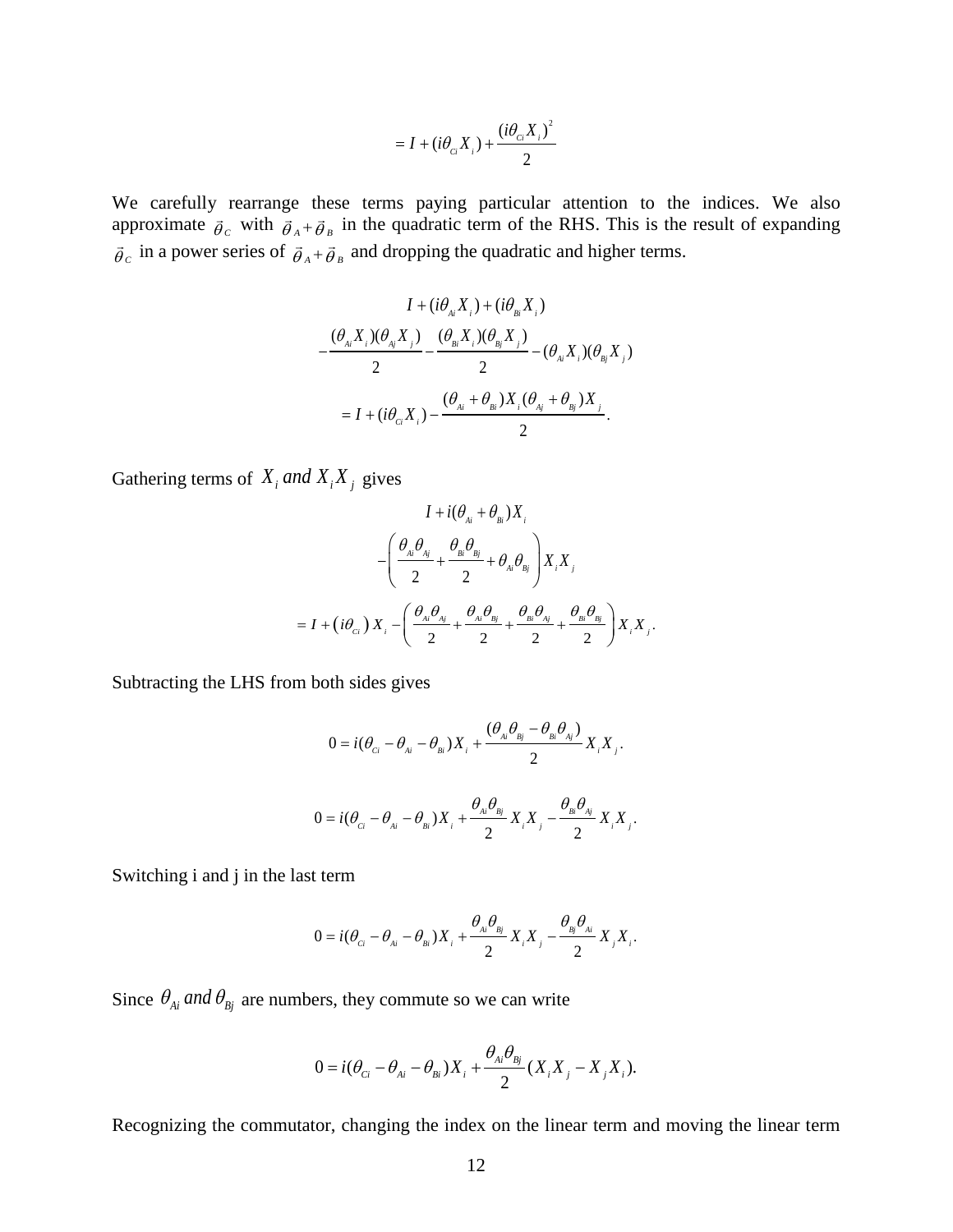$$= I + (i\theta_{Ci} X_i) + \frac{(i\theta_{Ci} X_i)^2}{2}$$

We carefully rearrange these terms paying particular attention to the indices. We also approximate $\vec{\theta}_C$ with $\vec{\theta}_A + \vec{\theta}_B$ in the quadratic term of the RHS. This is the result of expanding $\vec{\theta}_C$ in a power series of $\vec{\theta}_A + \vec{\theta}_B$ and dropping the quadratic and higher terms.

$$\begin{gathered}
I + (i\theta_{Ai} X_i) + (i\theta_{Bi} X_i) \\
-\frac{(\theta_{Ai} X_i)(\theta_{Aj} X_j)}{2} - \frac{(\theta_{Bi} X_i)(\theta_{Bj} X_j)}{2} - (\theta_{Ai} X_i)(\theta_{Bj} X_j) \\
= I + (i\theta_{Ci} X_i) - \frac{(\theta_{Ai} + \theta_{Bi}) X_i (\theta_{Aj} + \theta_{Bj}) X_j}{2}.
\end{gathered}$$

Gathering terms of $X_i$ *and* $X_i X_j$ gives

$$\begin{gathered}
I + i(\theta_{Ai} + \theta_{Bi}) X_i \\
-\left( \frac{\theta_{Ai}\theta_{Aj}}{2} + \frac{\theta_{Bi}\theta_{Bj}}{2} + \theta_{Ai}\theta_{Bj} \right) X_i X_j \\
= I + \left( i\theta_{Ci} \right) X_i - \left( \frac{\theta_{Ai}\theta_{Aj}}{2} + \frac{\theta_{Ai}\theta_{Bj}}{2} + \frac{\theta_{Bi}\theta_{Aj}}{2} + \frac{\theta_{Bi}\theta_{Bj}}{2} \right) X_i X_j.
\end{gathered}$$

Subtracting the LHS from both sides gives

$$0 = i(\theta_{Ci} - \theta_{Ai} - \theta_{Bi}) X_i + \frac{(\theta_{Ai}\theta_{Bj} - \theta_{Bi}\theta_{Aj})}{2} X_i X_j.$$

$$0 = i(\theta_{Ci} - \theta_{Ai} - \theta_{Bi}) X_i + \frac{\theta_{Ai}\theta_{Bj}}{2} X_i X_j - \frac{\theta_{Bi}\theta_{Aj}}{2} X_i X_j.$$

Switching i and j in the last term

$$0 = i(\theta_{Ci} - \theta_{Ai} - \theta_{Bi}) X_i + \frac{\theta_{Ai}\theta_{Bj}}{2} X_i X_j - \frac{\theta_{Bj}\theta_{Ai}}{2} X_j X_i.$$

Since $\theta_{Ai}$ *and* $\theta_{Bj}$ are numbers, they commute so we can write

$$0 = i(\theta_{Ci} - \theta_{Ai} - \theta_{Bi}) X_i + \frac{\theta_{Ai}\theta_{Bj}}{2} (X_i X_j - X_j X_i).$$

Recognizing the commutator, changing the index on the linear term and moving the linear term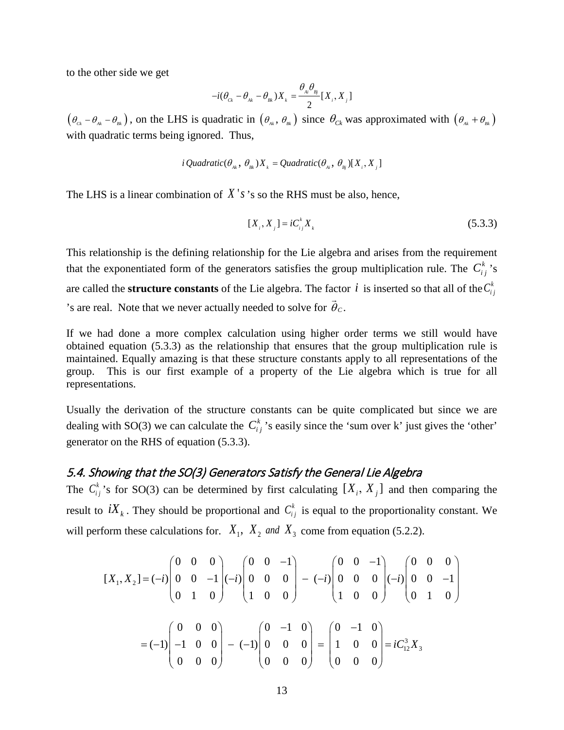to the other side we get

$$-i(\theta_{Ck} - \theta_{Ak} - \theta_{Bk})X_k = \frac{\theta_{Ai}\theta_{Bj}}{2}[X_i, X_j]$$

$(\theta_{Ck} - \theta_{Ak} - \theta_{Bk})$, on the LHS is quadratic in $(\theta_{Ak}, \theta_{Bk})$ since $\theta_{Ck}$ was approximated with $(\theta_{Ak} + \theta_{Bk})$ with quadratic terms being ignored. Thus,

$$i\,Quadratic(\theta_{Ak}, \theta_{Bk})X_k = Quadratic(\theta_{Ai}, \theta_{Bj})[X_i, X_j]$$

The LHS is a linear combination of $X's$'s so the RHS must be also, hence,

$$[X_i, X_j] = iC_{ij}^k X_k \tag{5.3.3}$$

This relationship is the defining relationship for the Lie algebra and arises from the requirement that the exponentiated form of the generators satisfies the group multiplication rule. The $C_{ij}^k$'s are called the **structure constants** of the Lie algebra. The factor $i$ is inserted so that all of the $C_{ij}^k$'s are real. Note that we never actually needed to solve for $\vec{\theta}_C$.

If we had done a more complex calculation using higher order terms we still would have obtained equation (5.3.3) as the relationship that ensures that the group multiplication rule is maintained. Equally amazing is that these structure constants apply to all representations of the group. This is our first example of a property of the Lie algebra which is true for all representations.

Usually the derivation of the structure constants can be quite complicated but since we are dealing with SO(3) we can calculate the $C_{ij}^k$'s easily since the 'sum over k' just gives the 'other' generator on the RHS of equation (5.3.3).

## 5.4. Showing that the SO(3) Generators Satisfy the General Lie Algebra

The $C_{ij}^k$'s for SO(3) can be determined by first calculating $[X_i, X_j]$ and then comparing the result to $iX_k$. They should be proportional and $C_{ij}^k$ is equal to the proportionality constant. We will perform these calculations for. $X_1$, $X_2$ *and* $X_3$ come from equation (5.2.2).

$$[X_1, X_2] = (-i)\begin{pmatrix} 0 & 0 & 0 \\ 0 & 0 & -1 \\ 0 & 1 & 0 \end{pmatrix}(-i)\begin{pmatrix} 0 & 0 & -1 \\ 0 & 0 & 0 \\ 1 & 0 & 0 \end{pmatrix} - (-i)\begin{pmatrix} 0 & 0 & -1 \\ 0 & 0 & 0 \\ 1 & 0 & 0 \end{pmatrix}(-i)\begin{pmatrix} 0 & 0 & 0 \\ 0 & 0 & -1 \\ 0 & 1 & 0 \end{pmatrix}$$

$$= (-1)\begin{pmatrix} 0 & 0 & 0 \\ -1 & 0 & 0 \\ 0 & 0 & 0 \end{pmatrix} - (-1)\begin{pmatrix} 0 & -1 & 0 \\ 0 & 0 & 0 \\ 0 & 0 & 0 \end{pmatrix} = \begin{pmatrix} 0 & -1 & 0 \\ 1 & 0 & 0 \\ 0 & 0 & 0 \end{pmatrix} = iC_{12}^3 X_3$$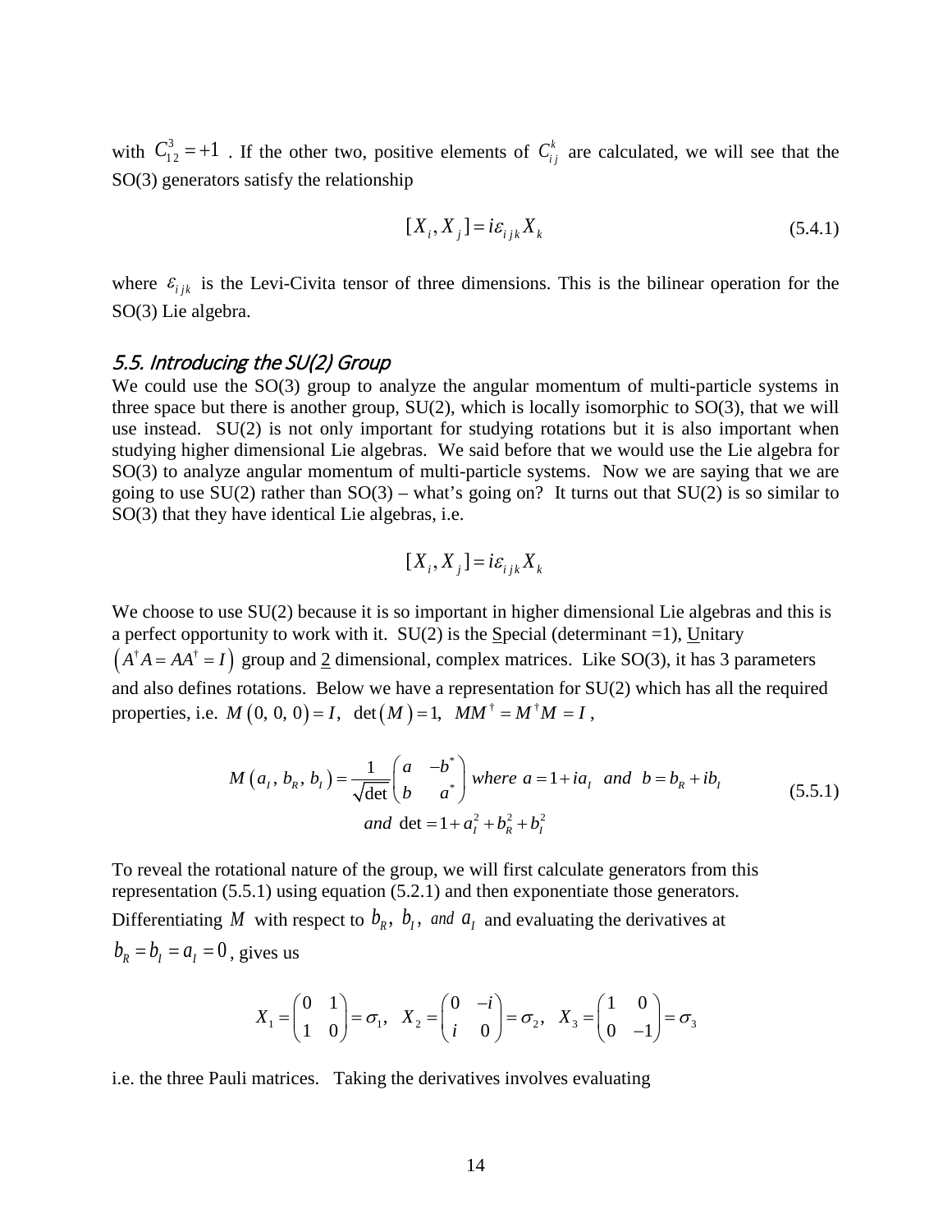with $C_{12}^3 = +1$ . If the other two, positive elements of $C_{ij}^k$ are calculated, we will see that the SO(3) generators satisfy the relationship

$$[X_i, X_j] = i\varepsilon_{ijk} X_k \tag{5.4.1}$$

where $\varepsilon_{ijk}$ is the Levi-Civita tensor of three dimensions. This is the bilinear operation for the SO(3) Lie algebra.

## *5.5. Introducing the SU(2) Group*

We could use the SO(3) group to analyze the angular momentum of multi-particle systems in three space but there is another group, SU(2), which is locally isomorphic to SO(3), that we will use instead. SU(2) is not only important for studying rotations but it is also important when studying higher dimensional Lie algebras. We said before that we would use the Lie algebra for SO(3) to analyze angular momentum of multi-particle systems. Now we are saying that we are going to use SU(2) rather than SO(3) – what's going on? It turns out that SU(2) is so similar to SO(3) that they have identical Lie algebras, i.e.

$$[X_i, X_j] = i\varepsilon_{ijk} X_k$$

We choose to use SU(2) because it is so important in higher dimensional Lie algebras and this is a perfect opportunity to work with it. SU(2) is the Special (determinant =1), Unitary $\left(A^\dagger A = AA^\dagger = I\right)$ group and 2 dimensional, complex matrices. Like SO(3), it has 3 parameters and also defines rotations. Below we have a representation for SU(2) which has all the required properties, i.e. $M(0, 0, 0) = I$, $\det(M) = 1$, $MM^\dagger = M^\dagger M = I$ ,

$$M(a_I, b_R, b_I) = \frac{1}{\sqrt{\det}} \begin{pmatrix} a & -b^* \\ b & a^* \end{pmatrix} \text{ where } a = 1 + ia_I \text{ and } b = b_R + ib_I$$
$$\text{and } \det = 1 + a_I^2 + b_R^2 + b_I^2 \tag{5.5.1}$$

To reveal the rotational nature of the group, we will first calculate generators from this representation (5.5.1) using equation (5.2.1) and then exponentiate those generators. Differentiating $M$ with respect to $b_R,\ b_I,\ and\ a_I$ and evaluating the derivatives at $b_R = b_I = a_I = 0$, gives us

$$X_1 = \begin{pmatrix} 0 & 1 \\ 1 & 0 \end{pmatrix} = \sigma_1, \quad X_2 = \begin{pmatrix} 0 & -i \\ i & 0 \end{pmatrix} = \sigma_2, \quad X_3 = \begin{pmatrix} 1 & 0 \\ 0 & -1 \end{pmatrix} = \sigma_3$$

i.e. the three Pauli matrices. Taking the derivatives involves evaluating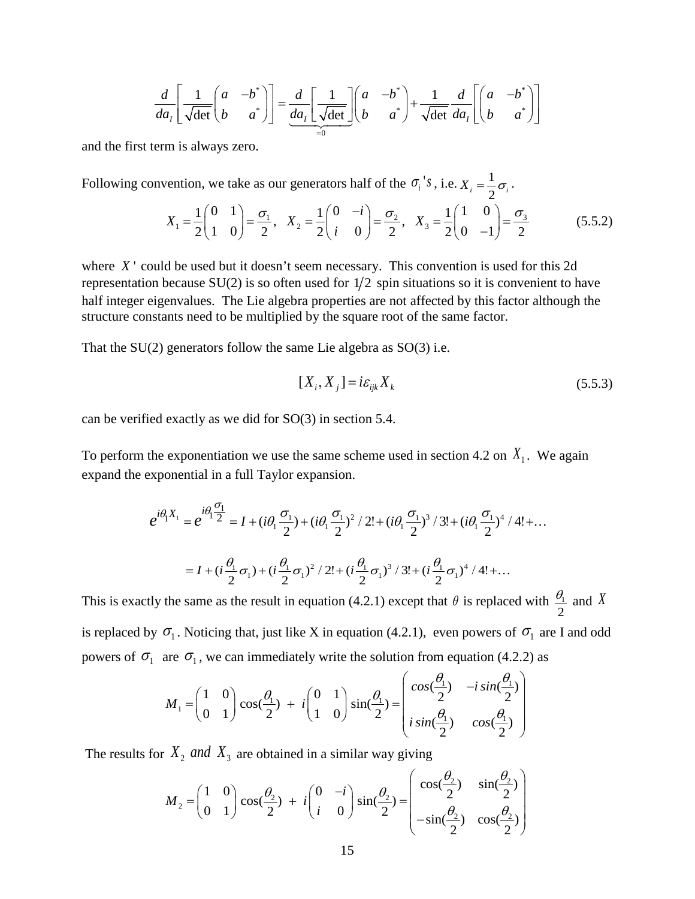$$\frac{d}{da_I}\left[\frac{1}{\sqrt{\det}}\begin{pmatrix} a & -b^* \\ b & a^* \end{pmatrix}\right] = \underbrace{\frac{d}{da_I}\left[\frac{1}{\sqrt{\det}}\right]}_{=0}\begin{pmatrix} a & -b^* \\ b & a^* \end{pmatrix} + \frac{1}{\sqrt{\det}}\frac{d}{da_I}\left[\begin{pmatrix} a & -b^* \\ b & a^* \end{pmatrix}\right]$$

and the first term is always zero.

Following convention, we take as our generators half of the $\sigma_i$'s , i.e. $X_i = \frac{1}{2}\sigma_i$ .

$$X_1 = \frac{1}{2}\begin{pmatrix} 0 & 1 \\ 1 & 0 \end{pmatrix} = \frac{\sigma_1}{2}, \quad X_2 = \frac{1}{2}\begin{pmatrix} 0 & -i \\ i & 0 \end{pmatrix} = \frac{\sigma_2}{2}, \quad X_3 = \frac{1}{2}\begin{pmatrix} 1 & 0 \\ 0 & -1 \end{pmatrix} = \frac{\sigma_3}{2} \tag{5.5.2}$$

where $X'$ could be used but it doesn't seem necessary. This convention is used for this 2d representation because SU(2) is so often used for $1/2$ spin situations so it is convenient to have half integer eigenvalues. The Lie algebra properties are not affected by this factor although the structure constants need to be multiplied by the square root of the same factor.

That the SU(2) generators follow the same Lie algebra as SO(3) i.e.

$$[X_i, X_j] = i\varepsilon_{ijk}X_k \tag{5.5.3}$$

can be verified exactly as we did for SO(3) in section 5.4.

To perform the exponentiation we use the same scheme used in section 4.2 on $X_1$. We again expand the exponential in a full Taylor expansion.

$$e^{i\theta_1 X_1} = e^{i\theta_1\frac{\sigma_1}{2}} = I + (i\theta_1\frac{\sigma_1}{2}) + (i\theta_1\frac{\sigma_1}{2})^2/2! + (i\theta_1\frac{\sigma_1}{2})^3/3! + (i\theta_1\frac{\sigma_1}{2})^4/4! + \ldots$$

$$= I + (i\frac{\theta_1}{2}\sigma_1) + (i\frac{\theta_1}{2}\sigma_1)^2/2! + (i\frac{\theta_1}{2}\sigma_1)^3/3! + (i\frac{\theta_1}{2}\sigma_1)^4/4! + \ldots$$

This is exactly the same as the result in equation (4.2.1) except that $\theta$ is replaced with $\frac{\theta_1}{2}$ and $X$ is replaced by $\sigma_1$. Noticing that, just like X in equation (4.2.1), even powers of $\sigma_1$ are I and odd powers of $\sigma_1$ are $\sigma_1$, we can immediately write the solution from equation (4.2.2) as

$$M_1 = \begin{pmatrix} 1 & 0 \\ 0 & 1 \end{pmatrix}\cos(\frac{\theta_1}{2}) + i\begin{pmatrix} 0 & 1 \\ 1 & 0 \end{pmatrix}\sin(\frac{\theta_1}{2}) = \begin{pmatrix} \cos(\frac{\theta_1}{2}) & -i\sin(\frac{\theta_1}{2}) \\ i\sin(\frac{\theta_1}{2}) & \cos(\frac{\theta_1}{2}) \end{pmatrix}$$

The results for $X_2$ *and* $X_3$ are obtained in a similar way giving

$$M_2 = \begin{pmatrix} 1 & 0 \\ 0 & 1 \end{pmatrix}\cos(\frac{\theta_2}{2}) + i\begin{pmatrix} 0 & -i \\ i & 0 \end{pmatrix}\sin(\frac{\theta_2}{2}) = \begin{pmatrix} \cos(\frac{\theta_2}{2}) & \sin(\frac{\theta_2}{2}) \\ -\sin(\frac{\theta_2}{2}) & \cos(\frac{\theta_2}{2}) \end{pmatrix}$$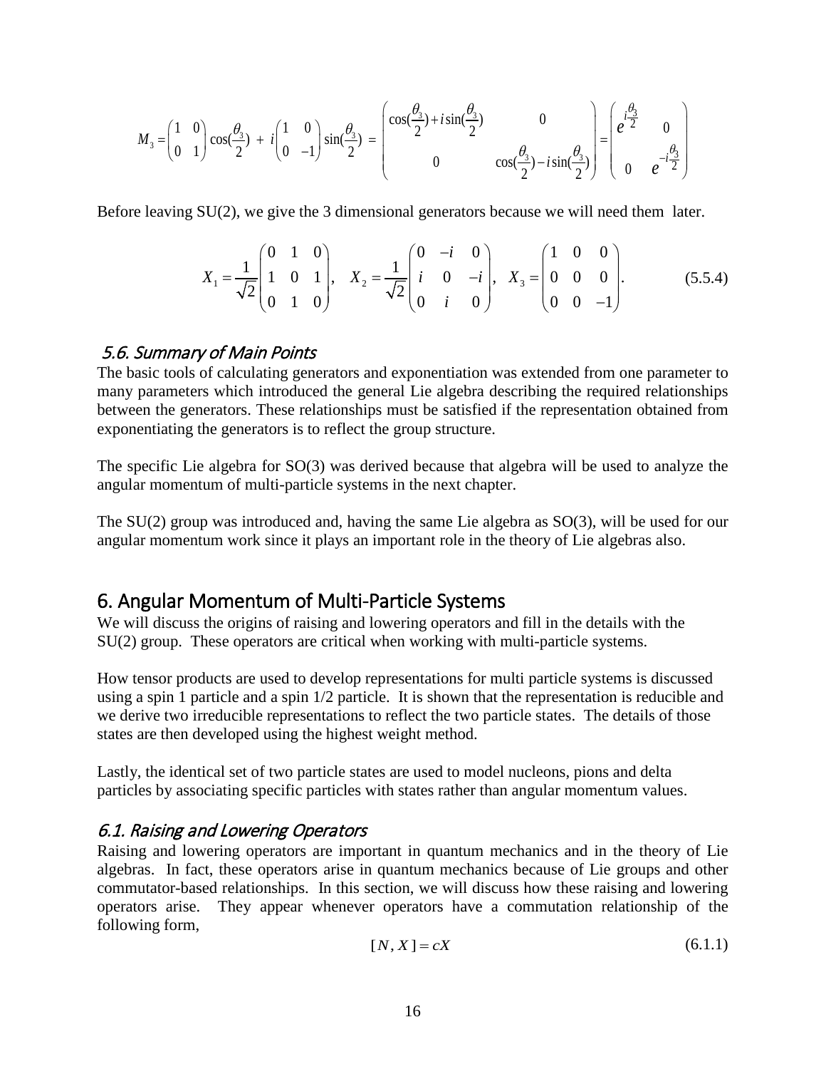$$M_3 = \begin{pmatrix} 1 & 0 \\ 0 & 1 \end{pmatrix} \cos(\frac{\theta_3}{2}) \;+\; i \begin{pmatrix} 1 & 0 \\ 0 & -1 \end{pmatrix} \sin(\frac{\theta_3}{2}) \;=\; \begin{pmatrix} \cos(\frac{\theta_3}{2}) + i\sin(\frac{\theta_3}{2}) & 0 \\ 0 & \cos(\frac{\theta_3}{2}) - i\sin(\frac{\theta_3}{2}) \end{pmatrix} = \begin{pmatrix} e^{i\frac{\theta_3}{2}} & 0 \\ 0 & e^{-i\frac{\theta_3}{2}} \end{pmatrix}$$

Before leaving SU(2), we give the 3 dimensional generators because we will need them later.

$$X_1 = \frac{1}{\sqrt{2}} \begin{pmatrix} 0 & 1 & 0 \\ 1 & 0 & 1 \\ 0 & 1 & 0 \end{pmatrix}, \quad X_2 = \frac{1}{\sqrt{2}} \begin{pmatrix} 0 & -i & 0 \\ i & 0 & -i \\ 0 & i & 0 \end{pmatrix}, \quad X_3 = \begin{pmatrix} 1 & 0 & 0 \\ 0 & 0 & 0 \\ 0 & 0 & -1 \end{pmatrix}. \tag{5.5.4}$$

### *5.6. Summary of Main Points*

The basic tools of calculating generators and exponentiation was extended from one parameter to many parameters which introduced the general Lie algebra describing the required relationships between the generators. These relationships must be satisfied if the representation obtained from exponentiating the generators is to reflect the group structure.

The specific Lie algebra for SO(3) was derived because that algebra will be used to analyze the angular momentum of multi-particle systems in the next chapter.

The SU(2) group was introduced and, having the same Lie algebra as SO(3), will be used for our angular momentum work since it plays an important role in the theory of Lie algebras also.

## 6. Angular Momentum of Multi-Particle Systems

We will discuss the origins of raising and lowering operators and fill in the details with the SU(2) group. These operators are critical when working with multi-particle systems.

How tensor products are used to develop representations for multi particle systems is discussed using a spin 1 particle and a spin 1/2 particle. It is shown that the representation is reducible and we derive two irreducible representations to reflect the two particle states. The details of those states are then developed using the highest weight method.

Lastly, the identical set of two particle states are used to model nucleons, pions and delta particles by associating specific particles with states rather than angular momentum values.

### *6.1. Raising and Lowering Operators*

Raising and lowering operators are important in quantum mechanics and in the theory of Lie algebras. In fact, these operators arise in quantum mechanics because of Lie groups and other commutator-based relationships. In this section, we will discuss how these raising and lowering operators arise. They appear whenever operators have a commutation relationship of the following form,

$$[N, X] = cX \tag{6.1.1}$$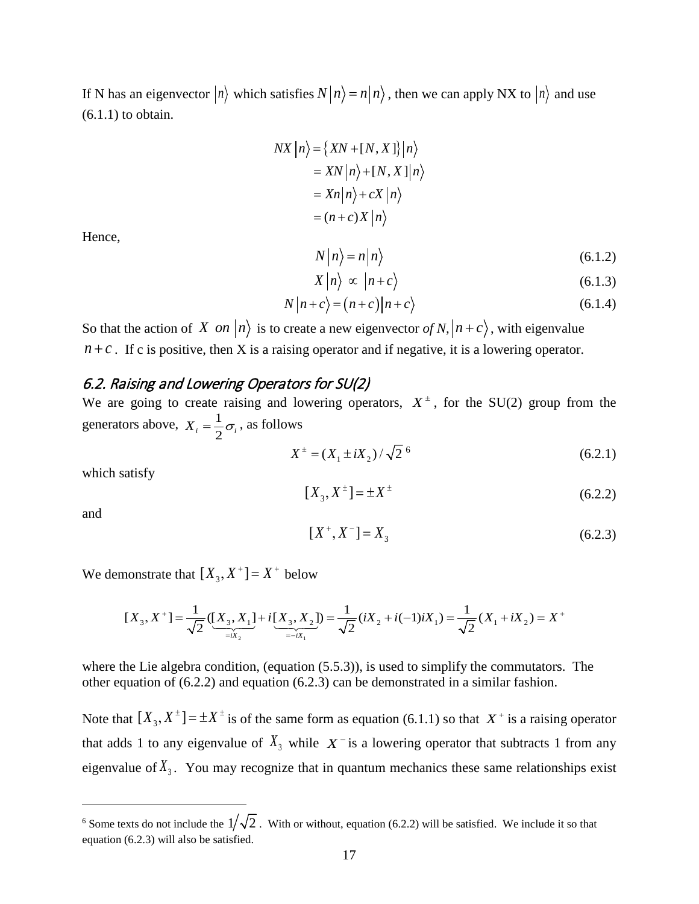If N has an eigenvector $|n\rangle$ which satisfies $N|n\rangle = n|n\rangle$, then we can apply NX to $|n\rangle$ and use (6.1.1) to obtain.

$$
\begin{aligned}
NX|n\rangle &= \{XN + [N, X]\}|n\rangle \\
&= XN|n\rangle + [N, X]|n\rangle \\
&= Xn|n\rangle + cX|n\rangle \\
&= (n+c)X|n\rangle
\end{aligned}
$$

Hence,

$$N|n\rangle = n|n\rangle \tag{6.1.2}$$

$$X|n\rangle \propto |n+c\rangle \tag{6.1.3}$$

$$N|n+c\rangle = (n+c)|n+c\rangle \tag{6.1.4}$$

So that the action of $X$ *on* $|n\rangle$ is to create a new eigenvector *of N*, $|n+c\rangle$, with eigenvalue $n+c$. If c is positive, then X is a raising operator and if negative, it is a lowering operator.

## 6.2. Raising and Lowering Operators for SU(2)

We are going to create raising and lowering operators, $X^{\pm}$, for the SU(2) group from the generators above, $X_i = \frac{1}{2}\sigma_i$, as follows

$$X^{\pm} = (X_1 \pm iX_2)/\sqrt{2} \text{ [6]} \tag{6.2.1}$$

which satisfy

$$[X_3, X^{\pm}] = \pm X^{\pm} \tag{6.2.2}$$

and

$$[X^+, X^-] = X_3 \tag{6.2.3}$$

We demonstrate that $[X_3, X^+] = X^+$ below

$$[X_3, X^+] = \frac{1}{\sqrt{2}}(\underbrace{[X_3, X_1]}_{=iX_2} + i\underbrace{[X_3, X_2]}_{=-iX_1}) = \frac{1}{\sqrt{2}}(iX_2 + i(-1)iX_1) = \frac{1}{\sqrt{2}}(X_1 + iX_2) = X^+$$

where the Lie algebra condition, (equation (5.5.3)), is used to simplify the commutators. The other equation of (6.2.2) and equation (6.2.3) can be demonstrated in a similar fashion.

Note that $[X_3, X^{\pm}] = \pm X^{\pm}$ is of the same form as equation (6.1.1) so that $X^+$ is a raising operator that adds 1 to any eigenvalue of $X_3$ while $X^-$ is a lowering operator that subtracts 1 from any eigenvalue of $X_3$. You may recognize that in quantum mechanics these same relationships exist

---

[6] Some texts do not include the $1/\sqrt{2}$. With or without, equation (6.2.2) will be satisfied. We include it so that equation (6.2.3) will also be satisfied.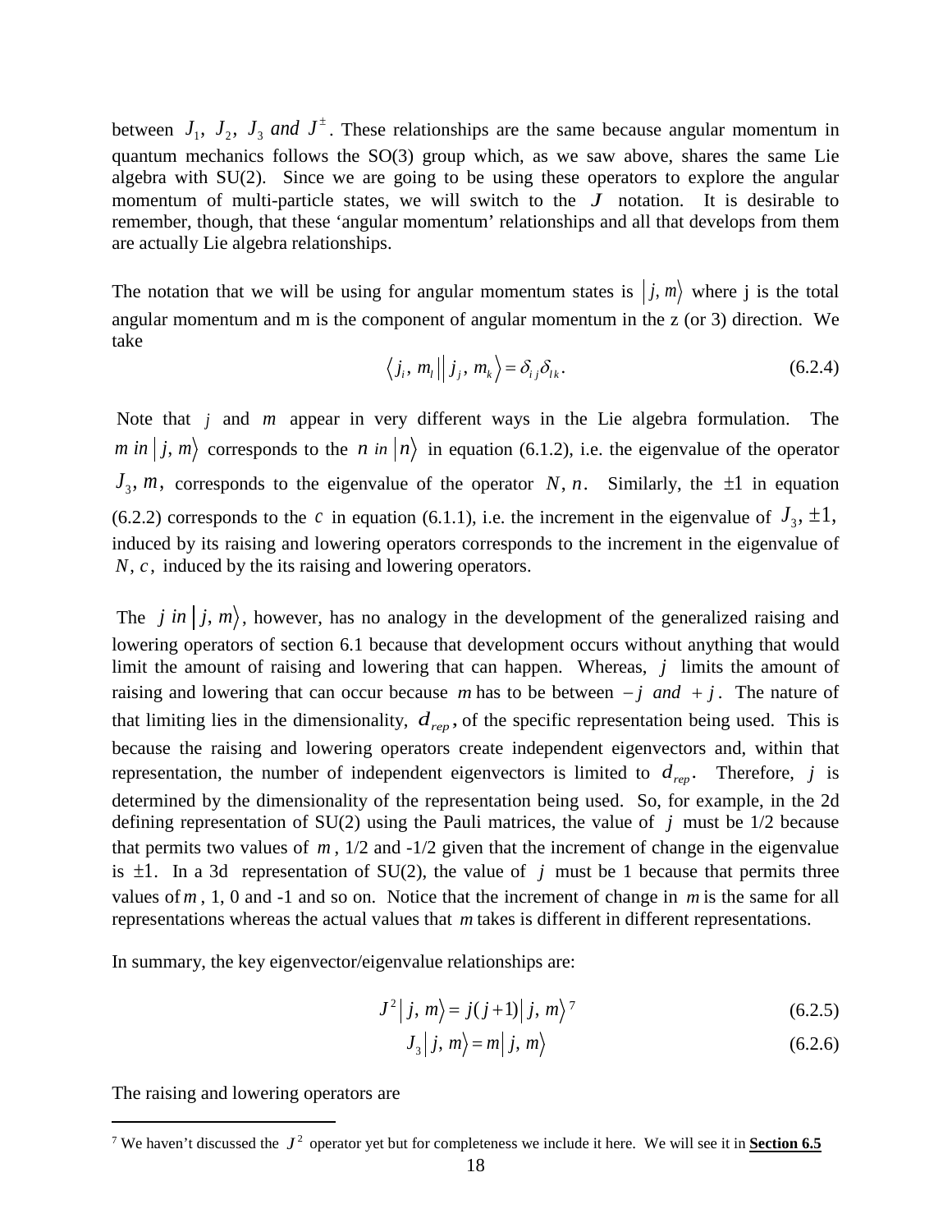between $J_1,\ J_2,\ J_3\ and\ J^{\pm}$. These relationships are the same because angular momentum in quantum mechanics follows the SO(3) group which, as we saw above, shares the same Lie algebra with SU(2). Since we are going to be using these operators to explore the angular momentum of multi-particle states, we will switch to the $J$ notation. It is desirable to remember, though, that these 'angular momentum' relationships and all that develops from them are actually Lie algebra relationships.

The notation that we will be using for angular momentum states is $\left| j,\, m \right\rangle$ where j is the total angular momentum and m is the component of angular momentum in the z (or 3) direction. We take

$$\left\langle j_i,\, m_l \right|\left| j_j,\, m_k \right\rangle = \delta_{ij}\delta_{lk}. \tag{6.2.4}$$

Note that $j$ and $m$ appear in very different ways in the Lie algebra formulation. The $m\ in \left| j,\, m \right\rangle$ corresponds to the $n\ in \left| n \right\rangle$ in equation (6.1.2), i.e. the eigenvalue of the operator $J_3,\, m,$ corresponds to the eigenvalue of the operator $N,\, n$. Similarly, the $\pm 1$ in equation (6.2.2) corresponds to the $c$ in equation (6.1.1), i.e. the increment in the eigenvalue of $J_3,\, \pm 1,$ induced by its raising and lowering operators corresponds to the increment in the eigenvalue of $N,\, c,$ induced by the its raising and lowering operators.

The $j\ in \left| j,\, m \right\rangle$, however, has no analogy in the development of the generalized raising and lowering operators of section 6.1 because that development occurs without anything that would limit the amount of raising and lowering that can happen. Whereas, $j$ limits the amount of raising and lowering that can occur because $m$ has to be between $-j\ and\ +j$. The nature of that limiting lies in the dimensionality, $d_{rep}$, of the specific representation being used. This is because the raising and lowering operators create independent eigenvectors and, within that representation, the number of independent eigenvectors is limited to $d_{rep}$. Therefore, $j$ is determined by the dimensionality of the representation being used. So, for example, in the 2d defining representation of SU(2) using the Pauli matrices, the value of $j$ must be 1/2 because that permits two values of $m$, 1/2 and -1/2 given that the increment of change in the eigenvalue is $\pm 1$. In a 3d representation of SU(2), the value of $j$ must be 1 because that permits three values of $m$, 1, 0 and -1 and so on. Notice that the increment of change in $m$ is the same for all representations whereas the actual values that $m$ takes is different in different representations.

In summary, the key eigenvector/eigenvalue relationships are:

$$J^2 \left| j,\, m \right\rangle = j(j+1) \left| j,\, m \right\rangle \text{[7]} \tag{6.2.5}$$

$$J_3 \left| j,\, m \right\rangle = m \left| j,\, m \right\rangle \tag{6.2.6}$$

The raising and lowering operators are

---

[7] We haven't discussed the $J^2$ operator yet but for completeness we include it here. We will see it in **Section 6.5**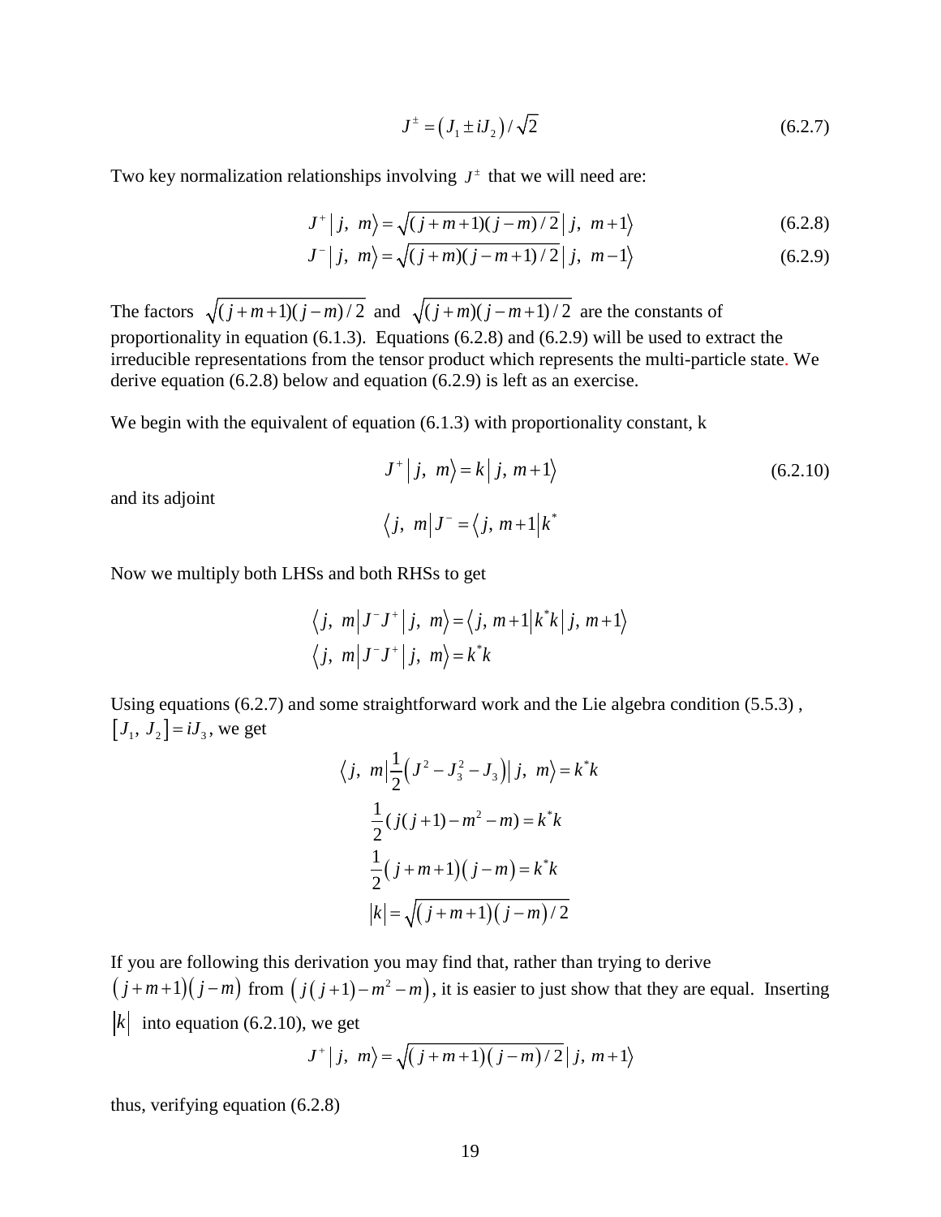$$J^{\pm} = \left(J_1 \pm iJ_2\right)/\sqrt{2} \tag{6.2.7}$$

Two key normalization relationships involving $J^{\pm}$ that we will need are:

$$J^{+}\left| j,\ m \right\rangle = \sqrt{(j+m+1)(j-m)/2}\left| j,\ m+1 \right\rangle \tag{6.2.8}$$

$$J^{-}\left| j,\ m \right\rangle = \sqrt{(j+m)(j-m+1)/2}\left| j,\ m-1 \right\rangle \tag{6.2.9}$$

The factors $\sqrt{(j+m+1)(j-m)/2}$ and $\sqrt{(j+m)(j-m+1)/2}$ are the constants of proportionality in equation (6.1.3). Equations (6.2.8) and (6.2.9) will be used to extract the irreducible representations from the tensor product which represents the multi-particle state. We derive equation (6.2.8) below and equation (6.2.9) is left as an exercise.

We begin with the equivalent of equation (6.1.3) with proportionality constant, k

$$J^{+}\left| j,\ m \right\rangle = k\left| j,\ m+1 \right\rangle \tag{6.2.10}$$

and its adjoint

$$\left\langle j,\ m \right| J^{-} = \left\langle j,\ m+1 \right| k^{*}$$

Now we multiply both LHSs and both RHSs to get

$$\left\langle j,\ m \right| J^{-}J^{+}\left| j,\ m \right\rangle = \left\langle j,\ m+1 \right| k^{*}k\left| j,\ m+1 \right\rangle$$

$$\left\langle j,\ m \right| J^{-}J^{+}\left| j,\ m \right\rangle = k^{*}k$$

Using equations (6.2.7) and some straightforward work and the Lie algebra condition (5.5.3), $\left[J_1,\ J_2\right] = iJ_3$, we get

$$\left\langle j,\ m \right| \frac{1}{2}\left(J^2 - J_3^2 - J_3\right)\left| j,\ m \right\rangle = k^{*}k$$

$$\frac{1}{2}\left(j(j+1) - m^2 - m\right) = k^{*}k$$

$$\frac{1}{2}\left(j+m+1\right)\left(j-m\right) = k^{*}k$$

$$\left|k\right| = \sqrt{\left(j+m+1\right)\left(j-m\right)/2}$$

If you are following this derivation you may find that, rather than trying to derive $\left(j+m+1\right)\left(j-m\right)$ from $\left(j\left(j+1\right) - m^2 - m\right)$, it is easier to just show that they are equal. Inserting $\left|k\right|$ into equation (6.2.10), we get

$$J^{+}\left| j,\ m \right\rangle = \sqrt{\left(j+m+1\right)\left(j-m\right)/2}\left| j,\ m+1 \right\rangle$$

thus, verifying equation (6.2.8)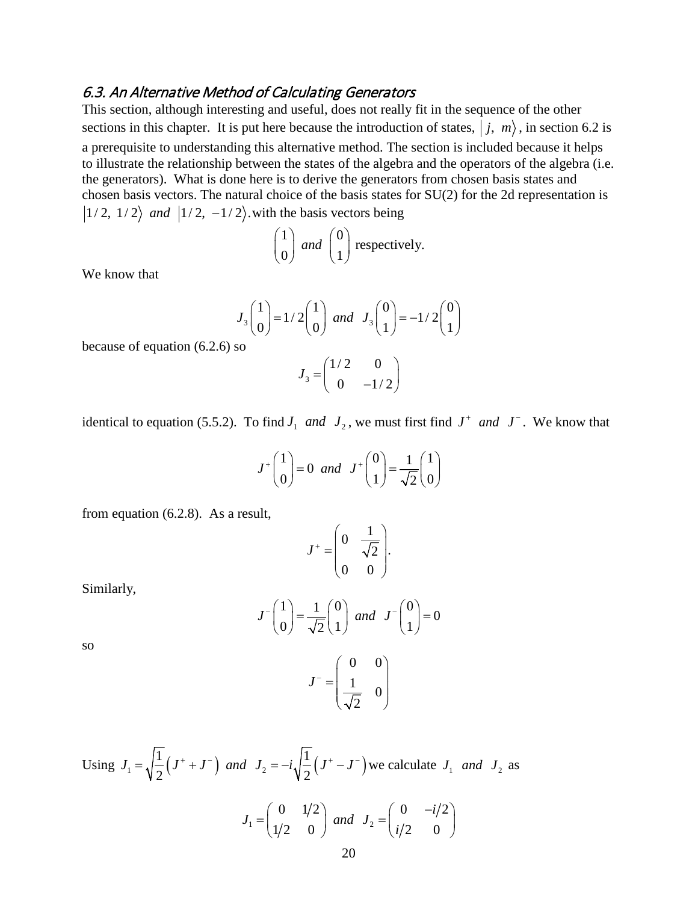## 6.3. An Alternative Method of Calculating Generators

This section, although interesting and useful, does not really fit in the sequence of the other sections in this chapter. It is put here because the introduction of states, $|j,\ m\rangle$, in section 6.2 is a prerequisite to understanding this alternative method. The section is included because it helps to illustrate the relationship between the states of the algebra and the operators of the algebra (i.e. the generators). What is done here is to derive the generators from chosen basis states and chosen basis vectors. The natural choice of the basis states for SU(2) for the 2d representation is $|1/2,\ 1/2\rangle$ *and* $|1/2,\ -1/2\rangle$.with the basis vectors being

$$\begin{pmatrix} 1 \\ 0 \end{pmatrix} \ and \ \begin{pmatrix} 0 \\ 1 \end{pmatrix} \text{ respectively.}$$

We know that

$$J_3\begin{pmatrix} 1 \\ 0 \end{pmatrix} = 1/2\begin{pmatrix} 1 \\ 0 \end{pmatrix} \ and \ J_3\begin{pmatrix} 0 \\ 1 \end{pmatrix} = -1/2\begin{pmatrix} 0 \\ 1 \end{pmatrix}$$

because of equation (6.2.6) so

$$J_3 = \begin{pmatrix} 1/2 & 0 \\ 0 & -1/2 \end{pmatrix}$$

identical to equation (5.5.2). To find $J_1$ *and* $J_2$, we must first find $J^+$ *and* $J^-$. We know that

$$J^+\begin{pmatrix} 1 \\ 0 \end{pmatrix} = 0 \ and \ J^+\begin{pmatrix} 0 \\ 1 \end{pmatrix} = \frac{1}{\sqrt{2}}\begin{pmatrix} 1 \\ 0 \end{pmatrix}$$

from equation (6.2.8). As a result,

$$J^+ = \begin{pmatrix} 0 & \frac{1}{\sqrt{2}} \\ 0 & 0 \end{pmatrix}.$$

Similarly,

$$J^-\begin{pmatrix} 1 \\ 0 \end{pmatrix} = \frac{1}{\sqrt{2}}\begin{pmatrix} 0 \\ 1 \end{pmatrix} \ and \ J^-\begin{pmatrix} 0 \\ 1 \end{pmatrix} = 0$$

so

$$J^- = \begin{pmatrix} 0 & 0 \\ \frac{1}{\sqrt{2}} & 0 \end{pmatrix}$$

Using $J_1 = \sqrt{\frac{1}{2}}\left(J^+ + J^-\right)$ *and* $J_2 = -i\sqrt{\frac{1}{2}}\left(J^+ - J^-\right)$ we calculate $J_1$ *and* $J_2$ as

$$J_1 = \begin{pmatrix} 0 & 1/2 \\ 1/2 & 0 \end{pmatrix} \ and \ J_2 = \begin{pmatrix} 0 & -i/2 \\ i/2 & 0 \end{pmatrix}$$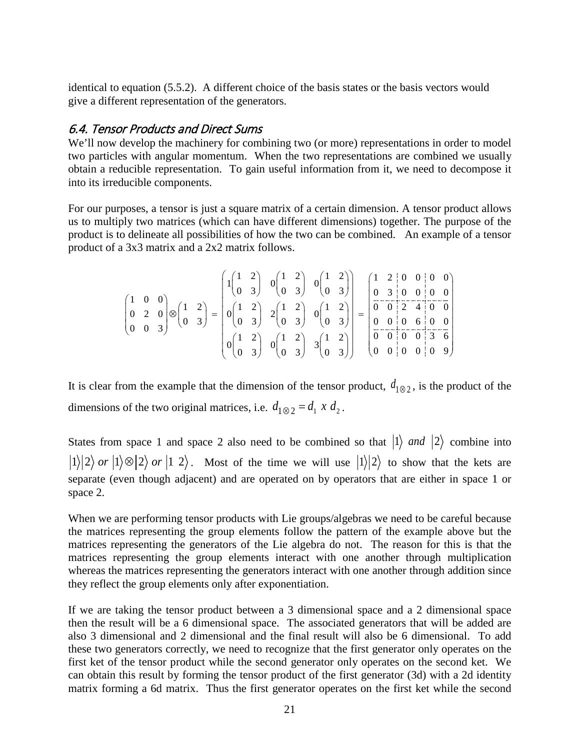identical to equation (5.5.2). A different choice of the basis states or the basis vectors would give a different representation of the generators.

## 6.4. Tensor Products and Direct Sums

We'll now develop the machinery for combining two (or more) representations in order to model two particles with angular momentum. When the two representations are combined we usually obtain a reducible representation. To gain useful information from it, we need to decompose it into its irreducible components.

For our purposes, a tensor is just a square matrix of a certain dimension. A tensor product allows us to multiply two matrices (which can have different dimensions) together. The purpose of the product is to delineate all possibilities of how the two can be combined. An example of a tensor product of a 3x3 matrix and a 2x2 matrix follows.

$$\begin{pmatrix} 1 & 0 & 0 \\ 0 & 2 & 0 \\ 0 & 0 & 3 \end{pmatrix} \otimes \begin{pmatrix} 1 & 2 \\ 0 & 3 \end{pmatrix} = \begin{pmatrix} 1\begin{pmatrix} 1 & 2 \\ 0 & 3 \end{pmatrix} & 0\begin{pmatrix} 1 & 2 \\ 0 & 3 \end{pmatrix} & 0\begin{pmatrix} 1 & 2 \\ 0 & 3 \end{pmatrix} \\ 0\begin{pmatrix} 1 & 2 \\ 0 & 3 \end{pmatrix} & 2\begin{pmatrix} 1 & 2 \\ 0 & 3 \end{pmatrix} & 0\begin{pmatrix} 1 & 2 \\ 0 & 3 \end{pmatrix} \\ 0\begin{pmatrix} 1 & 2 \\ 0 & 3 \end{pmatrix} & 0\begin{pmatrix} 1 & 2 \\ 0 & 3 \end{pmatrix} & 3\begin{pmatrix} 1 & 2 \\ 0 & 3 \end{pmatrix} \end{pmatrix} = \left(\begin{array}{cc|cc|cc} 1 & 2 & 0 & 0 & 0 & 0 \\ 0 & 3 & 0 & 0 & 0 & 0 \\ \hline 0 & 0 & 2 & 4 & 0 & 0 \\ 0 & 0 & 0 & 6 & 0 & 0 \\ \hline 0 & 0 & 0 & 0 & 3 & 6 \\ 0 & 0 & 0 & 0 & 0 & 9 \end{array}\right)$$

It is clear from the example that the dimension of the tensor product, $d_{1\otimes 2}$, is the product of the dimensions of the two original matrices, i.e. $d_{1\otimes 2} = d_1 \; x \; d_2$.

States from space 1 and space 2 also need to be combined so that $|1\rangle \; and \; |2\rangle$ combine into $|1\rangle|2\rangle \; or \; |1\rangle \otimes |2\rangle \; or \; |1 \; 2\rangle$. Most of the time we will use $|1\rangle|2\rangle$ to show that the kets are separate (even though adjacent) and are operated on by operators that are either in space 1 or space 2.

When we are performing tensor products with Lie groups/algebras we need to be careful because the matrices representing the group elements follow the pattern of the example above but the matrices representing the generators of the Lie algebra do not. The reason for this is that the matrices representing the group elements interact with one another through multiplication whereas the matrices representing the generators interact with one another through addition since they reflect the group elements only after exponentiation.

If we are taking the tensor product between a 3 dimensional space and a 2 dimensional space then the result will be a 6 dimensional space. The associated generators that will be added are also 3 dimensional and 2 dimensional and the final result will also be 6 dimensional. To add these two generators correctly, we need to recognize that the first generator only operates on the first ket of the tensor product while the second generator only operates on the second ket. We can obtain this result by forming the tensor product of the first generator (3d) with a 2d identity matrix forming a 6d matrix. Thus the first generator operates on the first ket while the second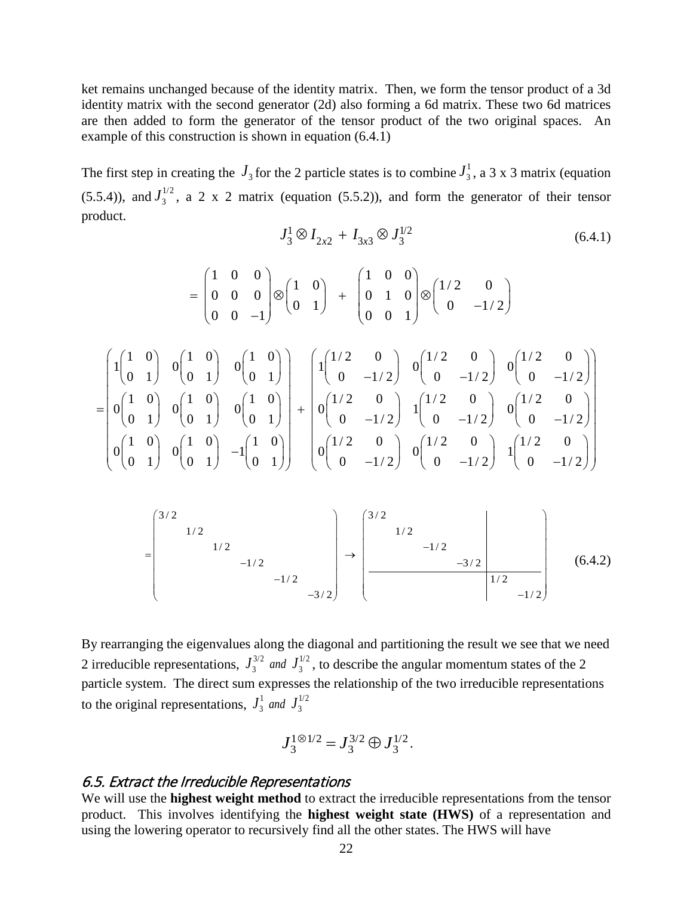ket remains unchanged because of the identity matrix. Then, we form the tensor product of a 3d identity matrix with the second generator (2d) also forming a 6d matrix. These two 6d matrices are then added to form the generator of the tensor product of the two original spaces. An example of this construction is shown in equation (6.4.1)

The first step in creating the $J_3$ for the 2 particle states is to combine $J_3^1$, a 3 x 3 matrix (equation (5.5.4)), and $J_3^{1/2}$, a 2 x 2 matrix (equation (5.5.2)), and form the generator of their tensor product.

$$J_3^1 \otimes I_{2x2} + I_{3x3} \otimes J_3^{1/2} \tag{6.4.1}$$

$$= \begin{pmatrix} 1 & 0 & 0 \\ 0 & 0 & 0 \\ 0 & 0 & -1 \end{pmatrix} \otimes \begin{pmatrix} 1 & 0 \\ 0 & 1 \end{pmatrix} + \begin{pmatrix} 1 & 0 & 0 \\ 0 & 1 & 0 \\ 0 & 0 & 1 \end{pmatrix} \otimes \begin{pmatrix} 1/2 & 0 \\ 0 & -1/2 \end{pmatrix}$$

$$= \begin{pmatrix} 1\begin{pmatrix} 1 & 0 \\ 0 & 1 \end{pmatrix} & 0\begin{pmatrix} 1 & 0 \\ 0 & 1 \end{pmatrix} & 0\begin{pmatrix} 1 & 0 \\ 0 & 1 \end{pmatrix} \\ 0\begin{pmatrix} 1 & 0 \\ 0 & 1 \end{pmatrix} & 0\begin{pmatrix} 1 & 0 \\ 0 & 1 \end{pmatrix} & 0\begin{pmatrix} 1 & 0 \\ 0 & 1 \end{pmatrix} \\ 0\begin{pmatrix} 1 & 0 \\ 0 & 1 \end{pmatrix} & 0\begin{pmatrix} 1 & 0 \\ 0 & 1 \end{pmatrix} & -1\begin{pmatrix} 1 & 0 \\ 0 & 1 \end{pmatrix} \end{pmatrix} + \begin{pmatrix} 1\begin{pmatrix} 1/2 & 0 \\ 0 & -1/2 \end{pmatrix} & 0\begin{pmatrix} 1/2 & 0 \\ 0 & -1/2 \end{pmatrix} & 0\begin{pmatrix} 1/2 & 0 \\ 0 & -1/2 \end{pmatrix} \\ 0\begin{pmatrix} 1/2 & 0 \\ 0 & -1/2 \end{pmatrix} & 1\begin{pmatrix} 1/2 & 0 \\ 0 & -1/2 \end{pmatrix} & 0\begin{pmatrix} 1/2 & 0 \\ 0 & -1/2 \end{pmatrix} \\ 0\begin{pmatrix} 1/2 & 0 \\ 0 & -1/2 \end{pmatrix} & 0\begin{pmatrix} 1/2 & 0 \\ 0 & -1/2 \end{pmatrix} & 1\begin{pmatrix} 1/2 & 0 \\ 0 & -1/2 \end{pmatrix} \end{pmatrix}$$

$$= \begin{pmatrix} 3/2 & & & & & \\ & 1/2 & & & & \\ & & 1/2 & & & \\ & & & -1/2 & & \\ & & & & -1/2 & \\ & & & & & -3/2 \end{pmatrix} \rightarrow \left(\begin{array}{cccc|cc} 3/2 & & & & & \\ & 1/2 & & & & \\ & & -1/2 & & & \\ & & & -3/2 & & \\ \hline & & & & 1/2 & \\ & & & & & -1/2 \end{array}\right) \tag{6.4.2}$$

By rearranging the eigenvalues along the diagonal and partitioning the result we see that we need 2 irreducible representations, $J_3^{3/2}$ *and* $J_3^{1/2}$, to describe the angular momentum states of the 2 particle system. The direct sum expresses the relationship of the two irreducible representations to the original representations, $J_3^1$ *and* $J_3^{1/2}$

$$J_3^{1 \otimes 1/2} = J_3^{3/2} \oplus J_3^{1/2}.$$

## *6.5. Extract the Irreducible Representations*

We will use the **highest weight method** to extract the irreducible representations from the tensor product. This involves identifying the **highest weight state (HWS)** of a representation and using the lowering operator to recursively find all the other states. The HWS will have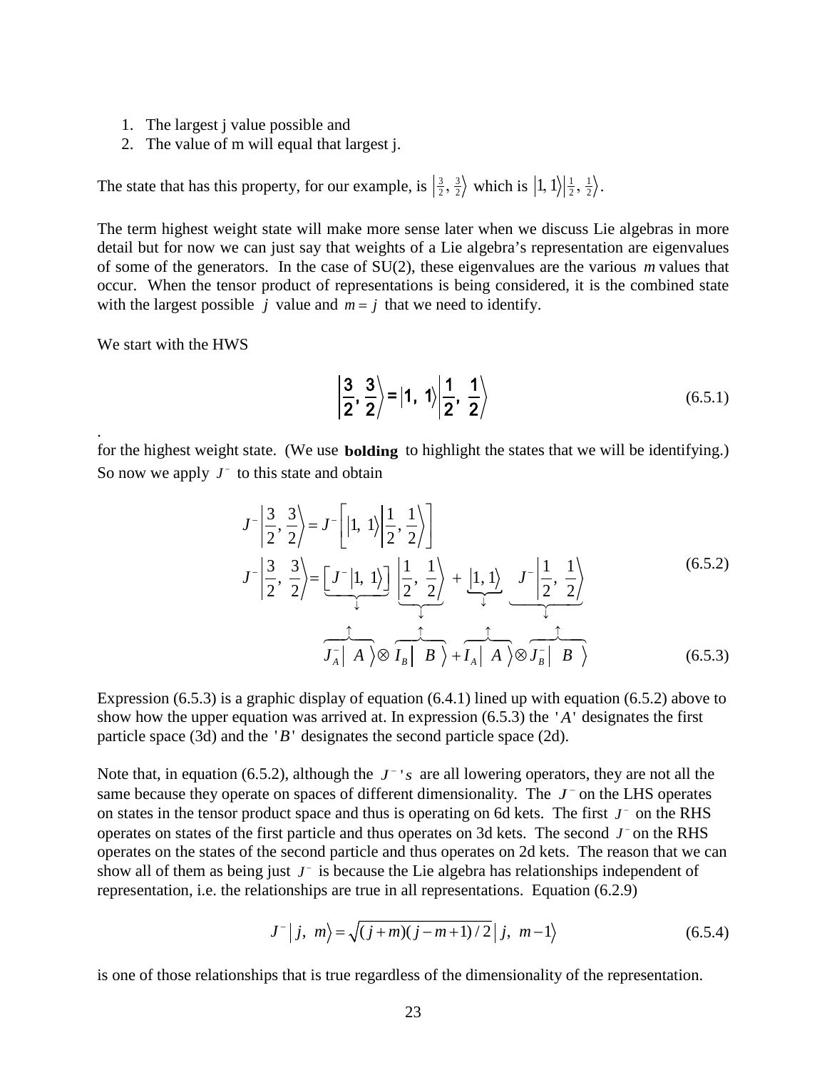1. The largest j value possible and
2. The value of m will equal that largest j.

The state that has this property, for our example, is $\left|\frac{3}{2}, \frac{3}{2}\right\rangle$ which is $\left|1, 1\right\rangle\left|\frac{1}{2}, \frac{1}{2}\right\rangle$.

The term highest weight state will make more sense later when we discuss Lie algebras in more detail but for now we can just say that weights of a Lie algebra's representation are eigenvalues of some of the generators. In the case of SU(2), these eigenvalues are the various $m$ values that occur. When the tensor product of representations is being considered, it is the combined state with the largest possible $j$ value and $m = j$ that we need to identify.

We start with the HWS

$$\boldsymbol{\left|\frac{3}{2}, \frac{3}{2}\right\rangle = \left|1, 1\right\rangle\left|\frac{1}{2}, \frac{1}{2}\right\rangle} \tag{6.5.1}$$

.
for the highest weight state. (We use **bolding** to highlight the states that we will be identifying.) So now we apply $J^-$ to this state and obtain

$$\begin{aligned} J^-\left|\frac{3}{2}, \frac{3}{2}\right\rangle &= J^-\left[\left|1, 1\right\rangle\left|\frac{1}{2}, \frac{1}{2}\right\rangle\right] \\ J^-\left|\frac{3}{2}, \frac{3}{2}\right\rangle &= \underbrace{\left[J^-\left|1, 1\right\rangle\right]}_{\downarrow}\underbrace{\left|\frac{1}{2}, \frac{1}{2}\right\rangle}_{\downarrow} + \underbrace{\left|1, 1\right\rangle}_{\downarrow}\underbrace{J^-\left|\frac{1}{2}, \frac{1}{2}\right\rangle}_{\downarrow} \end{aligned} \tag{6.5.2}$$

$$\overbrace{J_A^-\left|\ A\ \right\rangle}^{\uparrow} \otimes \overbrace{I_B\left|\ B\ \right\rangle}^{\uparrow} + \overbrace{I_A\left|\ A\ \right\rangle}^{\uparrow} \otimes \overbrace{J_B^-\left|\ B\ \right\rangle}^{\uparrow} \tag{6.5.3}$$

Expression (6.5.3) is a graphic display of equation (6.4.1) lined up with equation (6.5.2) above to show how the upper equation was arrived at. In expression (6.5.3) the $'A'$ designates the first particle space (3d) and the $'B'$ designates the second particle space (2d).

Note that, in equation (6.5.2), although the $J^-{}'s$ are all lowering operators, they are not all the same because they operate on spaces of different dimensionality. The $J^-$ on the LHS operates on states in the tensor product space and thus is operating on 6d kets. The first $J^-$ on the RHS operates on states of the first particle and thus operates on 3d kets. The second $J^-$ on the RHS operates on the states of the second particle and thus operates on 2d kets. The reason that we can show all of them as being just $J^-$ is because the Lie algebra has relationships independent of representation, i.e. the relationships are true in all representations. Equation (6.2.9)

$$J^-\left|\ j,\ m\right\rangle = \sqrt{(j+m)(j-m+1)/2}\left|\ j,\ m-1\right\rangle \tag{6.5.4}$$

is one of those relationships that is true regardless of the dimensionality of the representation.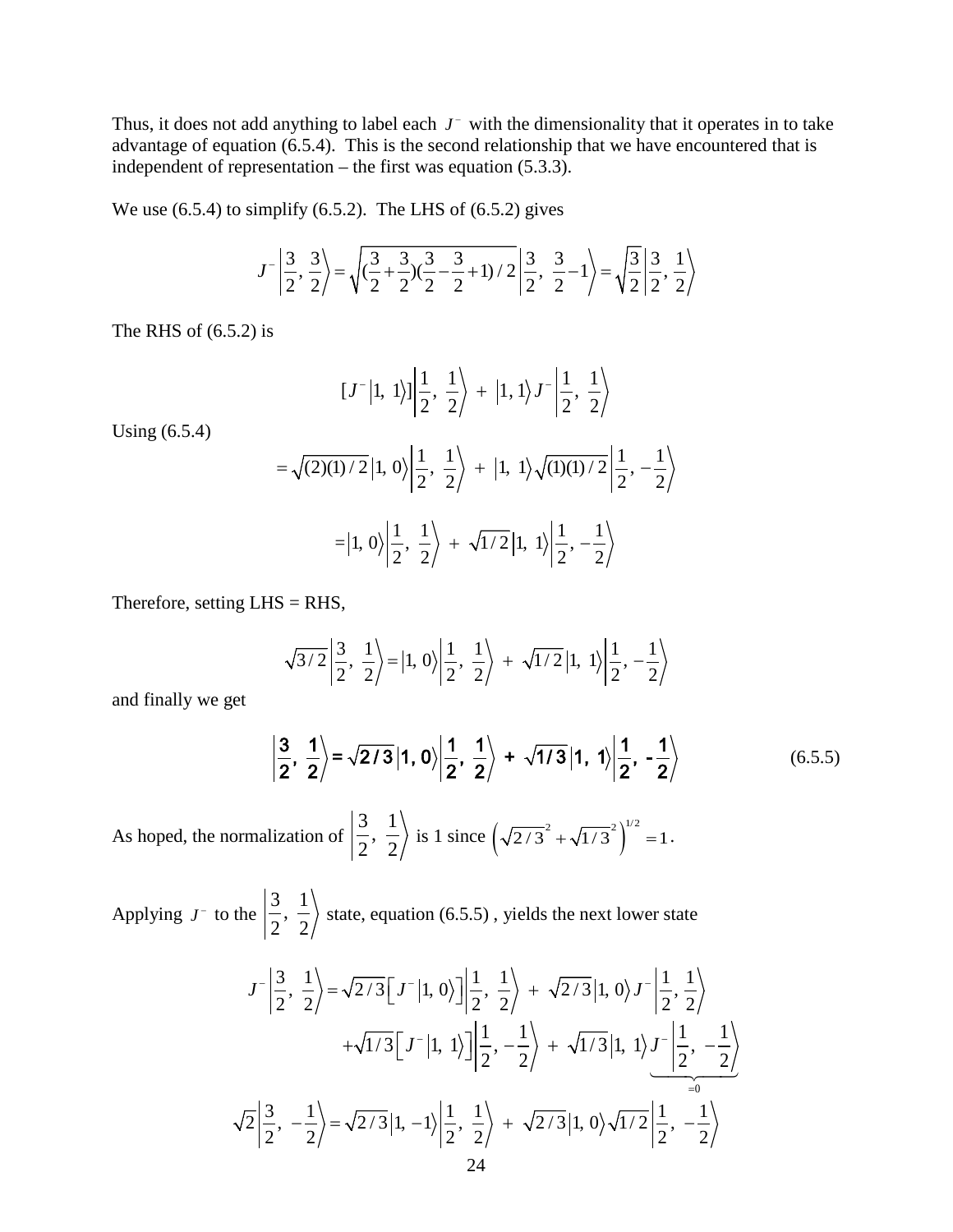Thus, it does not add anything to label each $J^-$ with the dimensionality that it operates in to take advantage of equation (6.5.4). This is the second relationship that we have encountered that is independent of representation – the first was equation (5.3.3).

We use (6.5.4) to simplify (6.5.2). The LHS of (6.5.2) gives

$$J^-\left|\frac{3}{2},\ \frac{3}{2}\right\rangle = \sqrt{(\frac{3}{2}+\frac{3}{2})(\frac{3}{2}-\frac{3}{2}+1)/2}\left|\frac{3}{2},\ \frac{3}{2}-1\right\rangle = \sqrt{\frac{3}{2}}\left|\frac{3}{2},\ \frac{1}{2}\right\rangle$$

The RHS of (6.5.2) is

$$[J^-\left|1,\ 1\right\rangle]\left|\frac{1}{2},\ \frac{1}{2}\right\rangle \ + \ \left|1, 1\right\rangle J^-\left|\frac{1}{2},\ \frac{1}{2}\right\rangle$$

Using (6.5.4)

$$= \sqrt{(2)(1)/2}\left|1,\ 0\right\rangle\left|\frac{1}{2},\ \frac{1}{2}\right\rangle \ + \ \left|1,\ 1\right\rangle\sqrt{(1)(1)/2}\left|\frac{1}{2}, -\frac{1}{2}\right\rangle$$

$$= \left|1,\ 0\right\rangle\left|\frac{1}{2},\ \frac{1}{2}\right\rangle \ + \ \sqrt{1/2}\left|1,\ 1\right\rangle\left|\frac{1}{2}, -\frac{1}{2}\right\rangle$$

Therefore, setting LHS = RHS,

$$\sqrt{3/2}\left|\frac{3}{2},\ \frac{1}{2}\right\rangle = \left|1,\ 0\right\rangle\left|\frac{1}{2},\ \frac{1}{2}\right\rangle \ + \ \sqrt{1/2}\left|1,\ 1\right\rangle\left|\frac{1}{2}, -\frac{1}{2}\right\rangle$$

and finally we get

$$\left|\frac{3}{2},\ \frac{1}{2}\right\rangle = \sqrt{2/3}\left|1,\ 0\right\rangle\left|\frac{1}{2},\ \frac{1}{2}\right\rangle \ + \ \sqrt{1/3}\left|1,\ 1\right\rangle\left|\frac{1}{2},\ -\frac{1}{2}\right\rangle \tag{6.5.5}$$

As hoped, the normalization of $\left|\frac{3}{2},\ \frac{1}{2}\right\rangle$ is 1 since $\left(\sqrt{2/3}^2 + \sqrt{1/3}^2\right)^{1/2} = 1$.

Applying $J^-$ to the $\left|\frac{3}{2},\ \frac{1}{2}\right\rangle$ state, equation (6.5.5) , yields the next lower state

$$J^-\left|\frac{3}{2},\ \frac{1}{2}\right\rangle = \sqrt{2/3}\left[J^-\left|1,\ 0\right\rangle\right]\left|\frac{1}{2},\ \frac{1}{2}\right\rangle \ + \ \sqrt{2/3}\left|1,\ 0\right\rangle J^-\left|\frac{1}{2}, \frac{1}{2}\right\rangle$$
$$+\sqrt{1/3}\left[J^-\left|1,\ 1\right\rangle\right]\left|\frac{1}{2}, -\frac{1}{2}\right\rangle \ + \ \sqrt{1/3}\left|1,\ 1\right\rangle \underbrace{J^-\left|\frac{1}{2},\ -\frac{1}{2}\right\rangle}_{=0}$$

$$\sqrt{2}\left|\frac{3}{2},\ -\frac{1}{2}\right\rangle = \sqrt{2/3}\left|1, -1\right\rangle\left|\frac{1}{2},\ \frac{1}{2}\right\rangle \ + \ \sqrt{2/3}\left|1,\ 0\right\rangle\sqrt{1/2}\left|\frac{1}{2},\ -\frac{1}{2}\right\rangle$$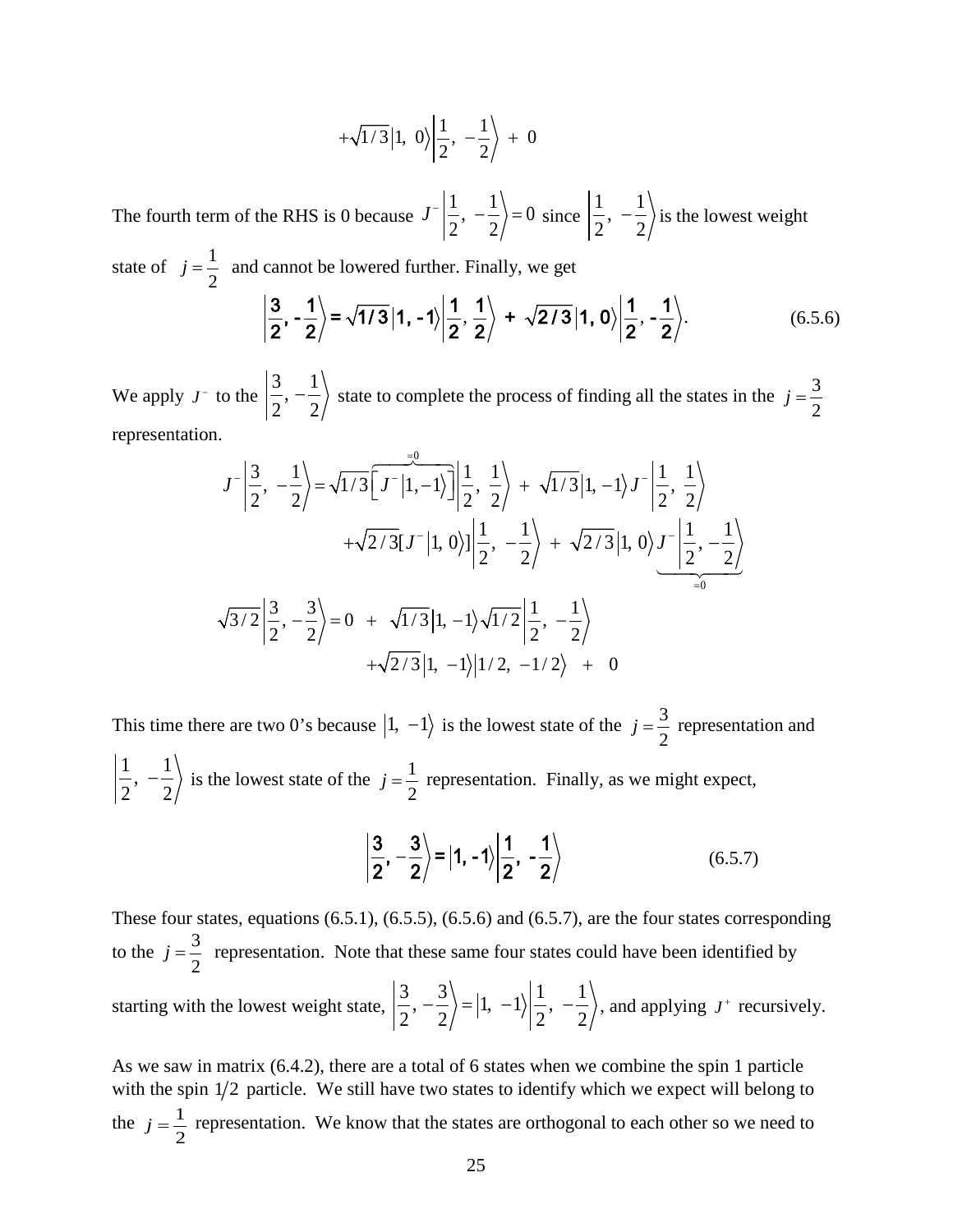$$+\sqrt{1/3}\left|1,\ 0\right\rangle\left|\frac{1}{2},\ -\frac{1}{2}\right\rangle\ +\ 0$$

The fourth term of the RHS is 0 because $J^{-}\left|\frac{1}{2},\ -\frac{1}{2}\right\rangle = 0$ since $\left|\frac{1}{2},\ -\frac{1}{2}\right\rangle$ is the lowest weight state of $j=\frac{1}{2}$ and cannot be lowered further. Finally, we get

$$\left|\frac{3}{2},\ -\frac{1}{2}\right\rangle = \sqrt{1/3}\left|1,\ -1\right\rangle\left|\frac{1}{2},\ \frac{1}{2}\right\rangle\ +\ \sqrt{2/3}\left|1,\ 0\right\rangle\left|\frac{1}{2},\ -\frac{1}{2}\right\rangle. \tag{6.5.6}$$

We apply $J^{-}$ to the $\left|\frac{3}{2},-\frac{1}{2}\right\rangle$ state to complete the process of finding all the states in the $j=\frac{3}{2}$ representation.

$$J^{-}\left|\frac{3}{2},\ -\frac{1}{2}\right\rangle = \sqrt{1/3}\overbrace{\left[J^{-}\left|1,-1\right\rangle\right]}^{=0}\left|\frac{1}{2},\ \frac{1}{2}\right\rangle\ +\ \sqrt{1/3}\left|1,\ -1\right\rangle J^{-}\left|\frac{1}{2},\ \frac{1}{2}\right\rangle$$

$$+\sqrt{2/3}[J^{-}\left|1,\ 0\right\rangle]\left|\frac{1}{2},\ -\frac{1}{2}\right\rangle\ +\ \sqrt{2/3}\left|1,\ 0\right\rangle\underbrace{J^{-}\left|\frac{1}{2},-\frac{1}{2}\right\rangle}_{=0}$$

$$\sqrt{3/2}\left|\frac{3}{2},-\frac{3}{2}\right\rangle = 0\ +\ \sqrt{1/3}\left|1,\ -1\right\rangle\sqrt{1/2}\left|\frac{1}{2},\ -\frac{1}{2}\right\rangle$$

$$+\sqrt{2/3}\left|1,\ -1\right\rangle\left|1/2,\ -1/2\right\rangle\ +\ 0$$

This time there are two 0's because $\left|1,\ -1\right\rangle$ is the lowest state of the $j=\frac{3}{2}$ representation and $\left|\frac{1}{2},\ -\frac{1}{2}\right\rangle$ is the lowest state of the $j=\frac{1}{2}$ representation. Finally, as we might expect,

$$\left|\frac{3}{2},-\frac{3}{2}\right\rangle = \left|1,\ -1\right\rangle\left|\frac{1}{2},\ -\frac{1}{2}\right\rangle \tag{6.5.7}$$

These four states, equations (6.5.1), (6.5.5), (6.5.6) and (6.5.7), are the four states corresponding to the $j=\frac{3}{2}$ representation. Note that these same four states could have been identified by starting with the lowest weight state, $\left|\frac{3}{2},-\frac{3}{2}\right\rangle = \left|1,\ -1\right\rangle\left|\frac{1}{2},\ -\frac{1}{2}\right\rangle$, and applying $J^{+}$ recursively.

As we saw in matrix (6.4.2), there are a total of 6 states when we combine the spin 1 particle with the spin $1/2$ particle. We still have two states to identify which we expect will belong to the $j=\frac{1}{2}$ representation. We know that the states are orthogonal to each other so we need to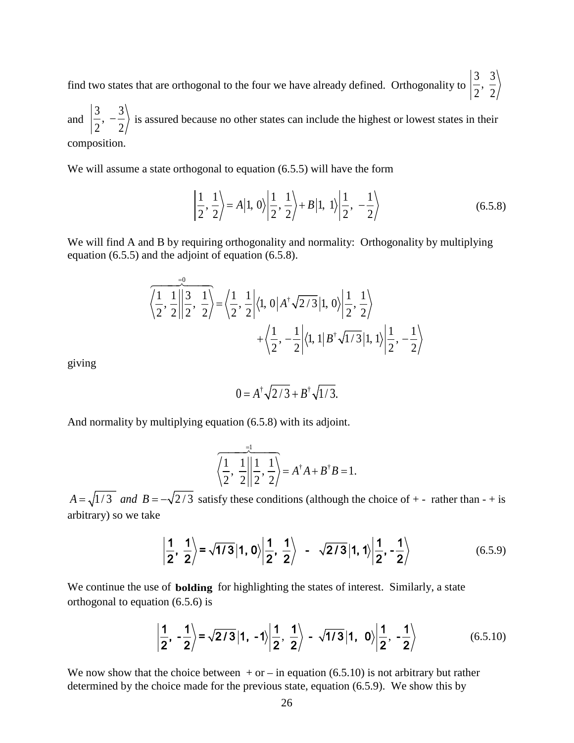find two states that are orthogonal to the four we have already defined. Orthogonality to $\left|\frac{3}{2},\ \frac{3}{2}\right\rangle$ and $\left|\frac{3}{2},\ -\frac{3}{2}\right\rangle$ is assured because no other states can include the highest or lowest states in their composition.

We will assume a state orthogonal to equation (6.5.5) will have the form

$$\left|\frac{1}{2},\frac{1}{2}\right\rangle = A\left|1,\ 0\right\rangle\left|\frac{1}{2},\frac{1}{2}\right\rangle + B\left|1,\ 1\right\rangle\left|\frac{1}{2},\ -\frac{1}{2}\right\rangle \tag{6.5.8}$$

We will find A and B by requiring orthogonality and normality: Orthogonality by multiplying equation (6.5.5) and the adjoint of equation (6.5.8).

$$\overbrace{\left\langle\frac{1}{2},\frac{1}{2}\middle|\frac{3}{2},\ \frac{1}{2}\right\rangle}^{=0} = \left\langle\frac{1}{2},\frac{1}{2}\right|\left\langle 1,\ 0\right|A^{\dagger}\sqrt{2/3}\left|1,\ 0\right\rangle\left|\frac{1}{2},\frac{1}{2}\right\rangle + \left\langle\frac{1}{2},-\frac{1}{2}\right|\left\langle 1,\ 1\right|B^{\dagger}\sqrt{1/3}\left|1,\ 1\right\rangle\left|\frac{1}{2},-\frac{1}{2}\right\rangle$$

giving

$$0 = A^{\dagger}\sqrt{2/3} + B^{\dagger}\sqrt{1/3}.$$

And normality by multiplying equation (6.5.8) with its adjoint.

$$\overbrace{\left\langle\frac{1}{2},\ \frac{1}{2}\middle|\frac{1}{2},\frac{1}{2}\right\rangle}^{=1} = A^{\dagger}A + B^{\dagger}B = 1.$$

$A = \sqrt{1/3}$ *and* $B = -\sqrt{2/3}$ satisfy these conditions (although the choice of + - rather than - + is arbitrary) so we take

$$\left|\mathbf{\frac{1}{2},\ \frac{1}{2}}\right\rangle = \sqrt{1/3}\left|1,\mathbf{0}\right\rangle\left|\mathbf{\frac{1}{2},\ \frac{1}{2}}\right\rangle - \sqrt{2/3}\left|1,1\right\rangle\left|\mathbf{\frac{1}{2},-\frac{1}{2}}\right\rangle \tag{6.5.9}$$

We continue the use of **bolding** for highlighting the states of interest. Similarly, a state orthogonal to equation (6.5.6) is

$$\left|\mathbf{\frac{1}{2},\ -\frac{1}{2}}\right\rangle = \sqrt{2/3}\left|1,\ -1\right\rangle\left|\mathbf{\frac{1}{2},\ \frac{1}{2}}\right\rangle - \sqrt{1/3}\left|1,\ 0\right\rangle\left|\mathbf{\frac{1}{2},\ -\frac{1}{2}}\right\rangle \tag{6.5.10}$$

We now show that the choice between + or – in equation (6.5.10) is not arbitrary but rather determined by the choice made for the previous state, equation (6.5.9). We show this by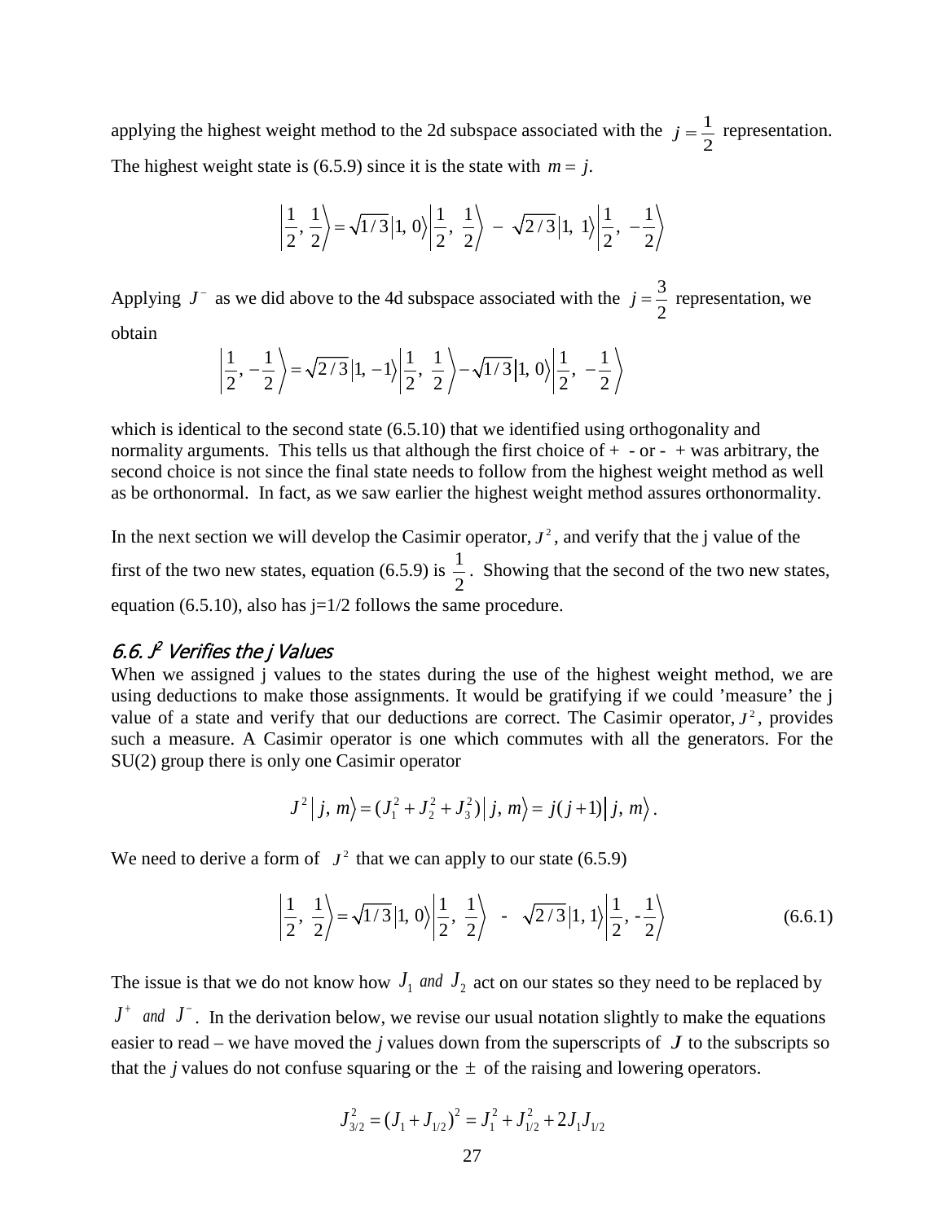applying the highest weight method to the 2d subspace associated with the $j = \frac{1}{2}$ representation. The highest weight state is (6.5.9) since it is the state with $m = j$.

$$\left|\frac{1}{2}, \frac{1}{2}\right\rangle = \sqrt{1/3}\,|1,\,0\rangle\left|\frac{1}{2},\ \frac{1}{2}\right\rangle \;-\; \sqrt{2/3}\,|1,\ 1\rangle\left|\frac{1}{2},\ -\frac{1}{2}\right\rangle$$

Applying $J^-$ as we did above to the 4d subspace associated with the $j = \frac{3}{2}$ representation, we obtain

$$\left|\frac{1}{2}, -\frac{1}{2}\right\rangle = \sqrt{2/3}\,|1,\,-1\rangle\left|\frac{1}{2},\ \frac{1}{2}\right\rangle - \sqrt{1/3}\,|1,\,0\rangle\left|\frac{1}{2},\ -\frac{1}{2}\right\rangle$$

which is identical to the second state (6.5.10) that we identified using orthogonality and normality arguments. This tells us that although the first choice of + - or - + was arbitrary, the second choice is not since the final state needs to follow from the highest weight method as well as be orthonormal. In fact, as we saw earlier the highest weight method assures orthonormality.

In the next section we will develop the Casimir operator, $J^2$, and verify that the j value of the first of the two new states, equation (6.5.9) is $\frac{1}{2}$. Showing that the second of the two new states, equation (6.5.10), also has j=1/2 follows the same procedure.

## 6.6. $J^2$ Verifies the j Values

When we assigned j values to the states during the use of the highest weight method, we are using deductions to make those assignments. It would be gratifying if we could 'measure' the j value of a state and verify that our deductions are correct. The Casimir operator, $J^2$, provides such a measure. A Casimir operator is one which commutes with all the generators. For the SU(2) group there is only one Casimir operator

$$J^2\,|\,j,\,m\rangle = (J_1^2 + J_2^2 + J_3^2)\,|\,j,\,m\rangle = j(j+1)\,|\,j,\,m\rangle\,.$$

We need to derive a form of $J^2$ that we can apply to our state (6.5.9)

$$\left|\frac{1}{2},\ \frac{1}{2}\right\rangle = \sqrt{1/3}\,|1,\,0\rangle\left|\frac{1}{2},\ \frac{1}{2}\right\rangle \ \ - \ \ \sqrt{2/3}\,|1,\,1\rangle\left|\frac{1}{2},\,-\frac{1}{2}\right\rangle \tag{6.6.1}$$

The issue is that we do not know how $J_1$ *and* $J_2$ act on our states so they need to be replaced by $J^+$ *and* $J^-$. In the derivation below, we revise our usual notation slightly to make the equations easier to read – we have moved the *j* values down from the superscripts of $J$ to the subscripts so that the *j* values do not confuse squaring or the $\pm$ of the raising and lowering operators.

$$J_{3/2}^2 = (J_1 + J_{1/2})^2 = J_1^2 + J_{1/2}^2 + 2J_1 J_{1/2}$$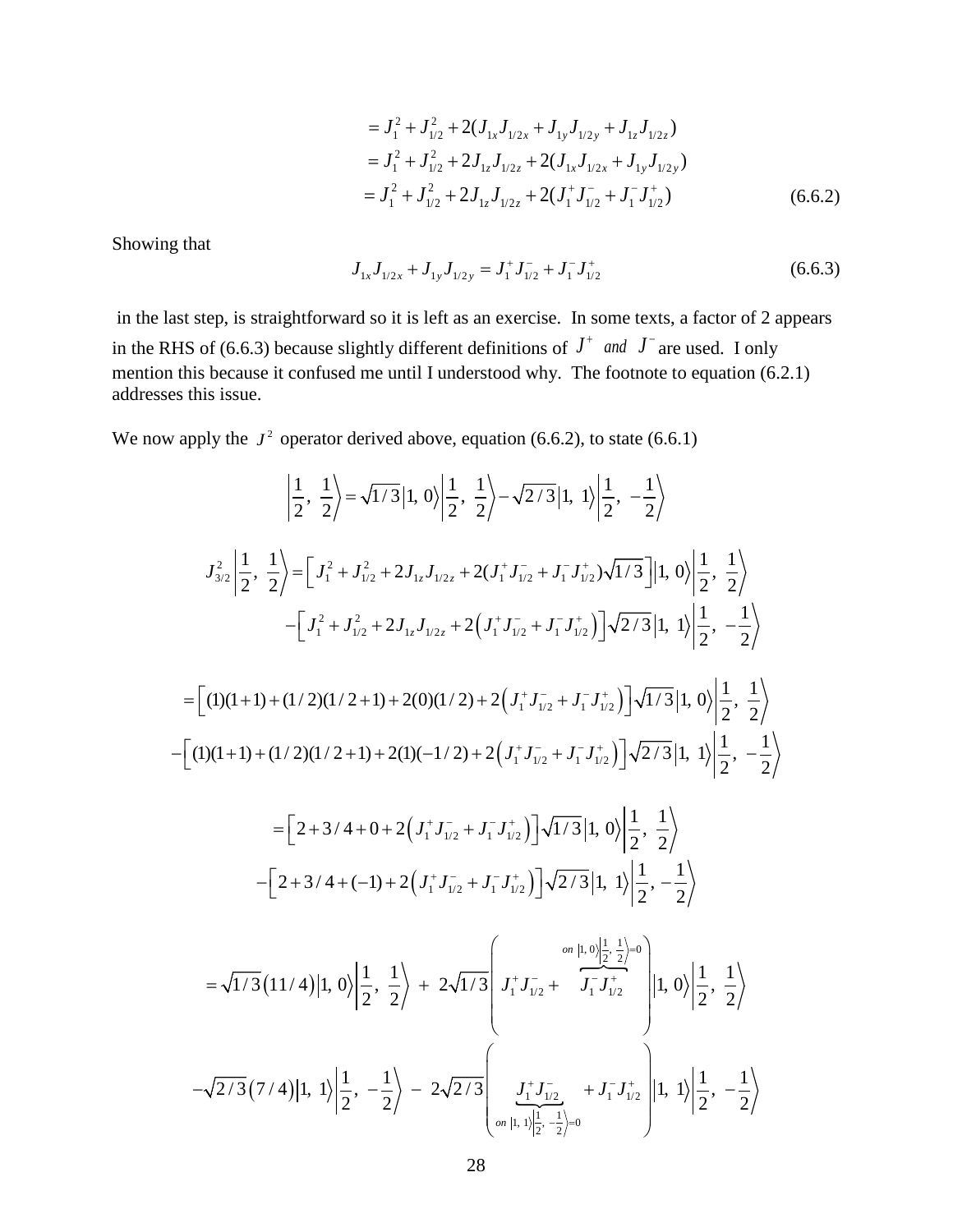$$
\begin{aligned}
&= J_1^2 + J_{1/2}^2 + 2(J_{1x}J_{1/2x} + J_{1y}J_{1/2y} + J_{1z}J_{1/2z}) \\
&= J_1^2 + J_{1/2}^2 + 2J_{1z}J_{1/2z} + 2(J_{1x}J_{1/2x} + J_{1y}J_{1/2y}) \\
&= J_1^2 + J_{1/2}^2 + 2J_{1z}J_{1/2z} + 2(J_1^+J_{1/2}^- + J_1^-J_{1/2}^+)
\end{aligned} \tag{6.6.2}
$$

Showing that

$$
J_{1x}J_{1/2x} + J_{1y}J_{1/2y} = J_1^+J_{1/2}^- + J_1^-J_{1/2}^+ \tag{6.6.3}
$$

in the last step, is straightforward so it is left as an exercise. In some texts, a factor of 2 appears in the RHS of (6.6.3) because slightly different definitions of $J^+$ *and* $J^-$ are used. I only mention this because it confused me until I understood why. The footnote to equation (6.2.1) addresses this issue.

We now apply the $J^2$ operator derived above, equation (6.6.2), to state (6.6.1)

$$
\left|\frac{1}{2},\ \frac{1}{2}\right\rangle = \sqrt{1/3}\,|1,\ 0\rangle\left|\frac{1}{2},\ \frac{1}{2}\right\rangle - \sqrt{2/3}\,|1,\ 1\rangle\left|\frac{1}{2},\ -\frac{1}{2}\right\rangle
$$

$$
\begin{aligned}
J_{3/2}^2\left|\frac{1}{2},\ \frac{1}{2}\right\rangle &= \left[J_1^2 + J_{1/2}^2 + 2J_{1z}J_{1/2z} + 2(J_1^+J_{1/2}^- + J_1^-J_{1/2}^+)\sqrt{1/3}\right]|1,\ 0\rangle\left|\frac{1}{2},\ \frac{1}{2}\right\rangle \\
&\quad -\left[J_1^2 + J_{1/2}^2 + 2J_{1z}J_{1/2z} + 2\left(J_1^+J_{1/2}^- + J_1^-J_{1/2}^+\right)\right]\sqrt{2/3}\,|1,\ 1\rangle\left|\frac{1}{2},\ -\frac{1}{2}\right\rangle
\end{aligned}
$$

$$
\begin{aligned}
&= \left[(1)(1+1) + (1/2)(1/2+1) + 2(0)(1/2) + 2\left(J_1^+J_{1/2}^- + J_1^-J_{1/2}^+\right)\right]\sqrt{1/3}\,|1,\ 0\rangle\left|\frac{1}{2},\ \frac{1}{2}\right\rangle \\
&\quad -\left[(1)(1+1) + (1/2)(1/2+1) + 2(1)(-1/2) + 2\left(J_1^+J_{1/2}^- + J_1^-J_{1/2}^+\right)\right]\sqrt{2/3}\,|1,\ 1\rangle\left|\frac{1}{2},\ -\frac{1}{2}\right\rangle
\end{aligned}
$$

$$
\begin{aligned}
&= \left[2 + 3/4 + 0 + 2\left(J_1^+J_{1/2}^- + J_1^-J_{1/2}^+\right)\right]\sqrt{1/3}\,|1,\ 0\rangle\left|\frac{1}{2},\ \frac{1}{2}\right\rangle \\
&\quad -\left[2 + 3/4 + (-1) + 2\left(J_1^+J_{1/2}^- + J_1^-J_{1/2}^+\right)\right]\sqrt{2/3}\,|1,\ 1\rangle\left|\frac{1}{2},\ -\frac{1}{2}\right\rangle
\end{aligned}
$$

$$
\begin{aligned}
&= \sqrt{1/3}\,(11/4)\,|1,\ 0\rangle\left|\frac{1}{2},\ \frac{1}{2}\right\rangle \ +\ 2\sqrt{1/3}\left(J_1^+J_{1/2}^- + \overbrace{J_1^-J_{1/2}^+}^{on\ |1,\ 0\rangle\left|\frac{1}{2},\ \frac{1}{2}\right\rangle = 0}\right)|1,\ 0\rangle\left|\frac{1}{2},\ \frac{1}{2}\right\rangle \\
&\quad -\sqrt{2/3}\,(7/4)\,|1,\ 1\rangle\left|\frac{1}{2},\ -\frac{1}{2}\right\rangle \ -\ 2\sqrt{2/3}\left(\underbrace{J_1^+J_{1/2}^-}_{on\ |1,\ 1\rangle\left|\frac{1}{2},\ -\frac{1}{2}\right\rangle = 0} + J_1^-J_{1/2}^+\right)|1,\ 1\rangle\left|\frac{1}{2},\ -\frac{1}{2}\right\rangle
\end{aligned}
$$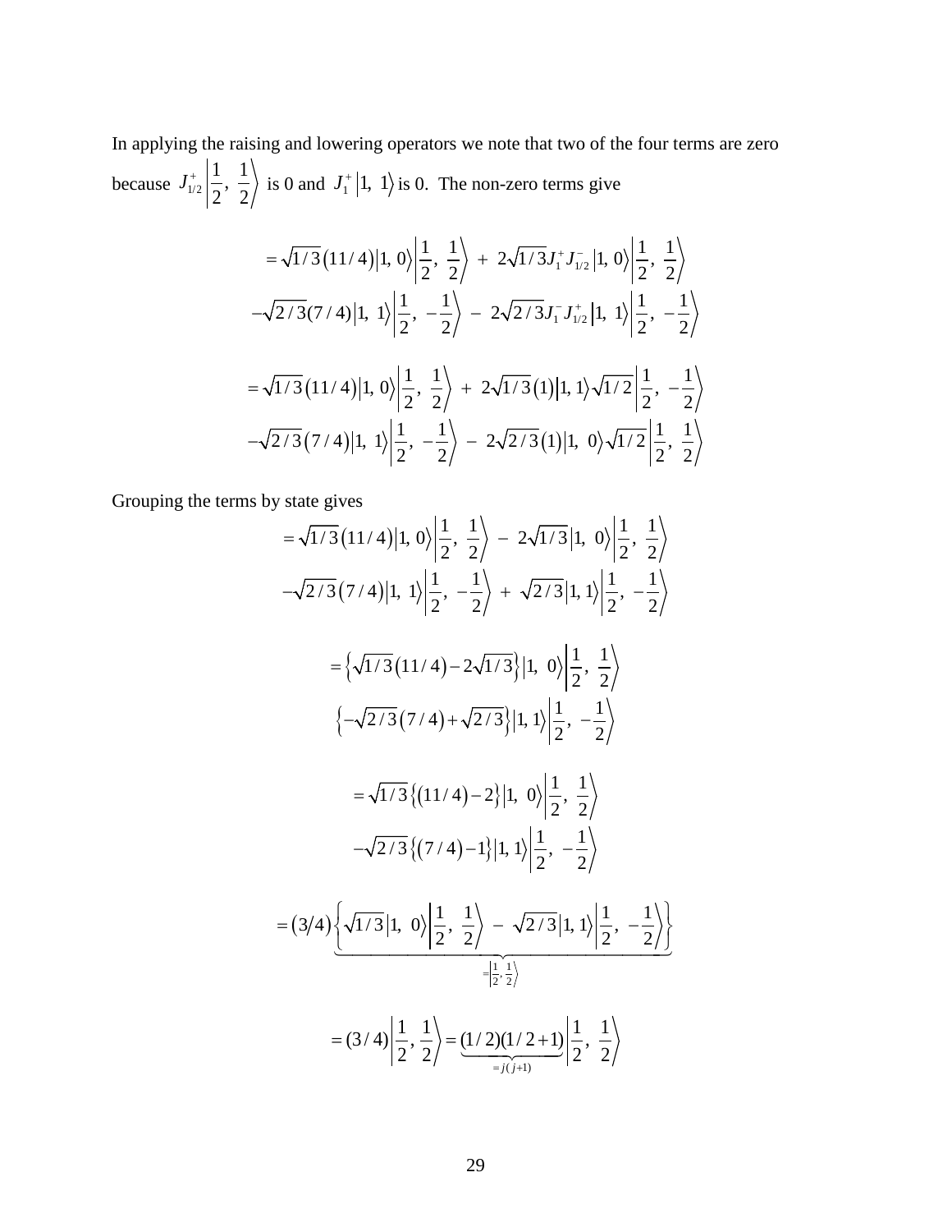In applying the raising and lowering operators we note that two of the four terms are zero because $J_{1/2}^{+}\left|\frac{1}{2},\ \frac{1}{2}\right\rangle$ is 0 and $J_1^{+}\left|1,\ 1\right\rangle$ is 0. The non-zero terms give

$$
\begin{aligned}
&= \sqrt{1/3}\left(11/4\right)\left|1,\ 0\right\rangle\left|\frac{1}{2},\ \frac{1}{2}\right\rangle \ +\ 2\sqrt{1/3}J_1^{+}J_{1/2}^{-}\left|1,\ 0\right\rangle\left|\frac{1}{2},\ \frac{1}{2}\right\rangle \\
&-\sqrt{2/3}(7/4)\left|1,\ 1\right\rangle\left|\frac{1}{2},\ -\frac{1}{2}\right\rangle \ -\ 2\sqrt{2/3}J_1^{-}J_{1/2}^{+}\left|1,\ 1\right\rangle\left|\frac{1}{2},\ -\frac{1}{2}\right\rangle
\end{aligned}
$$

$$
\begin{aligned}
&= \sqrt{1/3}\left(11/4\right)\left|1,\ 0\right\rangle\left|\frac{1}{2},\ \frac{1}{2}\right\rangle \ +\ 2\sqrt{1/3}\left(1\right)\left|1,\ 1\right\rangle\sqrt{1/2}\left|\frac{1}{2},\ -\frac{1}{2}\right\rangle \\
&-\sqrt{2/3}\left(7/4\right)\left|1,\ 1\right\rangle\left|\frac{1}{2},\ -\frac{1}{2}\right\rangle \ -\ 2\sqrt{2/3}\left(1\right)\left|1,\ 0\right\rangle\sqrt{1/2}\left|\frac{1}{2},\ \frac{1}{2}\right\rangle
\end{aligned}
$$

Grouping the terms by state gives

$$
\begin{aligned}
&= \sqrt{1/3}\left(11/4\right)\left|1,\ 0\right\rangle\left|\frac{1}{2},\ \frac{1}{2}\right\rangle \ -\ 2\sqrt{1/3}\left|1,\ 0\right\rangle\left|\frac{1}{2},\ \frac{1}{2}\right\rangle \\
&-\sqrt{2/3}\left(7/4\right)\left|1,\ 1\right\rangle\left|\frac{1}{2},\ -\frac{1}{2}\right\rangle \ +\ \sqrt{2/3}\left|1,\ 1\right\rangle\left|\frac{1}{2},\ -\frac{1}{2}\right\rangle
\end{aligned}
$$

$$
\begin{aligned}
&= \left\{\sqrt{1/3}\left(11/4\right) - 2\sqrt{1/3}\right\}\left|1,\ 0\right\rangle\left|\frac{1}{2},\ \frac{1}{2}\right\rangle \\
&\left\{-\sqrt{2/3}\left(7/4\right) + \sqrt{2/3}\right\}\left|1,\ 1\right\rangle\left|\frac{1}{2},\ -\frac{1}{2}\right\rangle
\end{aligned}
$$

$$
\begin{aligned}
&= \sqrt{1/3}\left\{\left(11/4\right) - 2\right\}\left|1,\ 0\right\rangle\left|\frac{1}{2},\ \frac{1}{2}\right\rangle \\
&-\sqrt{2/3}\left\{\left(7/4\right) - 1\right\}\left|1,\ 1\right\rangle\left|\frac{1}{2},\ -\frac{1}{2}\right\rangle
\end{aligned}
$$

$$
= \left(3/4\right)\underbrace{\left\{\sqrt{1/3}\left|1,\ 0\right\rangle\left|\frac{1}{2},\ \frac{1}{2}\right\rangle \ -\ \sqrt{2/3}\left|1,\ 1\right\rangle\left|\frac{1}{2},\ -\frac{1}{2}\right\rangle\right\}}_{=\left|\frac{1}{2},\ \frac{1}{2}\right\rangle}
$$

$$
= (3/4)\left|\frac{1}{2},\ \frac{1}{2}\right\rangle = \underbrace{(1/2)(1/2+1)}_{=j(j+1)}\left|\frac{1}{2},\ \frac{1}{2}\right\rangle
$$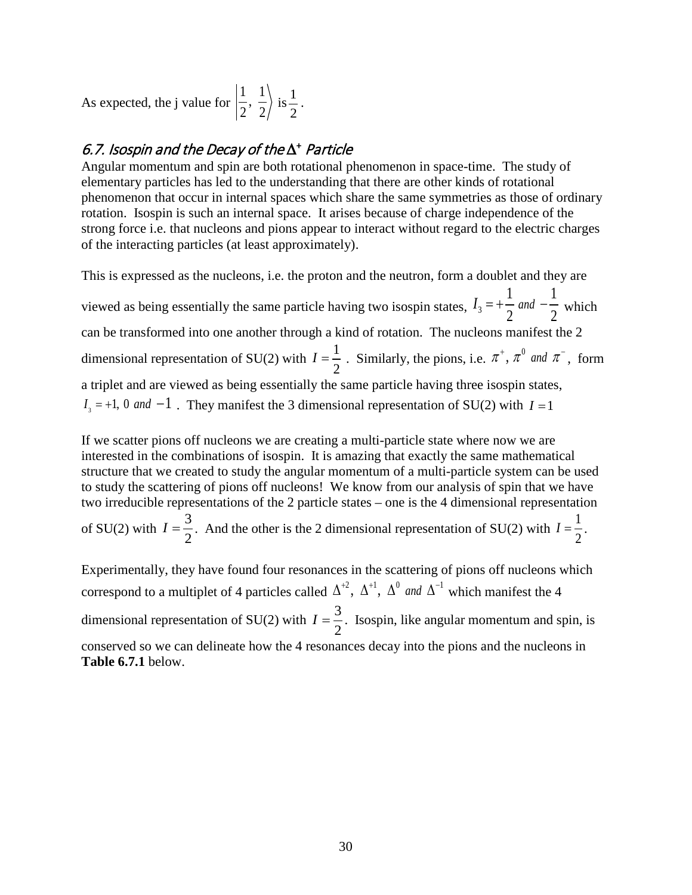As expected, the j value for $\left|\frac{1}{2},\ \frac{1}{2}\right\rangle$ is $\frac{1}{2}$.

### *6.7. Isospin and the Decay of the $\Delta^+$ Particle*

Angular momentum and spin are both rotational phenomenon in space-time. The study of elementary particles has led to the understanding that there are other kinds of rotational phenomenon that occur in internal spaces which share the same symmetries as those of ordinary rotation. Isospin is such an internal space. It arises because of charge independence of the strong force i.e. that nucleons and pions appear to interact without regard to the electric charges of the interacting particles (at least approximately).

This is expressed as the nucleons, i.e. the proton and the neutron, form a doublet and they are viewed as being essentially the same particle having two isospin states, $I_3 = +\frac{1}{2}$ *and* $-\frac{1}{2}$ which can be transformed into one another through a kind of rotation. The nucleons manifest the 2 dimensional representation of SU(2) with $I = \frac{1}{2}$. Similarly, the pions, i.e. $\pi^+, \pi^0$ *and* $\pi^-$, form a triplet and are viewed as being essentially the same particle having three isospin states, $I_3 = +1,\ 0$ *and* $-1$. They manifest the 3 dimensional representation of SU(2) with $I = 1$

If we scatter pions off nucleons we are creating a multi-particle state where now we are interested in the combinations of isospin. It is amazing that exactly the same mathematical structure that we created to study the angular momentum of a multi-particle system can be used to study the scattering of pions off nucleons! We know from our analysis of spin that we have two irreducible representations of the 2 particle states – one is the 4 dimensional representation of SU(2) with $I = \frac{3}{2}$. And the other is the 2 dimensional representation of SU(2) with $I = \frac{1}{2}$.

Experimentally, they have found four resonances in the scattering of pions off nucleons which correspond to a multiplet of 4 particles called $\Delta^{+2},\ \Delta^{+1},\ \Delta^0$ *and* $\Delta^{-1}$ which manifest the 4 dimensional representation of SU(2) with $I = \frac{3}{2}$. Isospin, like angular momentum and spin, is conserved so we can delineate how the 4 resonances decay into the pions and the nucleons in **Table 6.7.1** below.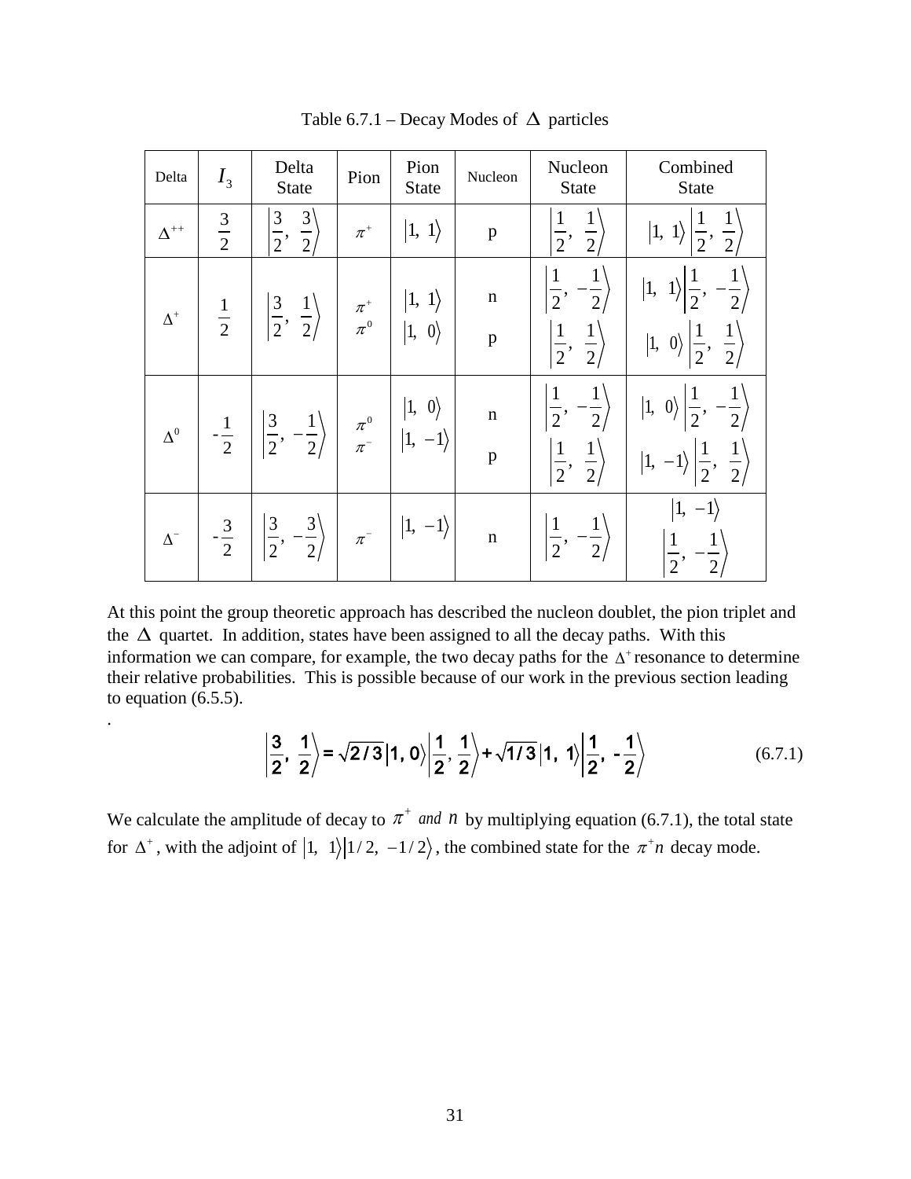Table 6.7.1 – Decay Modes of $\Delta$ particles

| Delta | $I_3$ | Delta State | Pion | Pion State | Nucleon | Nucleon State | Combined State |
|---|---|---|---|---|---|---|---|
| $\Delta^{++}$ | $\frac{3}{2}$ | $\left\|\frac{3}{2},\ \frac{3}{2}\right\rangle$ | $\pi^+$ | $\|1,\ 1\rangle$ | p | $\left\|\frac{1}{2},\ \frac{1}{2}\right\rangle$ | $\|1,\ 1\rangle\left\|\frac{1}{2},\ \frac{1}{2}\right\rangle$ |
| $\Delta^{+}$ | $\frac{1}{2}$ | $\left\|\frac{3}{2},\ \frac{1}{2}\right\rangle$ | $\pi^+$<br>$\pi^0$ | $\|1,\ 1\rangle$<br>$\|1,\ 0\rangle$ | n<br>p | $\left\|\frac{1}{2},\ -\frac{1}{2}\right\rangle$<br>$\left\|\frac{1}{2},\ \frac{1}{2}\right\rangle$ | $\|1,\ 1\rangle\left\|\frac{1}{2},\ -\frac{1}{2}\right\rangle$<br>$\|1,\ 0\rangle\left\|\frac{1}{2},\ \frac{1}{2}\right\rangle$ |
| $\Delta^{0}$ | $-\frac{1}{2}$ | $\left\|\frac{3}{2},\ -\frac{1}{2}\right\rangle$ | $\pi^0$<br>$\pi^-$ | $\|1,\ 0\rangle$<br>$\|1,\ -1\rangle$ | n<br>p | $\left\|\frac{1}{2},\ -\frac{1}{2}\right\rangle$<br>$\left\|\frac{1}{2},\ \frac{1}{2}\right\rangle$ | $\|1,\ 0\rangle\left\|\frac{1}{2},\ -\frac{1}{2}\right\rangle$<br>$\|1,\ -1\rangle\left\|\frac{1}{2},\ \frac{1}{2}\right\rangle$ |
| $\Delta^{-}$ | $-\frac{3}{2}$ | $\left\|\frac{3}{2},\ -\frac{3}{2}\right\rangle$ | $\pi^-$ | $\|1,\ -1\rangle$ | n | $\left\|\frac{1}{2},\ -\frac{1}{2}\right\rangle$ | $\|1,\ -1\rangle$<br>$\left\|\frac{1}{2},\ -\frac{1}{2}\right\rangle$ |

At this point the group theoretic approach has described the nucleon doublet, the pion triplet and the $\Delta$ quartet. In addition, states have been assigned to all the decay paths. With this information we can compare, for example, the two decay paths for the $\Delta^+$ resonance to determine their relative probabilities. This is possible because of our work in the previous section leading to equation (6.5.5).

.

$$\left|\frac{3}{2},\ \frac{1}{2}\right\rangle = \sqrt{2/3}\,|1,\ 0\rangle\left|\frac{1}{2},\ \frac{1}{2}\right\rangle + \sqrt{1/3}\,|1,\ 1\rangle\left|\frac{1}{2},\ -\frac{1}{2}\right\rangle \qquad (6.7.1)$$

We calculate the amplitude of decay to $\pi^+$ *and* $n$ by multiplying equation (6.7.1), the total state for $\Delta^+$, with the adjoint of $|1,\ 1\rangle|1/2,\ -1/2\rangle$, the combined state for the $\pi^+ n$ decay mode.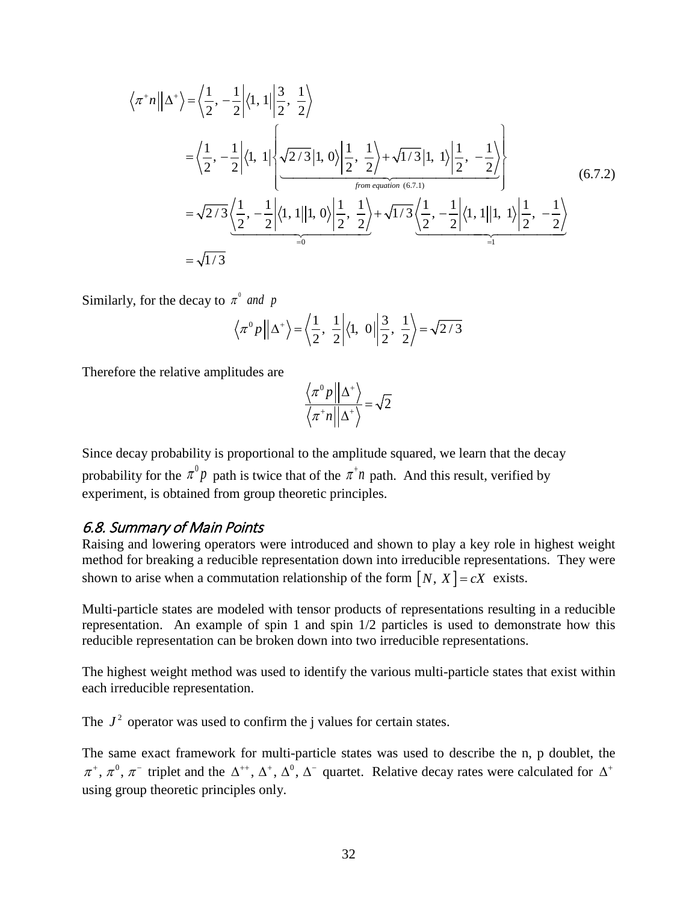$$
\begin{aligned}
\left\langle \pi^{+} n \middle\| \Delta^{+} \right\rangle &= \left\langle \frac{1}{2}, -\frac{1}{2} \right| \langle 1, 1 | \left| \frac{3}{2}, \frac{1}{2} \right\rangle \\
&= \left\langle \frac{1}{2}, -\frac{1}{2} \right| \langle 1, 1 | \left\{ \underbrace{\sqrt{2/3}\, |1, 0\rangle \left| \frac{1}{2}, \frac{1}{2} \right\rangle + \sqrt{1/3}\, |1, 1\rangle \left| \frac{1}{2}, -\frac{1}{2} \right\rangle}_{\textit{from equation } (6.7.1)} \right\} \\
&= \sqrt{2/3} \underbrace{\left\langle \frac{1}{2}, -\frac{1}{2} \right| \langle 1, 1 \| 1, 0 \rangle \left| \frac{1}{2}, \frac{1}{2} \right\rangle}_{=0} + \sqrt{1/3} \underbrace{\left\langle \frac{1}{2}, -\frac{1}{2} \right| \langle 1, 1 \| 1, 1 \rangle \left| \frac{1}{2}, -\frac{1}{2} \right\rangle}_{=1} \\
&= \sqrt{1/3}
\end{aligned}
\tag{6.7.2}
$$

Similarly, for the decay to $\pi^0$ *and* $p$

$$
\left\langle \pi^{0} p \middle\| \Delta^{+} \right\rangle = \left\langle \frac{1}{2}, \frac{1}{2} \right| \langle 1, 0 | \left| \frac{3}{2}, \frac{1}{2} \right\rangle = \sqrt{2/3}
$$

Therefore the relative amplitudes are

$$
\frac{\left\langle \pi^{0} p \middle\| \Delta^{+} \right\rangle}{\left\langle \pi^{+} n \middle\| \Delta^{+} \right\rangle} = \sqrt{2}
$$

Since decay probability is proportional to the amplitude squared, we learn that the decay probability for the $\pi^0 p$ path is twice that of the $\pi^+ n$ path. And this result, verified by experiment, is obtained from group theoretic principles.

### *6.8. Summary of Main Points*

Raising and lowering operators were introduced and shown to play a key role in highest weight method for breaking a reducible representation down into irreducible representations. They were shown to arise when a commutation relationship of the form $[N, X] = cX$ exists.

Multi-particle states are modeled with tensor products of representations resulting in a reducible representation. An example of spin 1 and spin 1/2 particles is used to demonstrate how this reducible representation can be broken down into two irreducible representations.

The highest weight method was used to identify the various multi-particle states that exist within each irreducible representation.

The $J^2$ operator was used to confirm the j values for certain states.

The same exact framework for multi-particle states was used to describe the n, p doublet, the $\pi^+, \pi^0, \pi^-$ triplet and the $\Delta^{++}, \Delta^{+}, \Delta^{0}, \Delta^{-}$ quartet. Relative decay rates were calculated for $\Delta^+$ using group theoretic principles only.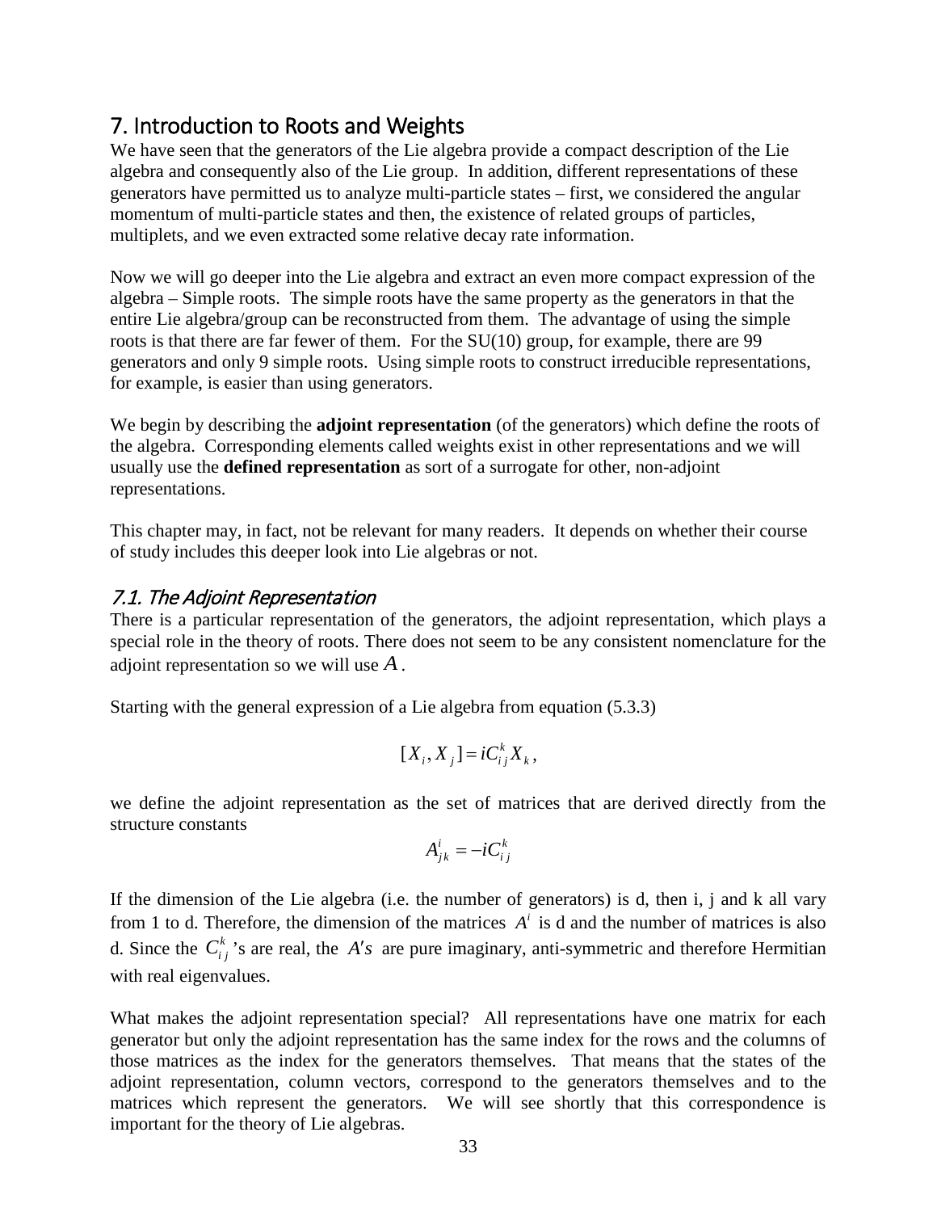# 7. Introduction to Roots and Weights

We have seen that the generators of the Lie algebra provide a compact description of the Lie algebra and consequently also of the Lie group. In addition, different representations of these generators have permitted us to analyze multi-particle states – first, we considered the angular momentum of multi-particle states and then, the existence of related groups of particles, multiplets, and we even extracted some relative decay rate information.

Now we will go deeper into the Lie algebra and extract an even more compact expression of the algebra – Simple roots. The simple roots have the same property as the generators in that the entire Lie algebra/group can be reconstructed from them. The advantage of using the simple roots is that there are far fewer of them. For the SU(10) group, for example, there are 99 generators and only 9 simple roots. Using simple roots to construct irreducible representations, for example, is easier than using generators.

We begin by describing the **adjoint representation** (of the generators) which define the roots of the algebra. Corresponding elements called weights exist in other representations and we will usually use the **defined representation** as sort of a surrogate for other, non-adjoint representations.

This chapter may, in fact, not be relevant for many readers. It depends on whether their course of study includes this deeper look into Lie algebras or not.

## *7.1. The Adjoint Representation*

There is a particular representation of the generators, the adjoint representation, which plays a special role in the theory of roots. There does not seem to be any consistent nomenclature for the adjoint representation so we will use $A$.

Starting with the general expression of a Lie algebra from equation (5.3.3)

$$[X_i, X_j] = iC_{ij}^k X_k,$$

we define the adjoint representation as the set of matrices that are derived directly from the structure constants

$$A_{jk}^i = -iC_{ij}^k$$

If the dimension of the Lie algebra (i.e. the number of generators) is d, then i, j and k all vary from 1 to d. Therefore, the dimension of the matrices $A^i$ is d and the number of matrices is also d. Since the $C_{ij}^k$'s are real, the $A's$ are pure imaginary, anti-symmetric and therefore Hermitian with real eigenvalues.

What makes the adjoint representation special? All representations have one matrix for each generator but only the adjoint representation has the same index for the rows and the columns of those matrices as the index for the generators themselves. That means that the states of the adjoint representation, column vectors, correspond to the generators themselves and to the matrices which represent the generators. We will see shortly that this correspondence is important for the theory of Lie algebras.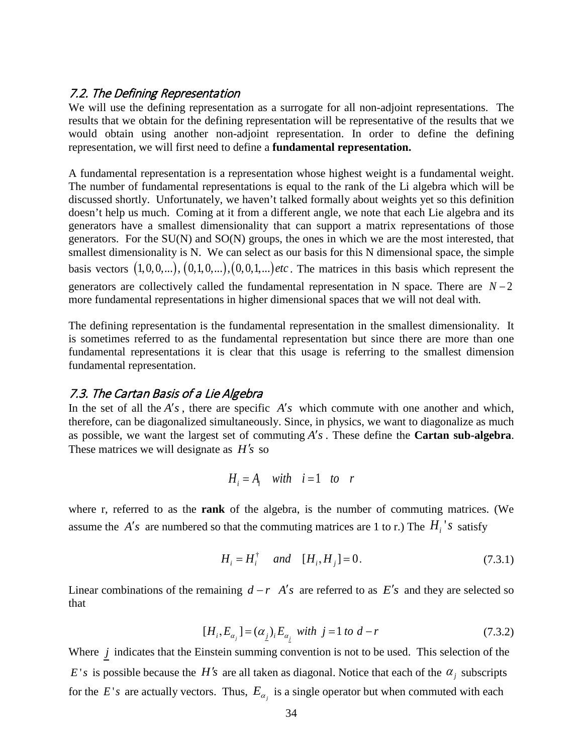### 7.2. The Defining Representation

We will use the defining representation as a surrogate for all non-adjoint representations. The results that we obtain for the defining representation will be representative of the results that we would obtain using another non-adjoint representation. In order to define the defining representation, we will first need to define a **fundamental representation.**

A fundamental representation is a representation whose highest weight is a fundamental weight. The number of fundamental representations is equal to the rank of the Li algebra which will be discussed shortly. Unfortunately, we haven't talked formally about weights yet so this definition doesn't help us much. Coming at it from a different angle, we note that each Lie algebra and its generators have a smallest dimensionality that can support a matrix representations of those generators. For the SU(N) and SO(N) groups, the ones in which we are the most interested, that smallest dimensionality is N. We can select as our basis for this N dimensional space, the simple basis vectors $(1,0,0,...)$, $(0,1,0,...)$, $(0,0,1,...)$ *etc*. The matrices in this basis which represent the generators are collectively called the fundamental representation in N space. There are $N-2$ more fundamental representations in higher dimensional spaces that we will not deal with.

The defining representation is the fundamental representation in the smallest dimensionality. It is sometimes referred to as the fundamental representation but since there are more than one fundamental representations it is clear that this usage is referring to the smallest dimension fundamental representation.

### 7.3. The Cartan Basis of a Lie Algebra

In the set of all the $A's$, there are specific $A's$ which commute with one another and which, therefore, can be diagonalized simultaneously. Since, in physics, we want to diagonalize as much as possible, we want the largest set of commuting $A's$. These define the **Cartan sub-algebra**. These matrices we will designate as $H's$ so

$$H_i = A_i \quad with \quad i = 1 \quad to \quad r$$

where r, referred to as the **rank** of the algebra, is the number of commuting matrices. (We assume the $A's$ are numbered so that the commuting matrices are 1 to r.) The $H_i's$ satisfy

$$H_i = H_i^\dagger \quad and \quad [H_i, H_j] = 0. \tag{7.3.1}$$

Linear combinations of the remaining $d-r$ $A's$ are referred to as $E's$ and they are selected so that

$$[H_i, E_{\alpha_j}] = (\alpha_{\underline{j}})_i E_{\alpha_{\underline{j}}} \; with \; j = 1 \; to \; d-r \tag{7.3.2}$$

Where $\underline{j}$ indicates that the Einstein summing convention is not to be used. This selection of the $E's$ is possible because the $H's$ are all taken as diagonal. Notice that each of the $\alpha_j$ subscripts for the $E's$ are actually vectors. Thus, $E_{\alpha_j}$ is a single operator but when commuted with each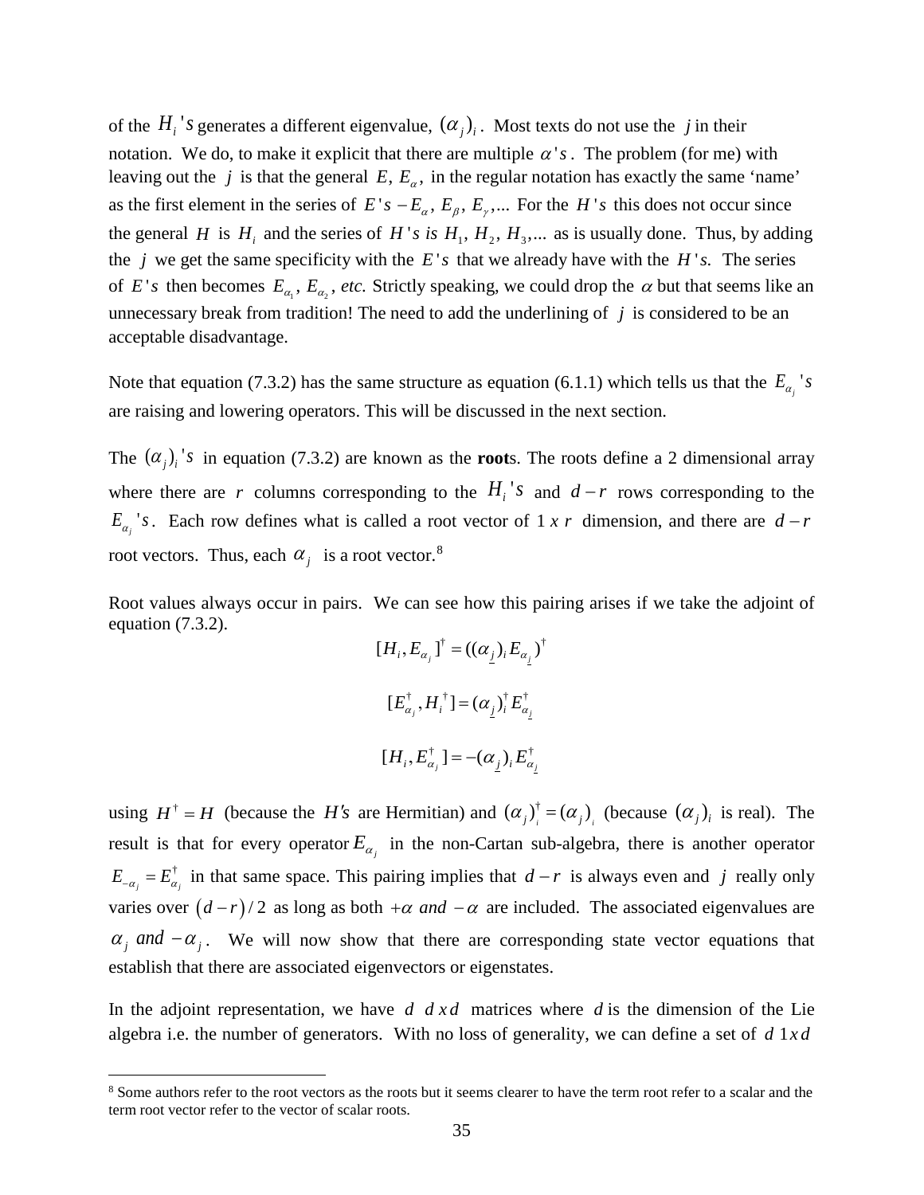of the $H_i$'s generates a different eigenvalue, $(\alpha_j)_i$. Most texts do not use the $j$ in their notation. We do, to make it explicit that there are multiple $\alpha$'s. The problem (for me) with leaving out the $j$ is that the general $E$, $E_\alpha$, in the regular notation has exactly the same 'name' as the first element in the series of $E$'s $-E_\alpha, E_\beta, E_\gamma, \ldots$ For the $H$'s this does not occur since the general $H$ is $H_i$ and the series of $H$'s is $H_1, H_2, H_3, \ldots$ as is usually done. Thus, by adding the $j$ we get the same specificity with the $E$'s that we already have with the $H$'s. The series of $E$'s then becomes $E_{\alpha_1}, E_{\alpha_2}$, *etc.* Strictly speaking, we could drop the $\alpha$ but that seems like an unnecessary break from tradition! The need to add the underlining of $j$ is considered to be an acceptable disadvantage.

Note that equation (7.3.2) has the same structure as equation (6.1.1) which tells us that the $E_{\alpha_j}$'s are raising and lowering operators. This will be discussed in the next section.

The $(\alpha_j)_i$'s in equation (7.3.2) are known as the **root**s. The roots define a 2 dimensional array where there are $r$ columns corresponding to the $H_i$'s and $d-r$ rows corresponding to the $E_{\alpha_j}$'s. Each row defines what is called a root vector of $1 \, x \, r$ dimension, and there are $d-r$ root vectors. Thus, each $\alpha_j$ is a root vector.[8]

Root values always occur in pairs. We can see how this pairing arises if we take the adjoint of equation (7.3.2).

$$[H_i, E_{\alpha_j}]^\dagger = ((\alpha_{\underline{j}})_i E_{\alpha_{\underline{j}}})^\dagger$$

$$[E_{\alpha_j}^\dagger, H_i^\dagger] = (\alpha_{\underline{j}})_i^\dagger E_{\alpha_{\underline{j}}}^\dagger$$

$$[H_i, E_{\alpha_j}^\dagger] = -(\alpha_{\underline{j}})_i E_{\alpha_{\underline{j}}}^\dagger$$

using $H^\dagger = H$ (because the $H$'s are Hermitian) and $(\alpha_j)_i^\dagger = (\alpha_j)_i$ (because $(\alpha_j)_i$ is real). The result is that for every operator $E_{\alpha_j}$ in the non-Cartan sub-algebra, there is another operator $E_{-\alpha_j} = E_{\alpha_j}^\dagger$ in that same space. This pairing implies that $d-r$ is always even and $j$ really only varies over $(d-r)/2$ as long as both $+\alpha$ *and* $-\alpha$ are included. The associated eigenvalues are $\alpha_j$ *and* $-\alpha_j$. We will now show that there are corresponding state vector equations that establish that there are associated eigenvectors or eigenstates.

In the adjoint representation, we have $d \;\, d \, x \, d$ matrices where $d$ is the dimension of the Lie algebra i.e. the number of generators. With no loss of generality, we can define a set of $d \;\, 1 x d$

[8] Some authors refer to the root vectors as the roots but it seems clearer to have the term root refer to a scalar and the term root vector refer to the vector of scalar roots.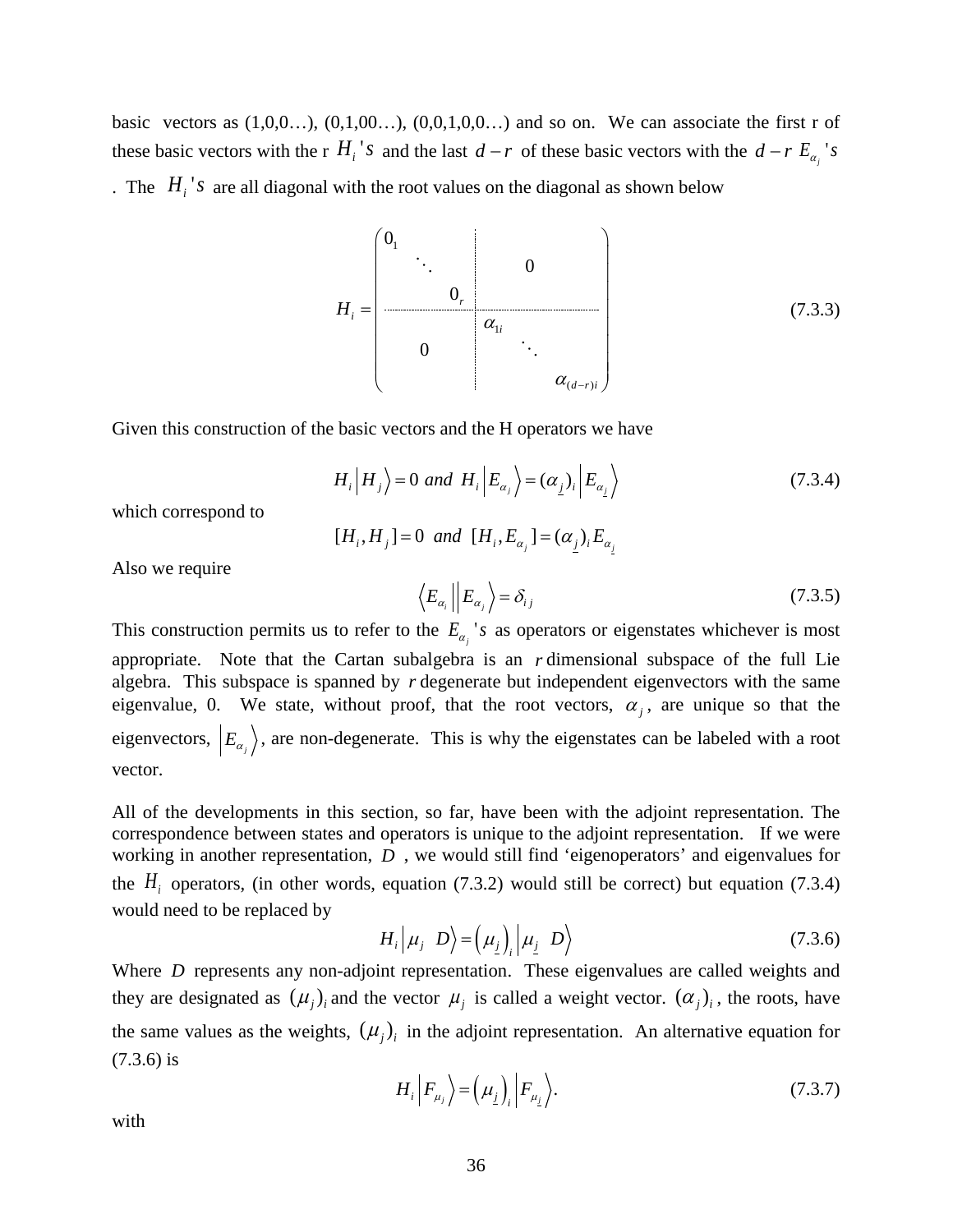basic vectors as (1,0,0…), (0,1,00…), (0,0,1,0,0…) and so on. We can associate the first r of these basic vectors with the r $H_i$'s and the last $d-r$ of these basic vectors with the $d-r$ $E_{\alpha_j}$'s. The $H_i$'s are all diagonal with the root values on the diagonal as shown below

$$
H_i = \left(\begin{array}{ccc|ccc}
0_1 & & & & & \\
 & \ddots & & & 0 & \\
 & & 0_r & & & \\
\hline
 & & & \alpha_{1i} & & \\
 & 0 & & & \ddots & \\
 & & & & & \alpha_{(d-r)i}
\end{array}\right) \tag{7.3.3}
$$

Given this construction of the basic vectors and the H operators we have

$$
H_i \left| H_j \right\rangle = 0 \;\; and \;\; H_i \left| E_{\alpha_j} \right\rangle = (\alpha_{\underline{j}})_i \left| E_{\alpha_{\underline{j}}} \right\rangle \tag{7.3.4}
$$

which correspond to

$$
[H_i, H_j] = 0 \;\; and \;\; [H_i, E_{\alpha_j}] = (\alpha_{\underline{j}})_i E_{\alpha_{\underline{j}}}
$$

Also we require

$$
\left\langle E_{\alpha_i} \middle| \middle| E_{\alpha_j} \right\rangle = \delta_{ij} \tag{7.3.5}
$$

This construction permits us to refer to the $E_{\alpha_j}$'s as operators or eigenstates whichever is most appropriate. Note that the Cartan subalgebra is an $r$ dimensional subspace of the full Lie algebra. This subspace is spanned by $r$ degenerate but independent eigenvectors with the same eigenvalue, 0. We state, without proof, that the root vectors, $\alpha_j$, are unique so that the eigenvectors, $\left| E_{\alpha_j} \right\rangle$, are non-degenerate. This is why the eigenstates can be labeled with a root vector.

All of the developments in this section, so far, have been with the adjoint representation. The correspondence between states and operators is unique to the adjoint representation. If we were working in another representation, $D$, we would still find 'eigenoperators' and eigenvalues for the $H_i$ operators, (in other words, equation (7.3.2) would still be correct) but equation (7.3.4) would need to be replaced by

$$
H_i \left| \mu_j \;\; D \right\rangle = \left( \mu_{\underline{j}} \right)_i \left| \mu_{\underline{j}} \;\; D \right\rangle \tag{7.3.6}
$$

Where $D$ represents any non-adjoint representation. These eigenvalues are called weights and they are designated as $(\mu_j)_i$ and the vector $\mu_j$ is called a weight vector. $(\alpha_j)_i$, the roots, have the same values as the weights, $(\mu_j)_i$ in the adjoint representation. An alternative equation for (7.3.6) is

$$
H_i \left| F_{\mu_j} \right\rangle = \left( \mu_{\underline{j}} \right)_i \left| F_{\mu_{\underline{j}}} \right\rangle. \tag{7.3.7}
$$

with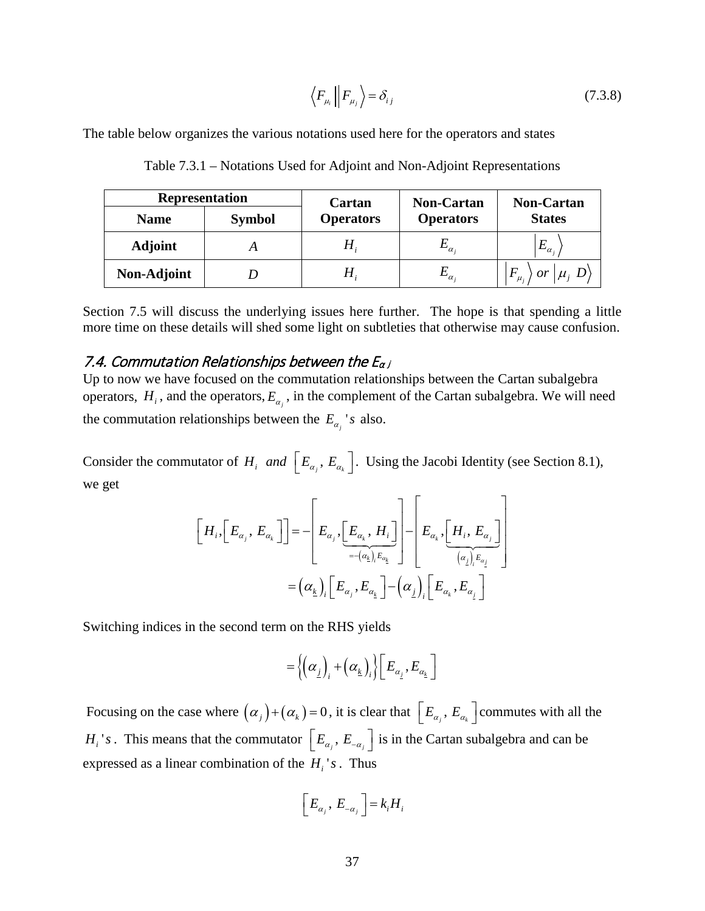$$\left\langle F_{\mu_i} \middle\| F_{\mu_j} \right\rangle = \delta_{ij} \tag{7.3.8}$$

The table below organizes the various notations used here for the operators and states

Table 7.3.1 – Notations Used for Adjoint and Non-Adjoint Representations

| **Representation** | | **Cartan Operators** | **Non-Cartan Operators** | **Non-Cartan States** |
|---|---|---|---|---|
| **Name** | **Symbol** | | | |
| **Adjoint** | $A$ | $H_i$ | $E_{\alpha_j}$ | $\left\vert E_{\alpha_j} \right\rangle$ |
| **Non-Adjoint** | $D$ | $H_i$ | $E_{\alpha_j}$ | $\left\vert F_{\mu_j} \right\rangle$ *or* $\left\vert \mu_j \; D \right\rangle$ |

Section 7.5 will discuss the underlying issues here further. The hope is that spending a little more time on these details will shed some light on subtleties that otherwise may cause confusion.

## 7.4. Commutation Relationships between the $E_{\alpha j}$

Up to now we have focused on the commutation relationships between the Cartan subalgebra operators, $H_i$, and the operators, $E_{\alpha_j}$, in the complement of the Cartan subalgebra. We will need the commutation relationships between the $E_{\alpha_j}$ *'s* also.

Consider the commutator of $H_i$ *and* $\left[E_{\alpha_j}, E_{\alpha_k}\right]$. Using the Jacobi Identity (see Section 8.1), we get

$$\left[H_i, \left[E_{\alpha_j}, E_{\alpha_k}\right]\right] = -\left[E_{\alpha_j}, \underbrace{\left[E_{\alpha_k}, H_i\right]}_{=-\left(\alpha_{\underline{k}}\right)_i E_{\alpha_{\underline{k}}}}\right] - \left[E_{\alpha_k}, \underbrace{\left[H_i, E_{\alpha_j}\right]}_{\left(\alpha_{\underline{j}}\right)_i E_{\alpha_{\underline{j}}}}\right]$$

$$= \left(\alpha_{\underline{k}}\right)_i \left[E_{\alpha_j}, E_{\alpha_{\underline{k}}}\right] - \left(\alpha_{\underline{j}}\right)_i \left[E_{\alpha_k}, E_{\alpha_{\underline{j}}}\right]$$

Switching indices in the second term on the RHS yields

$$= \left\{\left(\alpha_{\underline{j}}\right)_i + \left(\alpha_{\underline{k}}\right)_i\right\} \left[E_{\alpha_{\underline{j}}}, E_{\alpha_{\underline{k}}}\right]$$

Focusing on the case where $\left(\alpha_j\right) + \left(\alpha_k\right) = 0$, it is clear that $\left[E_{\alpha_j}, E_{\alpha_k}\right]$ commutes with all the $H_i$ *'s*. This means that the commutator $\left[E_{\alpha_j}, E_{-\alpha_j}\right]$ is in the Cartan subalgebra and can be expressed as a linear combination of the $H_i$ *'s*. Thus

$$\left[E_{\alpha_j}, E_{-\alpha_j}\right] = k_i H_i$$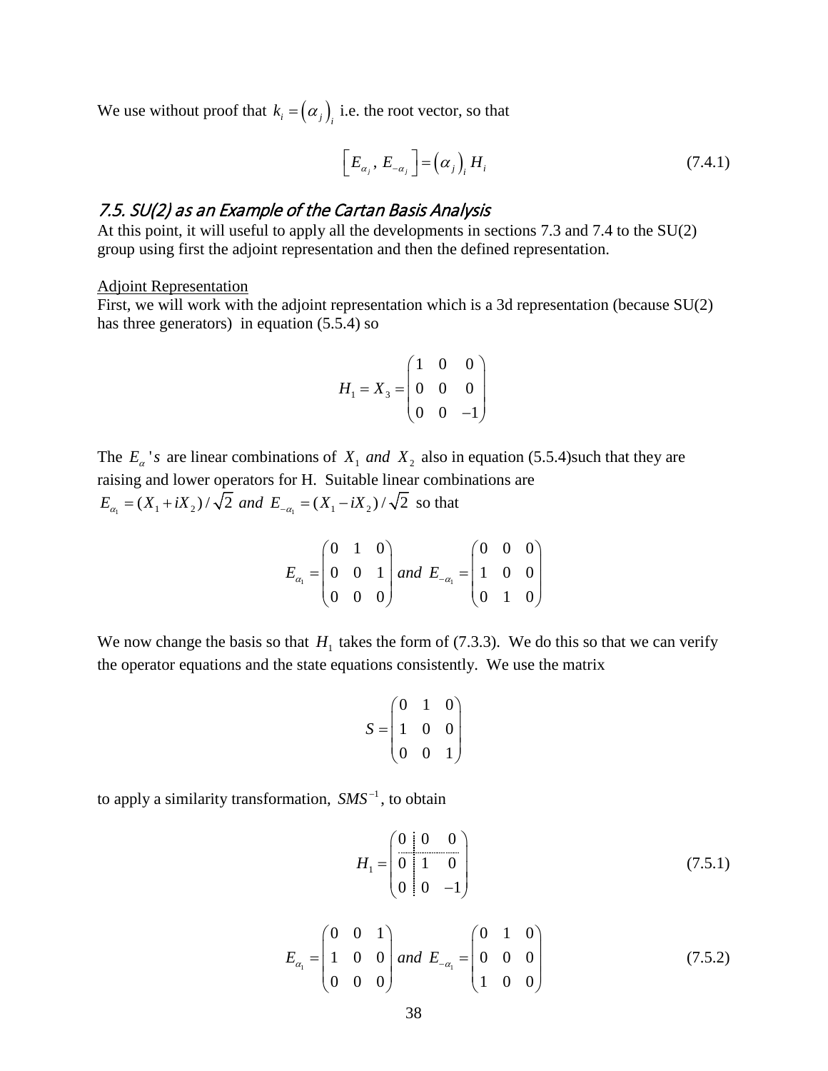We use without proof that $k_i = (\alpha_j)_i$ i.e. the root vector, so that

$$\left[ E_{\alpha_j}, E_{-\alpha_j} \right] = (\alpha_j)_i H_i \tag{7.4.1}$$

## 7.5. SU(2) as an Example of the Cartan Basis Analysis

At this point, it will useful to apply all the developments in sections 7.3 and 7.4 to the SU(2) group using first the adjoint representation and then the defined representation.

Adjoint Representation

First, we will work with the adjoint representation which is a 3d representation (because SU(2) has three generators) in equation (5.5.4) so

$$H_1 = X_3 = \begin{pmatrix} 1 & 0 & 0 \\ 0 & 0 & 0 \\ 0 & 0 & -1 \end{pmatrix}$$

The $E_\alpha$ 's are linear combinations of $X_1$ *and* $X_2$ also in equation (5.5.4)such that they are raising and lower operators for H. Suitable linear combinations are $E_{\alpha_1} = (X_1 + iX_2)/\sqrt{2}$ *and* $E_{-\alpha_1} = (X_1 - iX_2)/\sqrt{2}$ so that

$$E_{\alpha_1} = \begin{pmatrix} 0 & 1 & 0 \\ 0 & 0 & 1 \\ 0 & 0 & 0 \end{pmatrix} \; and \; E_{-\alpha_1} = \begin{pmatrix} 0 & 0 & 0 \\ 1 & 0 & 0 \\ 0 & 1 & 0 \end{pmatrix}$$

We now change the basis so that $H_1$ takes the form of (7.3.3). We do this so that we can verify the operator equations and the state equations consistently. We use the matrix

$$S = \begin{pmatrix} 0 & 1 & 0 \\ 1 & 0 & 0 \\ 0 & 0 & 1 \end{pmatrix}$$

to apply a similarity transformation, $SMS^{-1}$, to obtain

$$H_1 = \begin{pmatrix} 0 & 0 & 0 \\ 0 & 1 & 0 \\ 0 & 0 & -1 \end{pmatrix} \tag{7.5.1}$$

$$E_{\alpha_1} = \begin{pmatrix} 0 & 0 & 1 \\ 1 & 0 & 0 \\ 0 & 0 & 0 \end{pmatrix} \; and \; E_{-\alpha_1} = \begin{pmatrix} 0 & 1 & 0 \\ 0 & 0 & 0 \\ 1 & 0 & 0 \end{pmatrix} \tag{7.5.2}$$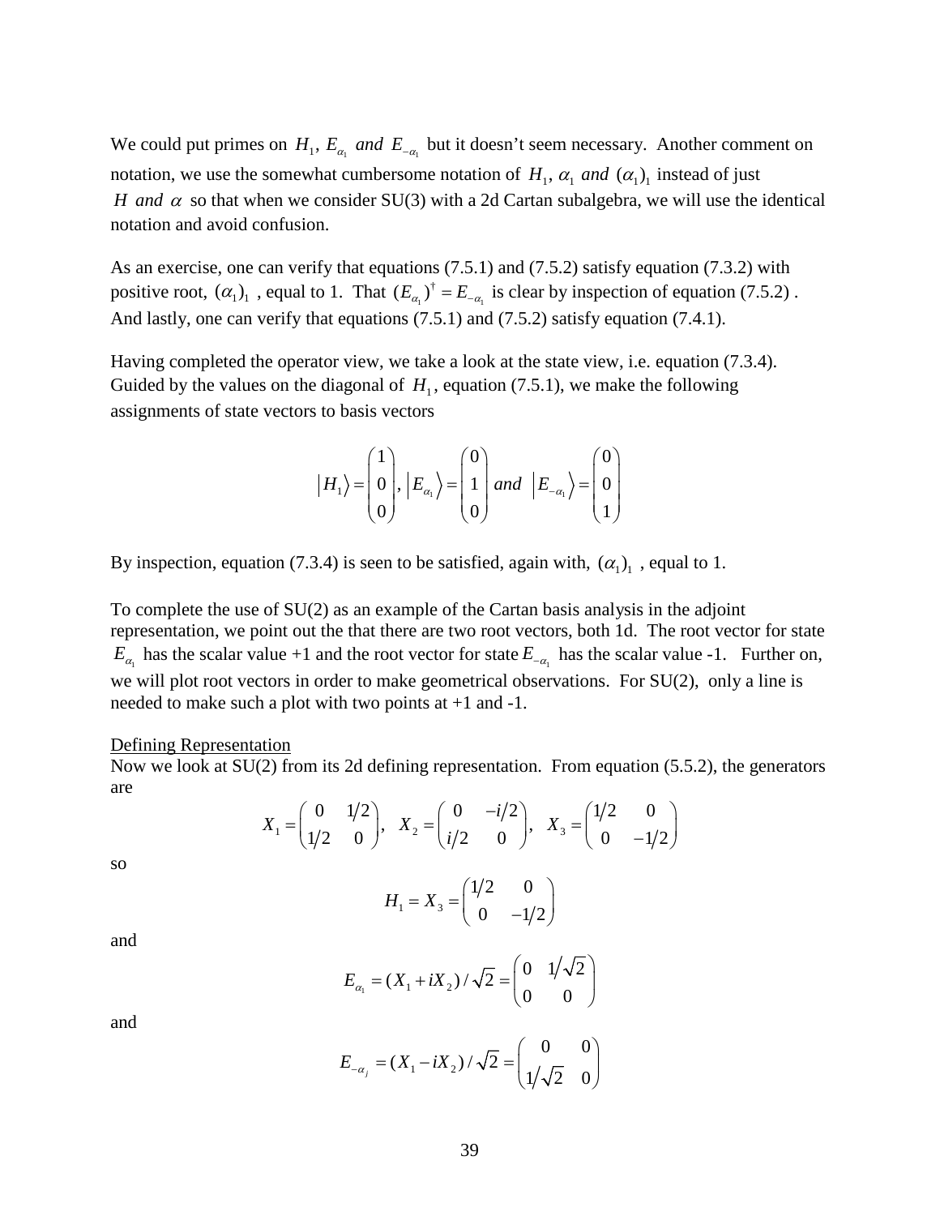We could put primes on $H_1,\ E_{\alpha_1}\ and\ E_{-\alpha_1}$ but it doesn't seem necessary. Another comment on notation, we use the somewhat cumbersome notation of $H_1,\ \alpha_1\ and\ (\alpha_1)_1$ instead of just $H\ and\ \alpha$ so that when we consider SU(3) with a 2d Cartan subalgebra, we will use the identical notation and avoid confusion.

As an exercise, one can verify that equations (7.5.1) and (7.5.2) satisfy equation (7.3.2) with positive root, $(\alpha_1)_1$ , equal to 1. That $(E_{\alpha_1})^\dagger = E_{-\alpha_1}$ is clear by inspection of equation (7.5.2) . And lastly, one can verify that equations (7.5.1) and (7.5.2) satisfy equation (7.4.1).

Having completed the operator view, we take a look at the state view, i.e. equation (7.3.4). Guided by the values on the diagonal of $H_1$, equation (7.5.1), we make the following assignments of state vectors to basis vectors

$$\left|H_1\right\rangle = \begin{pmatrix} 1 \\ 0 \\ 0 \end{pmatrix},\ \left|E_{\alpha_1}\right\rangle = \begin{pmatrix} 0 \\ 1 \\ 0 \end{pmatrix}\ and\ \left|E_{-\alpha_1}\right\rangle = \begin{pmatrix} 0 \\ 0 \\ 1 \end{pmatrix}$$

By inspection, equation (7.3.4) is seen to be satisfied, again with, $(\alpha_1)_1$ , equal to 1.

To complete the use of SU(2) as an example of the Cartan basis analysis in the adjoint representation, we point out the that there are two root vectors, both 1d. The root vector for state $E_{\alpha_1}$ has the scalar value +1 and the root vector for state $E_{-\alpha_1}$ has the scalar value -1. Further on, we will plot root vectors in order to make geometrical observations. For SU(2), only a line is needed to make such a plot with two points at +1 and -1.

<u>Defining Representation</u>

Now we look at SU(2) from its 2d defining representation. From equation (5.5.2), the generators are

$$X_1 = \begin{pmatrix} 0 & 1/2 \\ 1/2 & 0 \end{pmatrix},\quad X_2 = \begin{pmatrix} 0 & -i/2 \\ i/2 & 0 \end{pmatrix},\quad X_3 = \begin{pmatrix} 1/2 & 0 \\ 0 & -1/2 \end{pmatrix}$$

so

$$H_1 = X_3 = \begin{pmatrix} 1/2 & 0 \\ 0 & -1/2 \end{pmatrix}$$

and

$$E_{\alpha_1} = (X_1 + iX_2)/\sqrt{2} = \begin{pmatrix} 0 & 1/\sqrt{2} \\ 0 & 0 \end{pmatrix}$$

and

$$E_{-\alpha_j} = (X_1 - iX_2)/\sqrt{2} = \begin{pmatrix} 0 & 0 \\ 1/\sqrt{2} & 0 \end{pmatrix}$$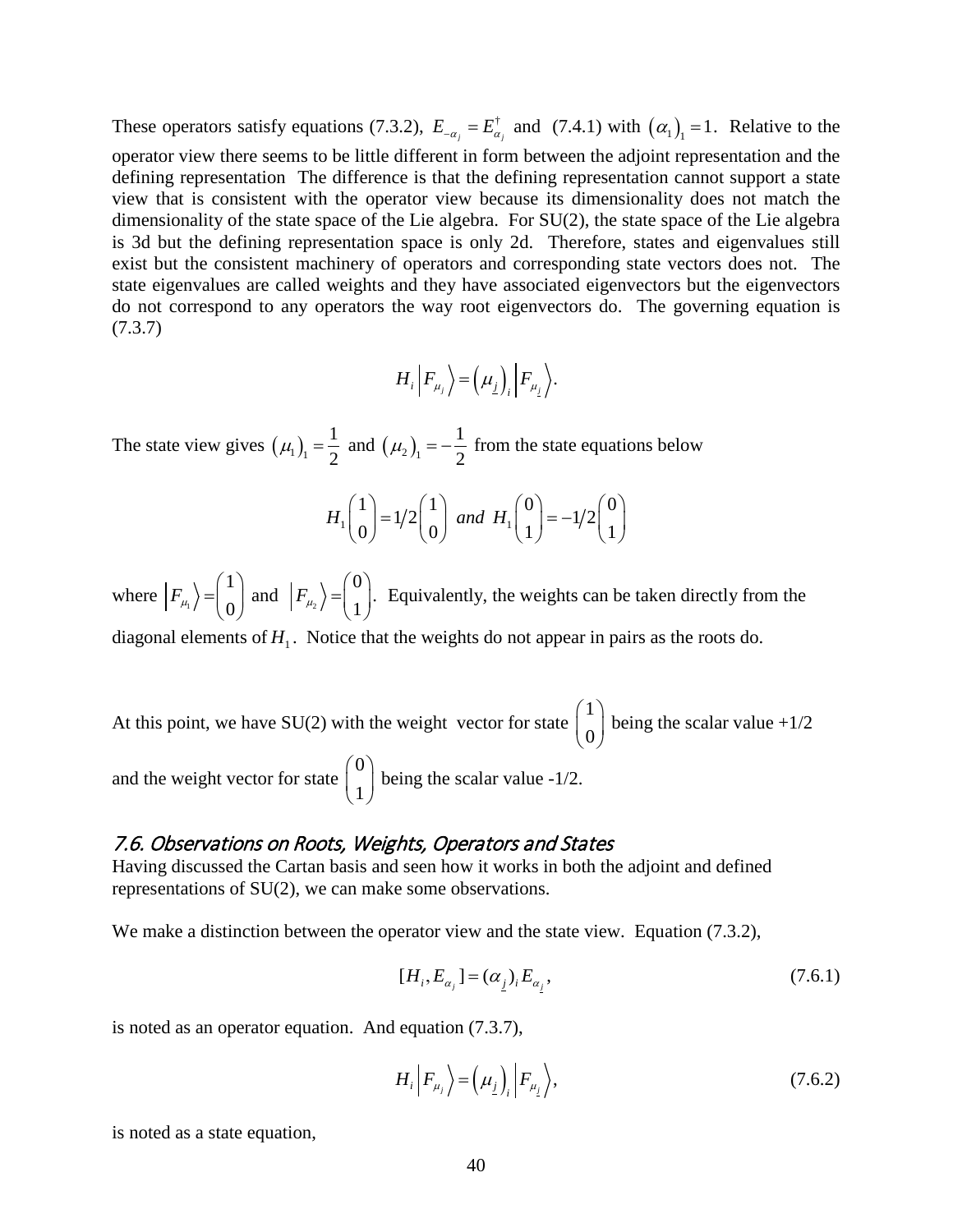These operators satisfy equations (7.3.2), $E_{-\alpha_j} = E_{\alpha_j}^\dagger$ and (7.4.1) with $(\alpha_1)_1 = 1$. Relative to the operator view there seems to be little different in form between the adjoint representation and the defining representation The difference is that the defining representation cannot support a state view that is consistent with the operator view because its dimensionality does not match the dimensionality of the state space of the Lie algebra. For SU(2), the state space of the Lie algebra is 3d but the defining representation space is only 2d. Therefore, states and eigenvalues still exist but the consistent machinery of operators and corresponding state vectors does not. The state eigenvalues are called weights and they have associated eigenvectors but the eigenvectors do not correspond to any operators the way root eigenvectors do. The governing equation is (7.3.7)

$$H_i \left| F_{\mu_j} \right\rangle = \left( \mu_{\underline{j}} \right)_i \left| F_{\mu_{\underline{j}}} \right\rangle.$$

The state view gives $(\mu_1)_1 = \frac{1}{2}$ and $(\mu_2)_1 = -\frac{1}{2}$ from the state equations below

$$H_1 \begin{pmatrix} 1 \\ 0 \end{pmatrix} = 1/2 \begin{pmatrix} 1 \\ 0 \end{pmatrix} \; and \; H_1 \begin{pmatrix} 0 \\ 1 \end{pmatrix} = -1/2 \begin{pmatrix} 0 \\ 1 \end{pmatrix}$$

where $\left| F_{\mu_1} \right\rangle = \begin{pmatrix} 1 \\ 0 \end{pmatrix}$ and $\left| F_{\mu_2} \right\rangle = \begin{pmatrix} 0 \\ 1 \end{pmatrix}$. Equivalently, the weights can be taken directly from the diagonal elements of $H_1$. Notice that the weights do not appear in pairs as the roots do.

At this point, we have SU(2) with the weight vector for state $\begin{pmatrix} 1 \\ 0 \end{pmatrix}$ being the scalar value +1/2 and the weight vector for state $\begin{pmatrix} 0 \\ 1 \end{pmatrix}$ being the scalar value -1/2.

## 7.6. Observations on Roots, Weights, Operators and States

Having discussed the Cartan basis and seen how it works in both the adjoint and defined representations of SU(2), we can make some observations.

We make a distinction between the operator view and the state view. Equation (7.3.2),

$$[H_i, E_{\alpha_j}] = (\alpha_{\underline{j}})_i E_{\alpha_{\underline{j}}}, \tag{7.6.1}$$

is noted as an operator equation. And equation (7.3.7),

$$H_i \left| F_{\mu_j} \right\rangle = \left( \mu_{\underline{j}} \right)_i \left| F_{\mu_{\underline{j}}} \right\rangle, \tag{7.6.2}$$

is noted as a state equation,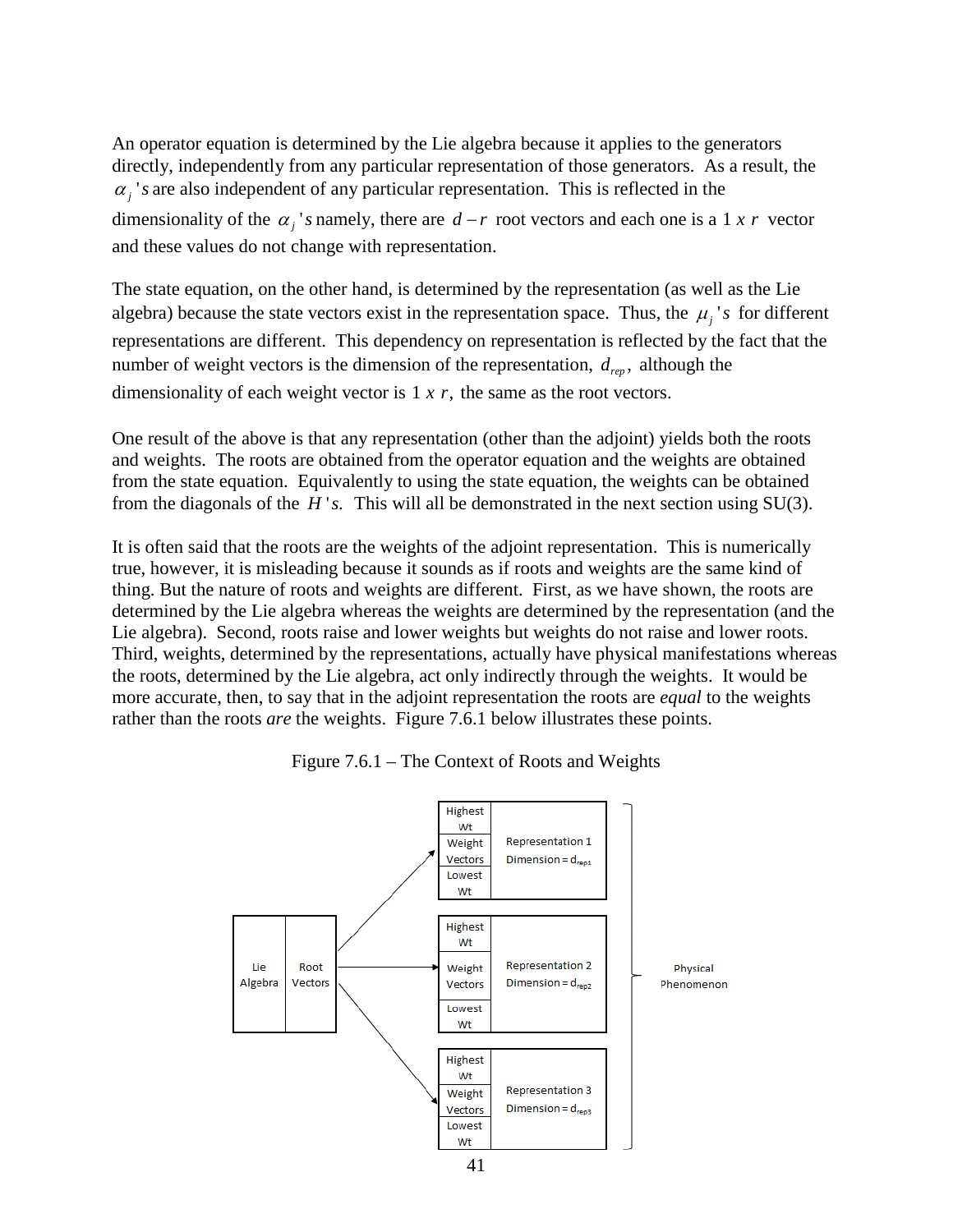An operator equation is determined by the Lie algebra because it applies to the generators directly, independently from any particular representation of those generators. As a result, the $\alpha_j$'s are also independent of any particular representation. This is reflected in the dimensionality of the $\alpha_j$'s namely, there are $d-r$ root vectors and each one is a $1 \ x \ r$ vector and these values do not change with representation.

The state equation, on the other hand, is determined by the representation (as well as the Lie algebra) because the state vectors exist in the representation space. Thus, the $\mu_j$'s for different representations are different. This dependency on representation is reflected by the fact that the number of weight vectors is the dimension of the representation, $d_{rep}$, although the dimensionality of each weight vector is $1 \ x \ r$, the same as the root vectors.

One result of the above is that any representation (other than the adjoint) yields both the roots and weights. The roots are obtained from the operator equation and the weights are obtained from the state equation. Equivalently to using the state equation, the weights can be obtained from the diagonals of the $H$'s. This will all be demonstrated in the next section using SU(3).

It is often said that the roots are the weights of the adjoint representation. This is numerically true, however, it is misleading because it sounds as if roots and weights are the same kind of thing. But the nature of roots and weights are different. First, as we have shown, the roots are determined by the Lie algebra whereas the weights are determined by the representation (and the Lie algebra). Second, roots raise and lower weights but weights do not raise and lower roots. Third, weights, determined by the representations, actually have physical manifestations whereas the roots, determined by the Lie algebra, act only indirectly through the weights. It would be more accurate, then, to say that in the adjoint representation the roots are *equal* to the weights rather than the roots *are* the weights. Figure 7.6.1 below illustrates these points.

Figure 7.6.1 – The Context of Roots and Weights

Lie Algebra | Root Vectors → Representation 1 (Highest Wt, Weight Vectors, Lowest Wt), Dimension = $d_{rep1}$; Representation 2 (Highest Wt, Weight Vectors, Lowest Wt), Dimension = $d_{rep2}$; Representation 3 (Highest Wt, Weight Vectors, Lowest Wt), Dimension = $d_{rep3}$ → Physical Phenomenon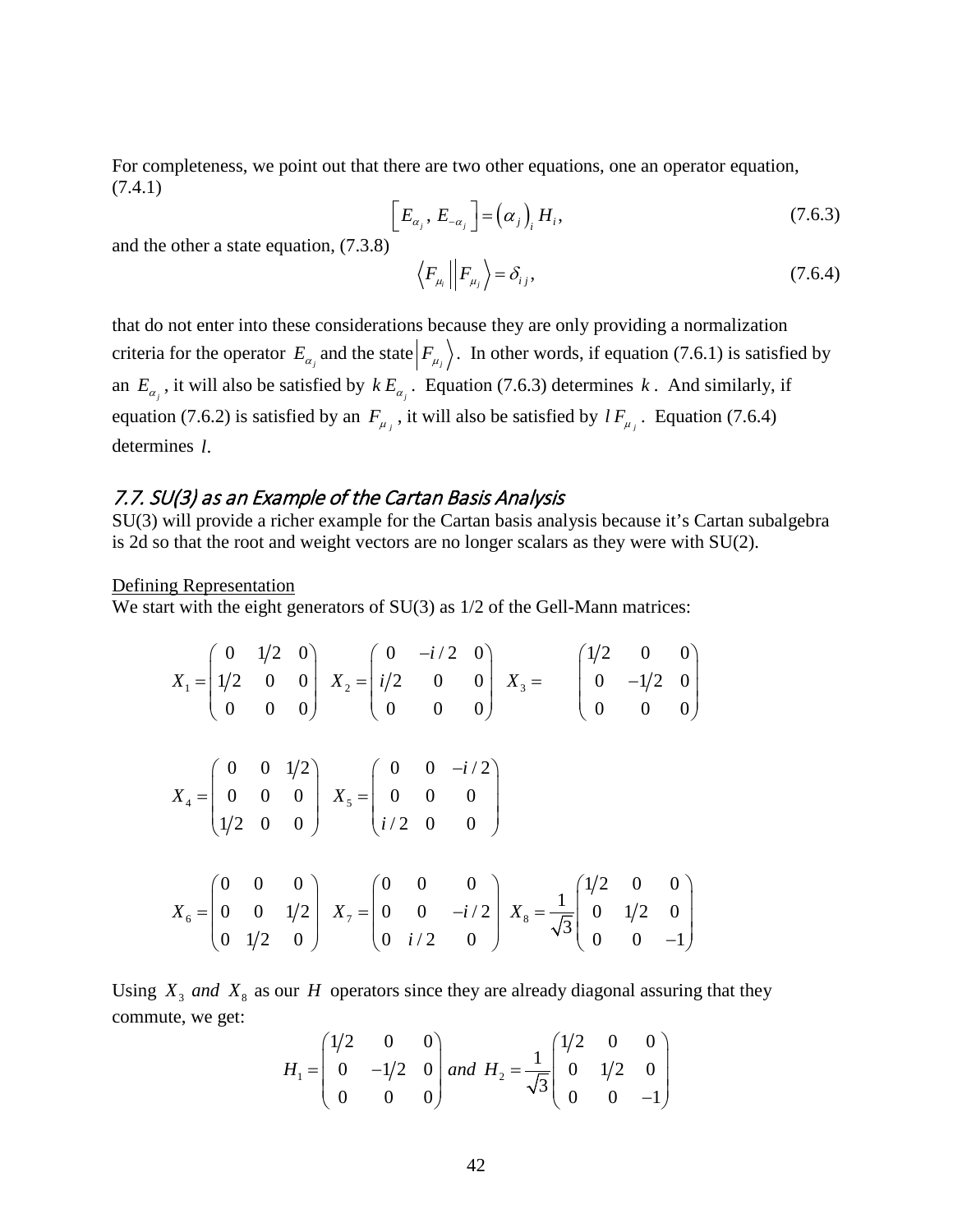For completeness, we point out that there are two other equations, one an operator equation, (7.4.1)

$$\left[E_{\alpha_j}, E_{-\alpha_j}\right] = \left(\alpha_j\right)_i H_i, \tag{7.6.3}$$

and the other a state equation, (7.3.8)

$$\left\langle F_{\mu_i} \middle\| F_{\mu_j} \right\rangle = \delta_{ij}, \tag{7.6.4}$$

that do not enter into these considerations because they are only providing a normalization criteria for the operator $E_{\alpha_j}$ and the state $\left| F_{\mu_j} \right\rangle$. In other words, if equation (7.6.1) is satisfied by an $E_{\alpha_j}$, it will also be satisfied by $k\,E_{\alpha_j}$. Equation (7.6.3) determines $k$. And similarly, if equation (7.6.2) is satisfied by an $F_{\mu_j}$, it will also be satisfied by $l\,F_{\mu_j}$. Equation (7.6.4) determines $l$.

## *7.7. SU(3) as an Example of the Cartan Basis Analysis*

SU(3) will provide a richer example for the Cartan basis analysis because it's Cartan subalgebra is 2d so that the root and weight vectors are no longer scalars as they were with SU(2).

<u>Defining Representation</u>

We start with the eight generators of SU(3) as 1/2 of the Gell-Mann matrices:

$$X_1 = \begin{pmatrix} 0 & 1/2 & 0 \\ 1/2 & 0 & 0 \\ 0 & 0 & 0 \end{pmatrix} \quad X_2 = \begin{pmatrix} 0 & -i/2 & 0 \\ i/2 & 0 & 0 \\ 0 & 0 & 0 \end{pmatrix} \quad X_3 = \begin{pmatrix} 1/2 & 0 & 0 \\ 0 & -1/2 & 0 \\ 0 & 0 & 0 \end{pmatrix}$$

$$X_4 = \begin{pmatrix} 0 & 0 & 1/2 \\ 0 & 0 & 0 \\ 1/2 & 0 & 0 \end{pmatrix} \quad X_5 = \begin{pmatrix} 0 & 0 & -i/2 \\ 0 & 0 & 0 \\ i/2 & 0 & 0 \end{pmatrix}$$

$$X_6 = \begin{pmatrix} 0 & 0 & 0 \\ 0 & 0 & 1/2 \\ 0 & 1/2 & 0 \end{pmatrix} \quad X_7 = \begin{pmatrix} 0 & 0 & 0 \\ 0 & 0 & -i/2 \\ 0 & i/2 & 0 \end{pmatrix} \quad X_8 = \frac{1}{\sqrt{3}}\begin{pmatrix} 1/2 & 0 & 0 \\ 0 & 1/2 & 0 \\ 0 & 0 & -1 \end{pmatrix}$$

Using $X_3$ *and* $X_8$ as our $H$ operators since they are already diagonal assuring that they commute, we get:

$$H_1 = \begin{pmatrix} 1/2 & 0 & 0 \\ 0 & -1/2 & 0 \\ 0 & 0 & 0 \end{pmatrix} \; and \; H_2 = \frac{1}{\sqrt{3}}\begin{pmatrix} 1/2 & 0 & 0 \\ 0 & 1/2 & 0 \\ 0 & 0 & -1 \end{pmatrix}$$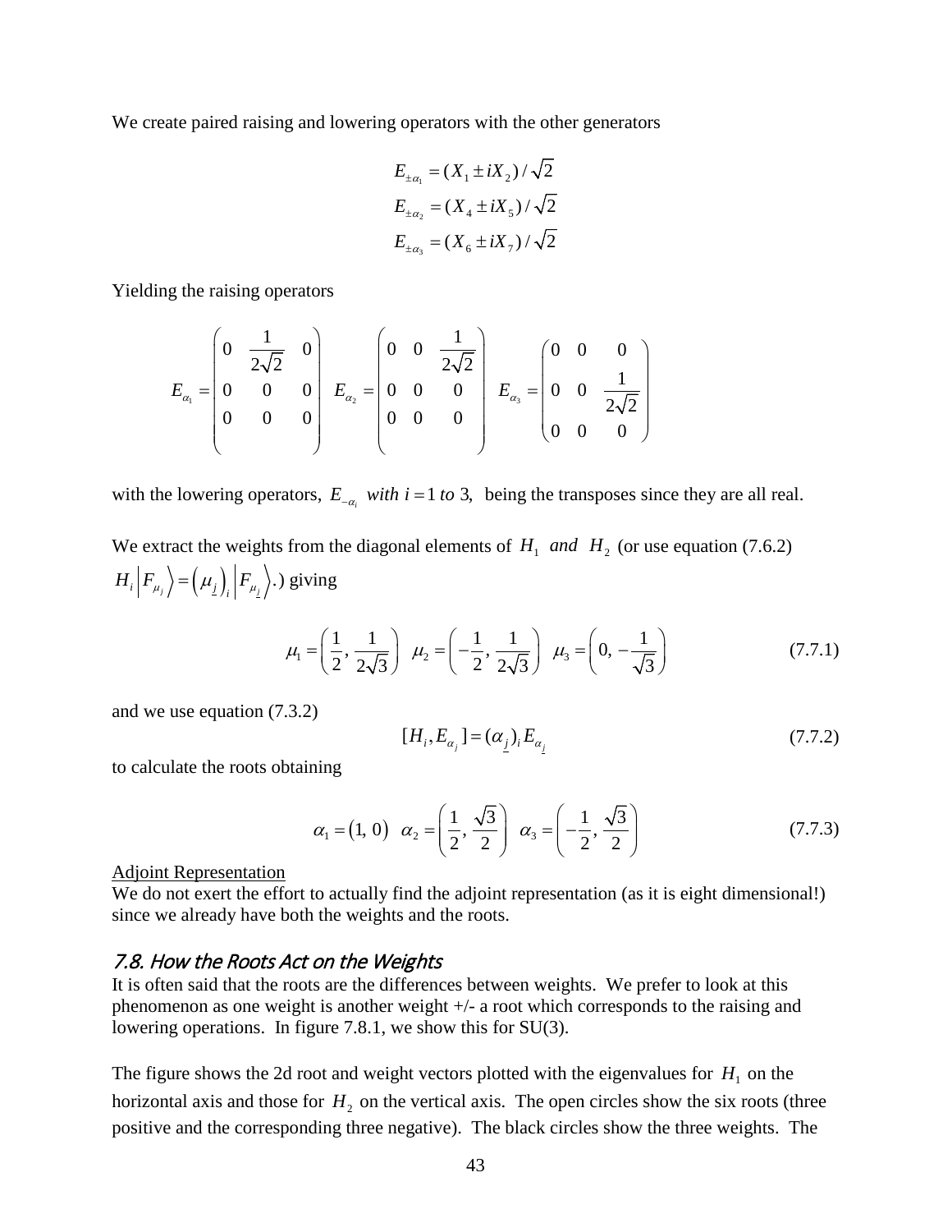We create paired raising and lowering operators with the other generators

$$
\begin{aligned}
E_{\pm\alpha_1} &= (X_1 \pm iX_2)/\sqrt{2} \\
E_{\pm\alpha_2} &= (X_4 \pm iX_5)/\sqrt{2} \\
E_{\pm\alpha_3} &= (X_6 \pm iX_7)/\sqrt{2}
\end{aligned}
$$

Yielding the raising operators

$$
E_{\alpha_1} = \begin{pmatrix} 0 & \frac{1}{2\sqrt{2}} & 0 \\ 0 & 0 & 0 \\ 0 & 0 & 0 \end{pmatrix} \quad E_{\alpha_2} = \begin{pmatrix} 0 & 0 & \frac{1}{2\sqrt{2}} \\ 0 & 0 & 0 \\ 0 & 0 & 0 \end{pmatrix} \quad E_{\alpha_3} = \begin{pmatrix} 0 & 0 & 0 \\ 0 & 0 & \frac{1}{2\sqrt{2}} \\ 0 & 0 & 0 \end{pmatrix}
$$

with the lowering operators, $E_{-\alpha_i}$ *with* $i = 1$ *to* 3, being the transposes since they are all real.

We extract the weights from the diagonal elements of $H_1$ *and* $H_2$ (or use equation (7.6.2) $H_i \left| F_{\mu_j} \right\rangle = \left( \mu_{\underline{j}} \right)_i \left| F_{\mu_{\underline{j}}} \right\rangle$.) giving

$$
\mu_1 = \left( \frac{1}{2}, \frac{1}{2\sqrt{3}} \right) \quad \mu_2 = \left( -\frac{1}{2}, \frac{1}{2\sqrt{3}} \right) \quad \mu_3 = \left( 0, -\frac{1}{\sqrt{3}} \right) \tag{7.7.1}
$$

and we use equation (7.3.2)

$$
[H_i, E_{\alpha_j}] = (\alpha_{\underline{j}})_i E_{\alpha_{\underline{j}}} \tag{7.7.2}
$$

to calculate the roots obtaining

$$
\alpha_1 = (1, 0) \quad \alpha_2 = \left( \frac{1}{2}, \frac{\sqrt{3}}{2} \right) \quad \alpha_3 = \left( -\frac{1}{2}, \frac{\sqrt{3}}{2} \right) \tag{7.7.3}
$$

Adjoint Representation

We do not exert the effort to actually find the adjoint representation (as it is eight dimensional!) since we already have both the weights and the roots.

## 7.8. How the Roots Act on the Weights

It is often said that the roots are the differences between weights. We prefer to look at this phenomenon as one weight is another weight +/- a root which corresponds to the raising and lowering operations. In figure 7.8.1, we show this for SU(3).

The figure shows the 2d root and weight vectors plotted with the eigenvalues for $H_1$ on the horizontal axis and those for $H_2$ on the vertical axis. The open circles show the six roots (three positive and the corresponding three negative). The black circles show the three weights. The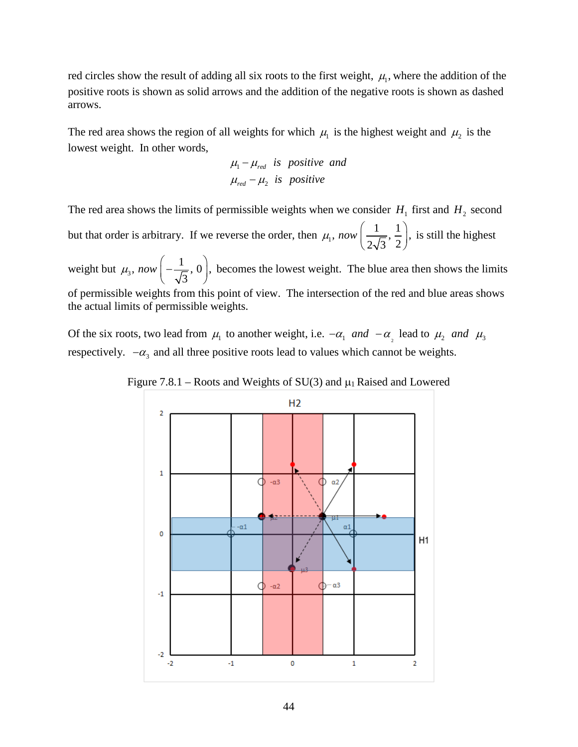red circles show the result of adding all six roots to the first weight, $\mu_1$, where the addition of the positive roots is shown as solid arrows and the addition of the negative roots is shown as dashed arrows.

The red area shows the region of all weights for which $\mu_1$ is the highest weight and $\mu_2$ is the lowest weight. In other words,

$$\mu_1 - \mu_{red} \;\; is \;\; positive \;\; and$$
$$\mu_{red} - \mu_2 \;\; is \;\; positive$$

The red area shows the limits of permissible weights when we consider $H_1$ first and $H_2$ second but that order is arbitrary. If we reverse the order, then $\mu_1$, *now* $\left(\frac{1}{2\sqrt{3}}, \frac{1}{2}\right)$, is still the highest weight but $\mu_3$, *now* $\left(-\frac{1}{\sqrt{3}}, 0\right)$, becomes the lowest weight. The blue area then shows the limits of permissible weights from this point of view. The intersection of the red and blue areas shows the actual limits of permissible weights.

Of the six roots, two lead from $\mu_1$ to another weight, i.e. $-\alpha_1$ *and* $-\alpha_2$ lead to $\mu_2$ *and* $\mu_3$ respectively. $-\alpha_3$ and all three positive roots lead to values which cannot be weights.

Figure 7.8.1 – Roots and Weights of SU(3) and $\mu_1$ Raised and Lowered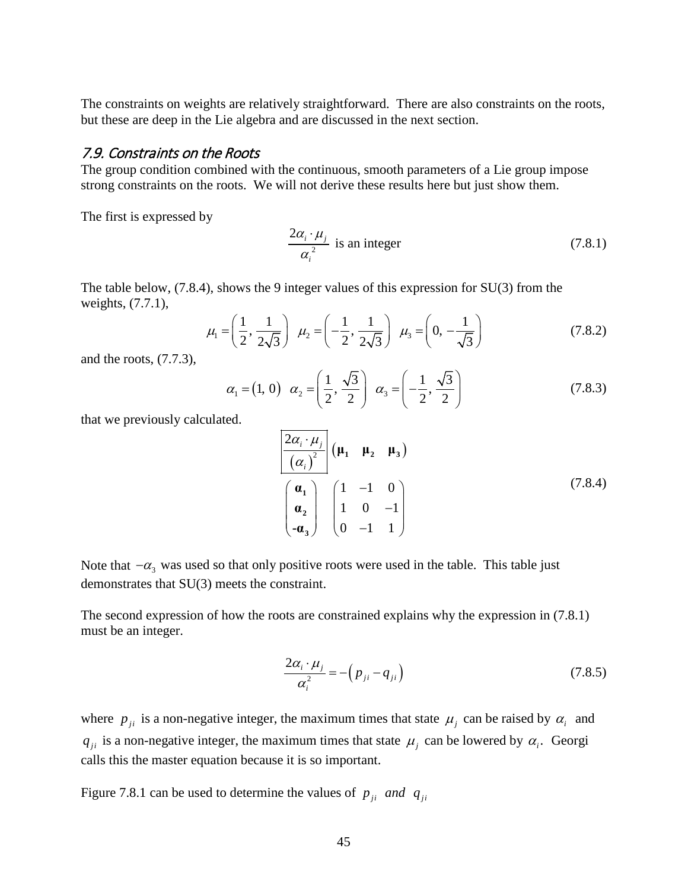The constraints on weights are relatively straightforward. There are also constraints on the roots, but these are deep in the Lie algebra and are discussed in the next section.

### *7.9. Constraints on the Roots*

The group condition combined with the continuous, smooth parameters of a Lie group impose strong constraints on the roots. We will not derive these results here but just show them.

The first is expressed by

$$\frac{2\alpha_i \cdot \mu_j}{\alpha_i^2} \text{ is an integer} \tag{7.8.1}$$

The table below, (7.8.4), shows the 9 integer values of this expression for SU(3) from the weights, (7.7.1),

$$\mu_1 = \left(\frac{1}{2}, \frac{1}{2\sqrt{3}}\right) \quad \mu_2 = \left(-\frac{1}{2}, \frac{1}{2\sqrt{3}}\right) \quad \mu_3 = \left(0, -\frac{1}{\sqrt{3}}\right) \tag{7.8.2}$$

and the roots, (7.7.3),

$$\alpha_1 = (1,\, 0) \quad \alpha_2 = \left(\frac{1}{2}, \frac{\sqrt{3}}{2}\right) \quad \alpha_3 = \left(-\frac{1}{2}, \frac{\sqrt{3}}{2}\right) \tag{7.8.3}$$

that we previously calculated.

$$\begin{array}{cc} \boxed{\dfrac{2\alpha_i \cdot \mu_j}{(\alpha_i)^2}} & \begin{pmatrix} \boldsymbol{\mu_1} & \boldsymbol{\mu_2} & \boldsymbol{\mu_3} \end{pmatrix} \\ \begin{pmatrix} \boldsymbol{\alpha_1} \\ \boldsymbol{\alpha_2} \\ \boldsymbol{-\alpha_3} \end{pmatrix} & \begin{pmatrix} 1 & -1 & 0 \\ 1 & 0 & -1 \\ 0 & -1 & 1 \end{pmatrix} \end{array} \tag{7.8.4}$$

Note that $-\alpha_3$ was used so that only positive roots were used in the table. This table just demonstrates that SU(3) meets the constraint.

The second expression of how the roots are constrained explains why the expression in (7.8.1) must be an integer.

$$\frac{2\alpha_i \cdot \mu_j}{\alpha_i^2} = -\left(p_{ji} - q_{ji}\right) \tag{7.8.5}$$

where $p_{ji}$ is a non-negative integer, the maximum times that state $\mu_j$ can be raised by $\alpha_i$ and $q_{ji}$ is a non-negative integer, the maximum times that state $\mu_j$ can be lowered by $\alpha_i$. Georgi calls this the master equation because it is so important.

Figure 7.8.1 can be used to determine the values of $p_{ji}$ *and* $q_{ji}$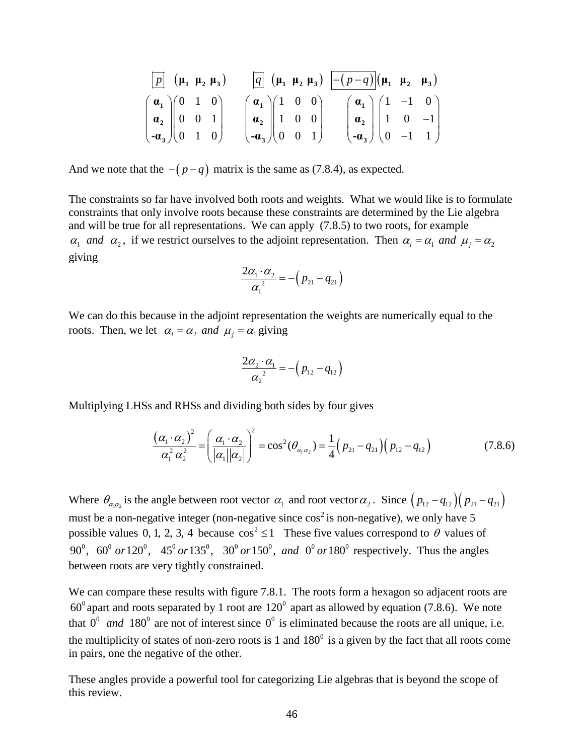$$\boxed{p}\ \left(\boldsymbol{\mu_1}\ \boldsymbol{\mu_2}\ \boldsymbol{\mu_3}\right) \qquad \boxed{q}\ \left(\boldsymbol{\mu_1}\ \boldsymbol{\mu_2}\ \boldsymbol{\mu_3}\right) \qquad \boxed{-(p-q)}\left(\boldsymbol{\mu_1}\ \ \boldsymbol{\mu_2}\ \ \boldsymbol{\mu_3}\right)$$

$$\begin{pmatrix} \boldsymbol{\alpha_1} \\ \boldsymbol{\alpha_2} \\ \boldsymbol{-\alpha_3} \end{pmatrix}\begin{pmatrix} 0 & 1 & 0 \\ 0 & 0 & 1 \\ 0 & 1 & 0 \end{pmatrix} \qquad \begin{pmatrix} \boldsymbol{\alpha_1} \\ \boldsymbol{\alpha_2} \\ \boldsymbol{-\alpha_3} \end{pmatrix}\begin{pmatrix} 1 & 0 & 0 \\ 1 & 0 & 0 \\ 0 & 0 & 1 \end{pmatrix} \qquad \begin{pmatrix} \boldsymbol{\alpha_1} \\ \boldsymbol{\alpha_2} \\ \boldsymbol{-\alpha_3} \end{pmatrix}\begin{pmatrix} 1 & -1 & 0 \\ 1 & 0 & -1 \\ 0 & -1 & 1 \end{pmatrix}$$

And we note that the $-(p-q)$ matrix is the same as (7.8.4), as expected.

The constraints so far have involved both roots and weights. What we would like is to formulate constraints that only involve roots because these constraints are determined by the Lie algebra and will be true for all representations. We can apply (7.8.5) to two roots, for example $\alpha_1$ *and* $\alpha_2$, if we restrict ourselves to the adjoint representation. Then $\alpha_i = \alpha_1$ *and* $\mu_j = \alpha_2$ giving

$$\frac{2\alpha_1 \cdot \alpha_2}{\alpha_1^{\ 2}} = -\left(p_{21} - q_{21}\right)$$

We can do this because in the adjoint representation the weights are numerically equal to the roots. Then, we let $\alpha_i = \alpha_2$ *and* $\mu_j = \alpha_1$ giving

$$\frac{2\alpha_2 \cdot \alpha_1}{\alpha_2^{\ 2}} = -\left(p_{12} - q_{12}\right)$$

Multiplying LHSs and RHSs and dividing both sides by four gives

$$\frac{\left(\alpha_1 \cdot \alpha_2\right)^2}{\alpha_1^2\,\alpha_2^2} = \left(\frac{\alpha_1 \cdot \alpha_2}{|\alpha_1||\alpha_2|}\right)^2 = \cos^2(\theta_{\alpha_1\alpha_2}) = \frac{1}{4}\left(p_{21} - q_{21}\right)\left(p_{12} - q_{12}\right) \tag{7.8.6}$$

Where $\theta_{\alpha_1\alpha_2}$ is the angle between root vector $\alpha_1$ and root vector $\alpha_2$. Since $\left(p_{12} - q_{12}\right)\left(p_{21} - q_{21}\right)$ must be a non-negative integer (non-negative since $\cos^2$ is non-negative), we only have 5 possible values $0, 1, 2, 3, 4$ because $\cos^2 \le 1$ These five values correspond to $\theta$ values of $90^0$, $60^0$ *or* $120^0$, $45^0$ *or* $135^0$, $30^0$ *or* $150^0$, *and* $0^0$ *or* $180^0$ respectively. Thus the angles between roots are very tightly constrained.

We can compare these results with figure 7.8.1. The roots form a hexagon so adjacent roots are $60^0$ apart and roots separated by 1 root are $120^0$ apart as allowed by equation (7.8.6). We note that $0^0$ *and* $180^0$ are not of interest since $0^0$ is eliminated because the roots are all unique, i.e. the multiplicity of states of non-zero roots is 1 and $180^0$ is a given by the fact that all roots come in pairs, one the negative of the other.

These angles provide a powerful tool for categorizing Lie algebras that is beyond the scope of this review.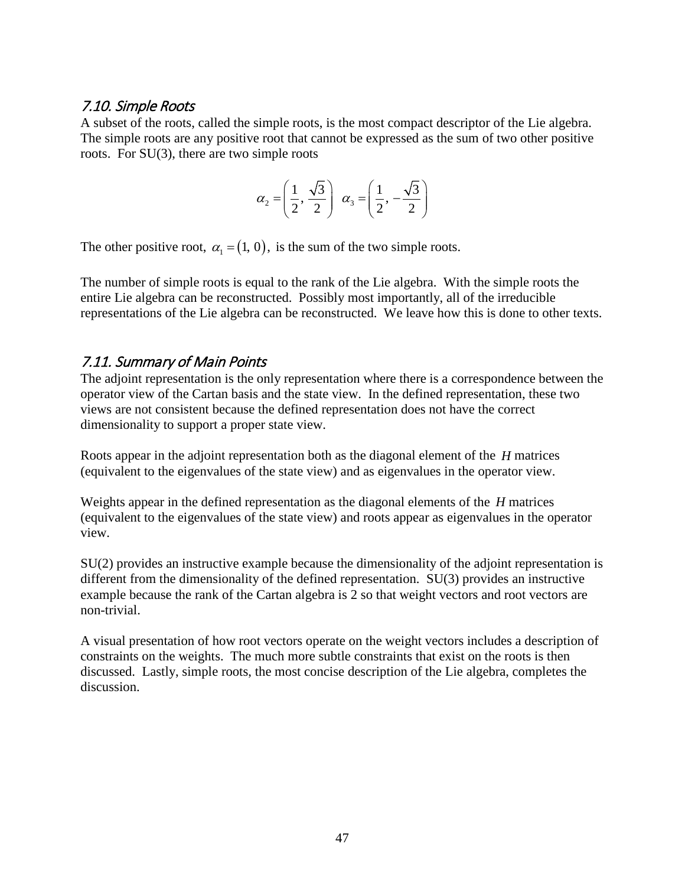### 7.10. Simple Roots

A subset of the roots, called the simple roots, is the most compact descriptor of the Lie algebra. The simple roots are any positive root that cannot be expressed as the sum of two other positive roots. For SU(3), there are two simple roots

$$\alpha_2 = \left( \frac{1}{2}, \frac{\sqrt{3}}{2} \right) \quad \alpha_3 = \left( \frac{1}{2}, -\frac{\sqrt{3}}{2} \right)$$

The other positive root, $\alpha_1 = (1, 0)$, is the sum of the two simple roots.

The number of simple roots is equal to the rank of the Lie algebra. With the simple roots the entire Lie algebra can be reconstructed. Possibly most importantly, all of the irreducible representations of the Lie algebra can be reconstructed. We leave how this is done to other texts.

### 7.11. Summary of Main Points

The adjoint representation is the only representation where there is a correspondence between the operator view of the Cartan basis and the state view. In the defined representation, these two views are not consistent because the defined representation does not have the correct dimensionality to support a proper state view.

Roots appear in the adjoint representation both as the diagonal element of the $H$ matrices (equivalent to the eigenvalues of the state view) and as eigenvalues in the operator view.

Weights appear in the defined representation as the diagonal elements of the $H$ matrices (equivalent to the eigenvalues of the state view) and roots appear as eigenvalues in the operator view.

SU(2) provides an instructive example because the dimensionality of the adjoint representation is different from the dimensionality of the defined representation. SU(3) provides an instructive example because the rank of the Cartan algebra is 2 so that weight vectors and root vectors are non-trivial.

A visual presentation of how root vectors operate on the weight vectors includes a description of constraints on the weights. The much more subtle constraints that exist on the roots is then discussed. Lastly, simple roots, the most concise description of the Lie algebra, completes the discussion.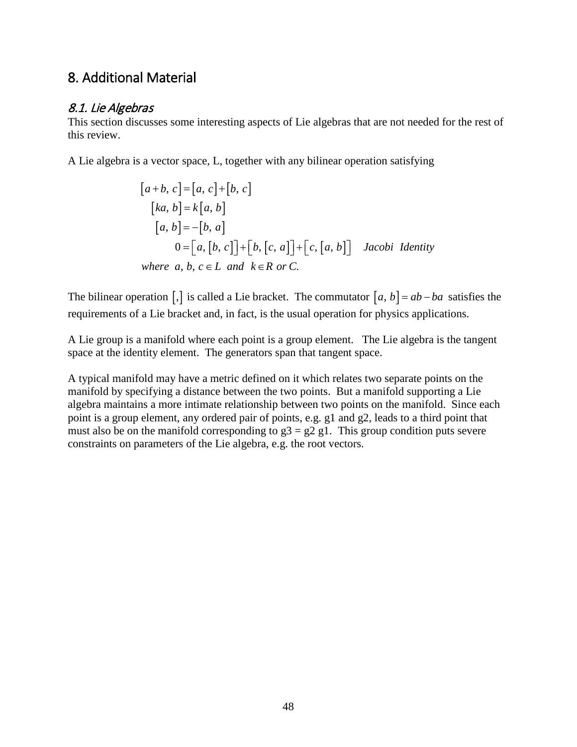# 8. Additional Material

## *8.1. Lie Algebras*

This section discusses some interesting aspects of Lie algebras that are not needed for the rest of this review.

A Lie algebra is a vector space, L, together with any bilinear operation satisfying

$$
\begin{aligned}
\left[a+b,\, c\right] &= \left[a,\, c\right]+\left[b,\, c\right] \\
\left[ka,\, b\right] &= k\left[a,\, b\right] \\
\left[a,\, b\right] &= -\left[b,\, a\right] \\
0 &= \left[a,\left[b,\, c\right]\right]+\left[b,\left[c,\, a\right]\right]+\left[c,\left[a,\, b\right]\right] \quad \textit{Jacobi Identity} \\
&\textit{where } a, b, c \in L \textit{ and } k \in R \textit{ or } C.
\end{aligned}
$$

The bilinear operation $\left[,\right]$ is called a Lie bracket. The commutator $\left[a,\, b\right]=ab-ba$ satisfies the requirements of a Lie bracket and, in fact, is the usual operation for physics applications.

A Lie group is a manifold where each point is a group element. The Lie algebra is the tangent space at the identity element. The generators span that tangent space.

A typical manifold may have a metric defined on it which relates two separate points on the manifold by specifying a distance between the two points. But a manifold supporting a Lie algebra maintains a more intimate relationship between two points on the manifold. Since each point is a group element, any ordered pair of points, e.g. g1 and g2, leads to a third point that must also be on the manifold corresponding to g3 = g2 g1. This group condition puts severe constraints on parameters of the Lie algebra, e.g. the root vectors.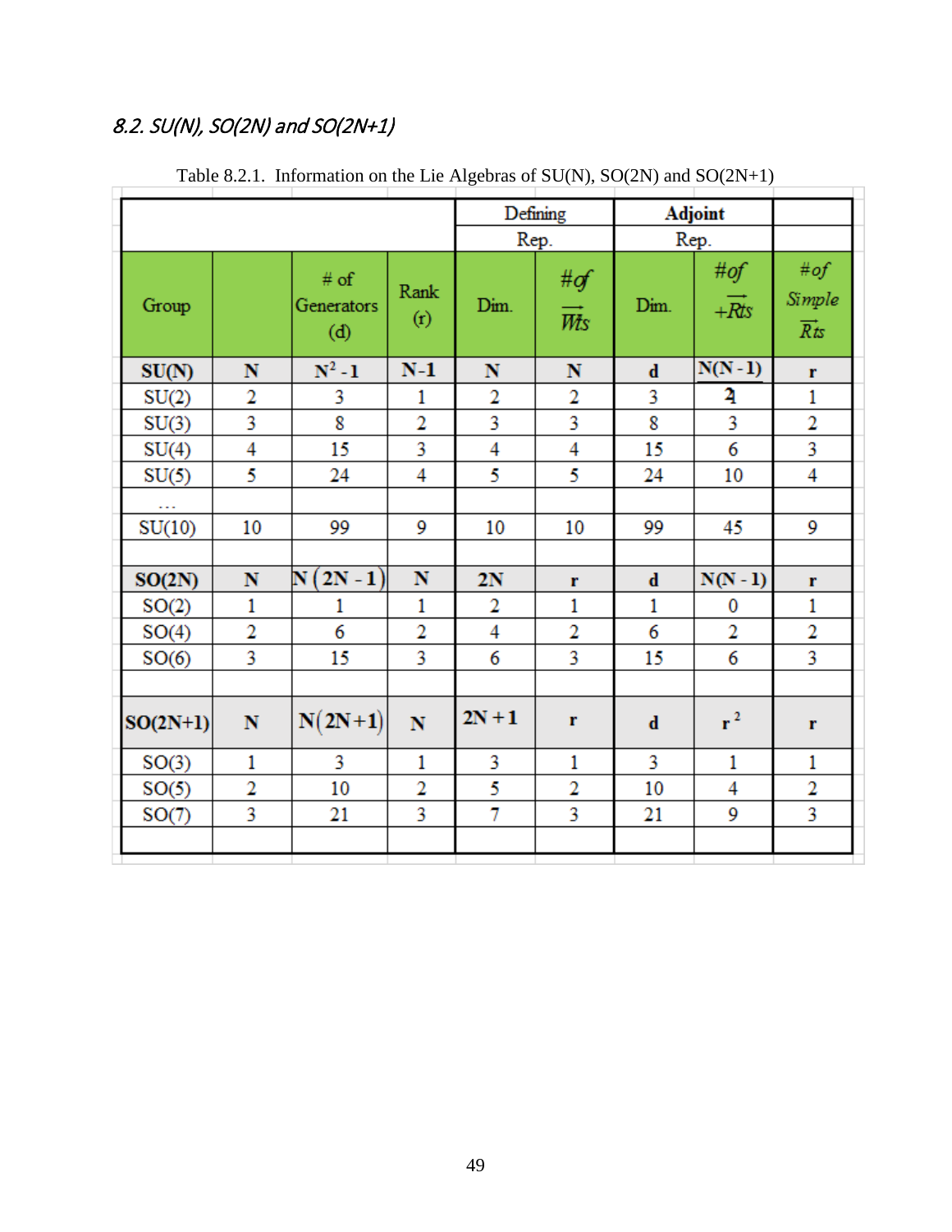## *8.2. SU(N), SO(2N) and SO(2N+1)*

Table 8.2.1. Information on the Lie Algebras of SU(N), SO(2N) and SO(2N+1)

| | | | | Defining Rep. | | Adjoint Rep. | | |
|---|---|---|---|---|---|---|---|---|
| Group | | # of Generators (d) | Rank (r) | Dim. | #of $\vec{Wts}$ | Dim. | #of $+\vec{Rts}$ | #of Simple $\vec{Rts}$ |
| **SU(N)** | **N** | **$N^2 - 1$** | **N-1** | **N** | **N** | **d** | **N(N - 1)** | **r** |
| SU(2) | 2 | 3 | 1 | 2 | 2 | 3 | 1 | 1 |
| SU(3) | 3 | 8 | 2 | 3 | 3 | 8 | 3 | 2 |
| SU(4) | 4 | 15 | 3 | 4 | 4 | 15 | 6 | 3 |
| SU(5) | 5 | 24 | 4 | 5 | 5 | 24 | 10 | 4 |
| ... | | | | | | | | |
| SU(10) | 10 | 99 | 9 | 10 | 10 | 99 | 45 | 9 |
| | | | | | | | | |
| **SO(2N)** | **N** | **$N(2N-1)$** | **N** | **2N** | **r** | **d** | **N(N - 1)** | **r** |
| SO(2) | 1 | 1 | 1 | 2 | 1 | 1 | 0 | 1 |
| SO(4) | 2 | 6 | 2 | 4 | 2 | 6 | 2 | 2 |
| SO(6) | 3 | 15 | 3 | 6 | 3 | 15 | 6 | 3 |
| | | | | | | | | |
| **SO(2N+1)** | **N** | **$N(2N+1)$** | **N** | **2N + 1** | **r** | **d** | **$r^2$** | **r** |
| SO(3) | 1 | 3 | 1 | 3 | 1 | 3 | 1 | 1 |
| SO(5) | 2 | 10 | 2 | 5 | 2 | 10 | 4 | 2 |
| SO(7) | 3 | 21 | 3 | 7 | 3 | 21 | 9 | 3 |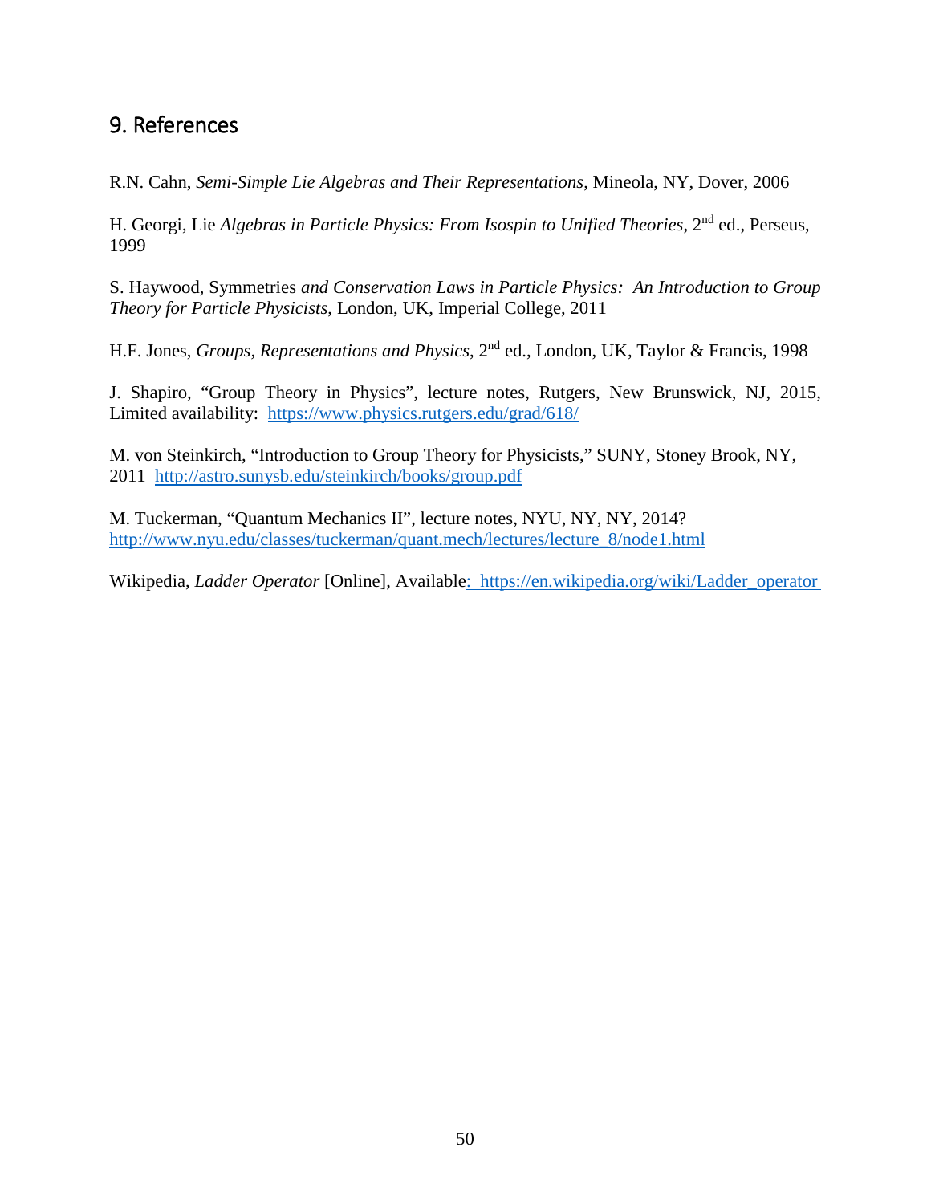## 9. References

R.N. Cahn, *Semi-Simple Lie Algebras and Their Representations*, Mineola, NY, Dover, 2006

H. Georgi, Lie *Algebras in Particle Physics: From Isospin to Unified Theories*, 2nd ed., Perseus, 1999

S. Haywood, Symmetries *and Conservation Laws in Particle Physics: An Introduction to Group Theory for Particle Physicists*, London, UK, Imperial College, 2011

H.F. Jones, *Groups, Representations and Physics*, 2nd ed., London, UK, Taylor & Francis, 1998

J. Shapiro, "Group Theory in Physics", lecture notes, Rutgers, New Brunswick, NJ, 2015, Limited availability: https://www.physics.rutgers.edu/grad/618/

M. von Steinkirch, "Introduction to Group Theory for Physicists," SUNY, Stoney Brook, NY, 2011 http://astro.sunysb.edu/steinkirch/books/group.pdf

M. Tuckerman, "Quantum Mechanics II", lecture notes, NYU, NY, NY, 2014? http://www.nyu.edu/classes/tuckerman/quant.mech/lectures/lecture_8/node1.html

Wikipedia, *Ladder Operator* [Online], Available: https://en.wikipedia.org/wiki/Ladder_operator